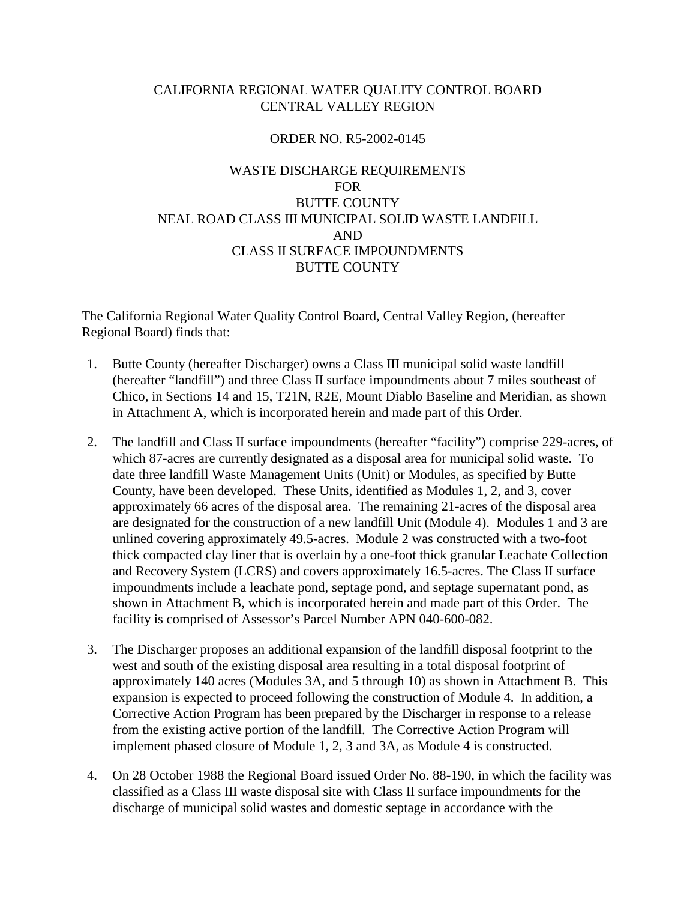CALIFORNIA REGIONAL WATER QUALITY CONTROL BOARD
CENTRAL VALLEY REGION

ORDER NO. R5-2002-0145

WASTE DISCHARGE REQUIREMENTS
FOR
BUTTE COUNTY
NEAL ROAD CLASS III MUNICIPAL SOLID WASTE LANDFILL
AND
CLASS II SURFACE IMPOUNDMENTS
BUTTE COUNTY

The California Regional Water Quality Control Board, Central Valley Region, (hereafter Regional Board) finds that:

1. Butte County (hereafter Discharger) owns a Class III municipal solid waste landfill (hereafter "landfill") and three Class II surface impoundments about 7 miles southeast of Chico, in Sections 14 and 15, T21N, R2E, Mount Diablo Baseline and Meridian, as shown in Attachment A, which is incorporated herein and made part of this Order.

2. The landfill and Class II surface impoundments (hereafter "facility") comprise 229-acres, of which 87-acres are currently designated as a disposal area for municipal solid waste. To date three landfill Waste Management Units (Unit) or Modules, as specified by Butte County, have been developed. These Units, identified as Modules 1, 2, and 3, cover approximately 66 acres of the disposal area. The remaining 21-acres of the disposal area are designated for the construction of a new landfill Unit (Module 4). Modules 1 and 3 are unlined covering approximately 49.5-acres. Module 2 was constructed with a two-foot thick compacted clay liner that is overlain by a one-foot thick granular Leachate Collection and Recovery System (LCRS) and covers approximately 16.5-acres. The Class II surface impoundments include a leachate pond, septage pond, and septage supernatant pond, as shown in Attachment B, which is incorporated herein and made part of this Order. The facility is comprised of Assessor's Parcel Number APN 040-600-082.

3. The Discharger proposes an additional expansion of the landfill disposal footprint to the west and south of the existing disposal area resulting in a total disposal footprint of approximately 140 acres (Modules 3A, and 5 through 10) as shown in Attachment B. This expansion is expected to proceed following the construction of Module 4. In addition, a Corrective Action Program has been prepared by the Discharger in response to a release from the existing active portion of the landfill. The Corrective Action Program will implement phased closure of Module 1, 2, 3 and 3A, as Module 4 is constructed.

4. On 28 October 1988 the Regional Board issued Order No. 88-190, in which the facility was classified as a Class III waste disposal site with Class II surface impoundments for the discharge of municipal solid wastes and domestic septage in accordance with the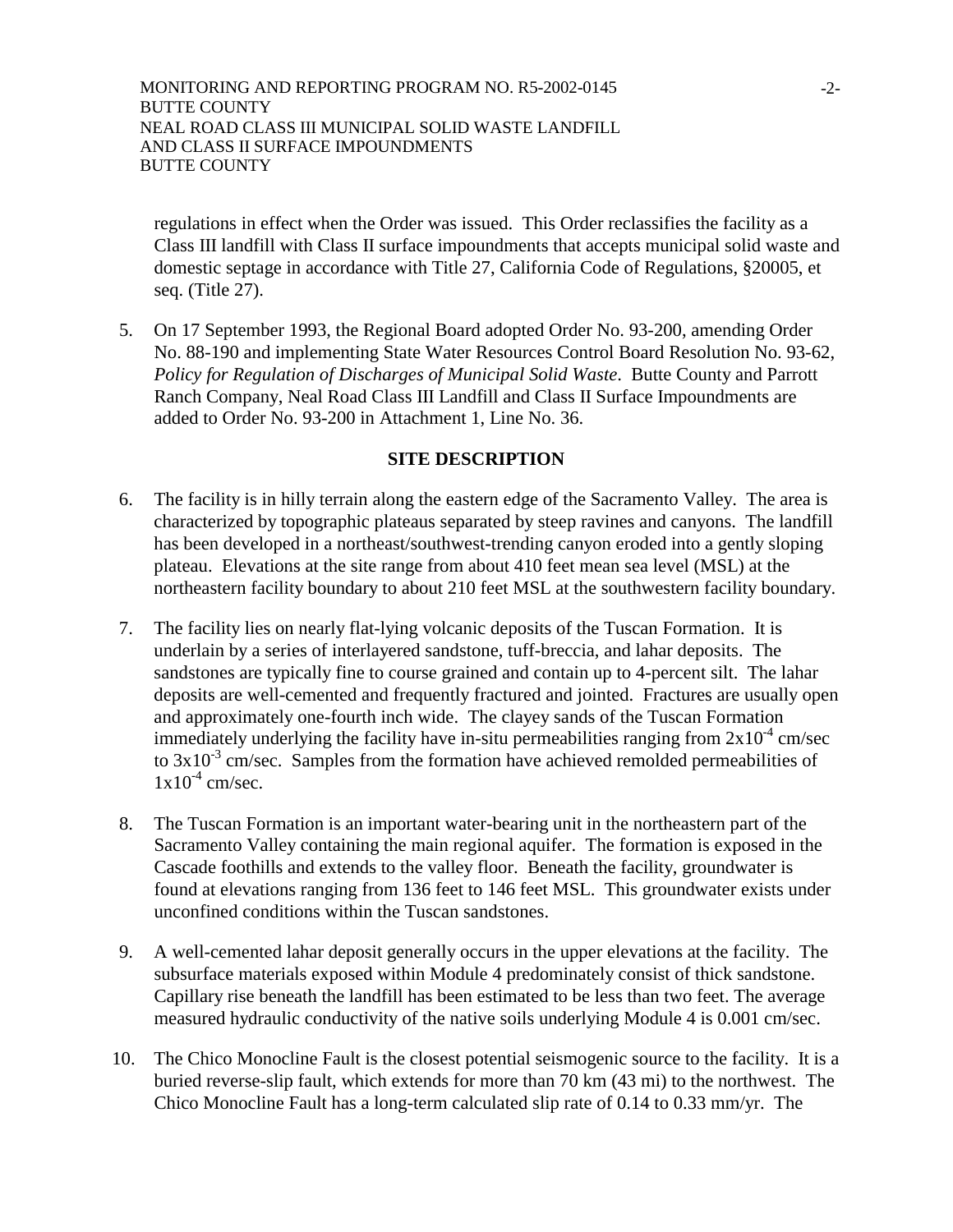regulations in effect when the Order was issued. This Order reclassifies the facility as a Class III landfill with Class II surface impoundments that accepts municipal solid waste and domestic septage in accordance with Title 27, California Code of Regulations, §20005, et seq. (Title 27).

5. On 17 September 1993, the Regional Board adopted Order No. 93-200, amending Order No. 88-190 and implementing State Water Resources Control Board Resolution No. 93-62, *Policy for Regulation of Discharges of Municipal Solid Waste*. Butte County and Parrott Ranch Company, Neal Road Class III Landfill and Class II Surface Impoundments are added to Order No. 93-200 in Attachment 1, Line No. 36.

**SITE DESCRIPTION**

6. The facility is in hilly terrain along the eastern edge of the Sacramento Valley. The area is characterized by topographic plateaus separated by steep ravines and canyons. The landfill has been developed in a northeast/southwest-trending canyon eroded into a gently sloping plateau. Elevations at the site range from about 410 feet mean sea level (MSL) at the northeastern facility boundary to about 210 feet MSL at the southwestern facility boundary.

7. The facility lies on nearly flat-lying volcanic deposits of the Tuscan Formation. It is underlain by a series of interlayered sandstone, tuff-breccia, and lahar deposits. The sandstones are typically fine to course grained and contain up to 4-percent silt. The lahar deposits are well-cemented and frequently fractured and jointed. Fractures are usually open and approximately one-fourth inch wide. The clayey sands of the Tuscan Formation immediately underlying the facility have in-situ permeabilities ranging from $2x10^{-4}$ cm/sec to $3x10^{-3}$ cm/sec. Samples from the formation have achieved remolded permeabilities of $1x10^{-4}$ cm/sec.

8. The Tuscan Formation is an important water-bearing unit in the northeastern part of the Sacramento Valley containing the main regional aquifer. The formation is exposed in the Cascade foothills and extends to the valley floor. Beneath the facility, groundwater is found at elevations ranging from 136 feet to 146 feet MSL. This groundwater exists under unconfined conditions within the Tuscan sandstones.

9. A well-cemented lahar deposit generally occurs in the upper elevations at the facility. The subsurface materials exposed within Module 4 predominately consist of thick sandstone. Capillary rise beneath the landfill has been estimated to be less than two feet. The average measured hydraulic conductivity of the native soils underlying Module 4 is 0.001 cm/sec.

10. The Chico Monocline Fault is the closest potential seismogenic source to the facility. It is a buried reverse-slip fault, which extends for more than 70 km (43 mi) to the northwest. The Chico Monocline Fault has a long-term calculated slip rate of 0.14 to 0.33 mm/yr. The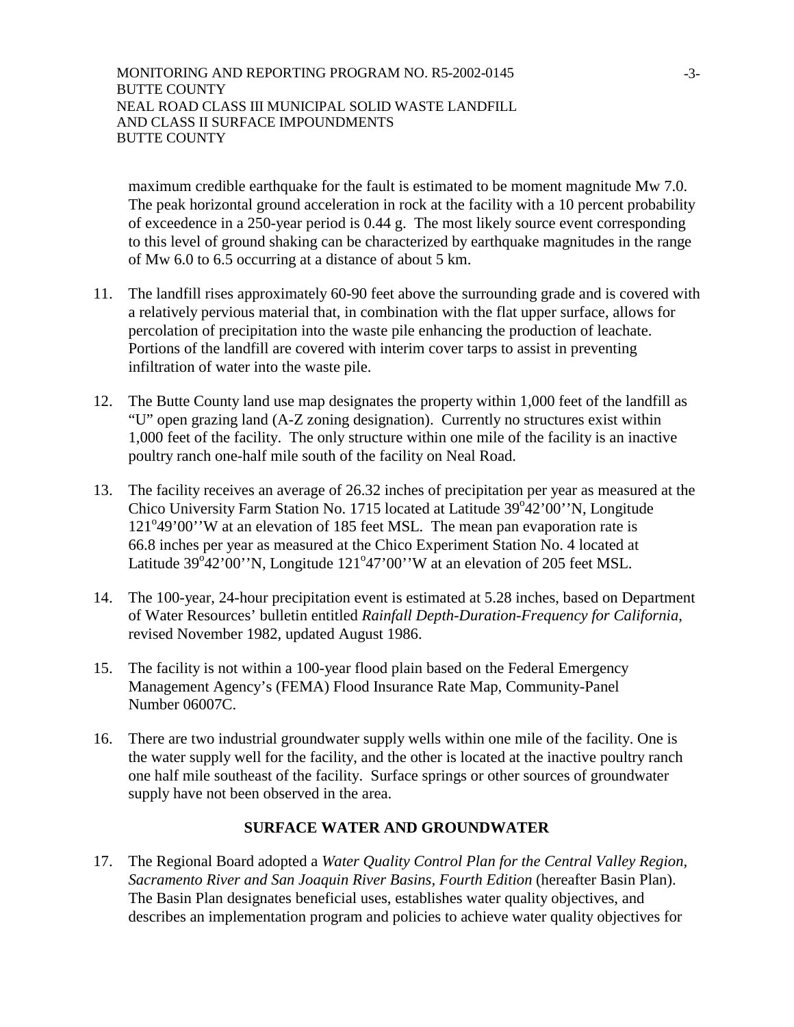maximum credible earthquake for the fault is estimated to be moment magnitude Mw 7.0. The peak horizontal ground acceleration in rock at the facility with a 10 percent probability of exceedence in a 250-year period is 0.44 g. The most likely source event corresponding to this level of ground shaking can be characterized by earthquake magnitudes in the range of Mw 6.0 to 6.5 occurring at a distance of about 5 km.

11. The landfill rises approximately 60-90 feet above the surrounding grade and is covered with a relatively pervious material that, in combination with the flat upper surface, allows for percolation of precipitation into the waste pile enhancing the production of leachate. Portions of the landfill are covered with interim cover tarps to assist in preventing infiltration of water into the waste pile.

12. The Butte County land use map designates the property within 1,000 feet of the landfill as "U" open grazing land (A-Z zoning designation). Currently no structures exist within 1,000 feet of the facility. The only structure within one mile of the facility is an inactive poultry ranch one-half mile south of the facility on Neal Road.

13. The facility receives an average of 26.32 inches of precipitation per year as measured at the Chico University Farm Station No. 1715 located at Latitude 39°42'00''N, Longitude 121°49'00''W at an elevation of 185 feet MSL. The mean pan evaporation rate is 66.8 inches per year as measured at the Chico Experiment Station No. 4 located at Latitude 39°42'00''N, Longitude 121°47'00''W at an elevation of 205 feet MSL.

14. The 100-year, 24-hour precipitation event is estimated at 5.28 inches, based on Department of Water Resources' bulletin entitled *Rainfall Depth-Duration-Frequency for California*, revised November 1982, updated August 1986.

15. The facility is not within a 100-year flood plain based on the Federal Emergency Management Agency's (FEMA) Flood Insurance Rate Map, Community-Panel Number 06007C.

16. There are two industrial groundwater supply wells within one mile of the facility. One is the water supply well for the facility, and the other is located at the inactive poultry ranch one half mile southeast of the facility. Surface springs or other sources of groundwater supply have not been observed in the area.

## SURFACE WATER AND GROUNDWATER

17. The Regional Board adopted a *Water Quality Control Plan for the Central Valley Region, Sacramento River and San Joaquin River Basins, Fourth Edition* (hereafter Basin Plan). The Basin Plan designates beneficial uses, establishes water quality objectives, and describes an implementation program and policies to achieve water quality objectives for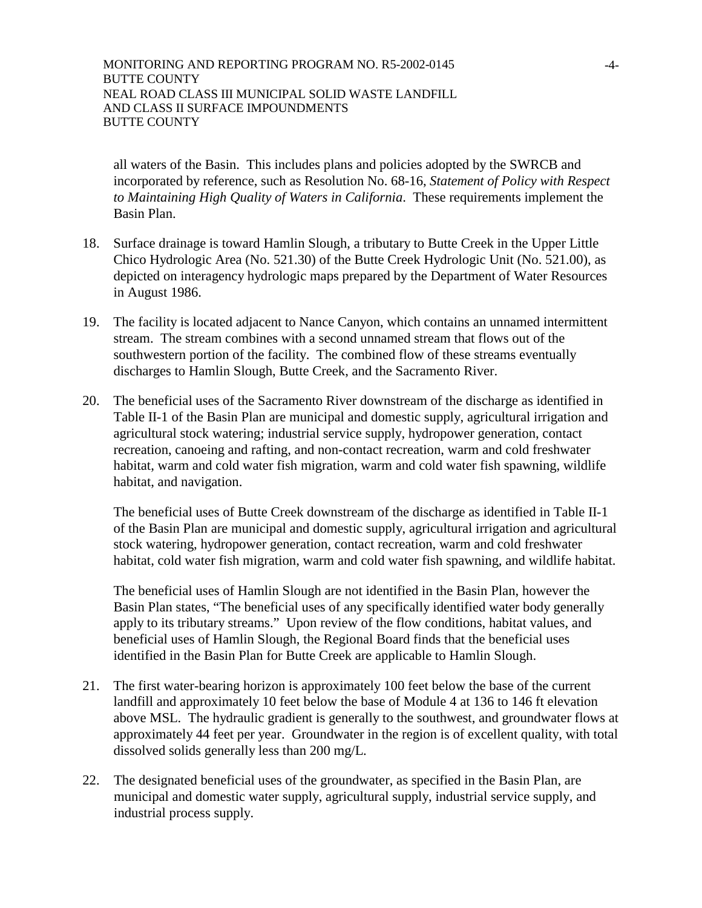all waters of the Basin. This includes plans and policies adopted by the SWRCB and incorporated by reference, such as Resolution No. 68-16, *Statement of Policy with Respect to Maintaining High Quality of Waters in California*. These requirements implement the Basin Plan.

18. Surface drainage is toward Hamlin Slough, a tributary to Butte Creek in the Upper Little Chico Hydrologic Area (No. 521.30) of the Butte Creek Hydrologic Unit (No. 521.00), as depicted on interagency hydrologic maps prepared by the Department of Water Resources in August 1986.

19. The facility is located adjacent to Nance Canyon, which contains an unnamed intermittent stream. The stream combines with a second unnamed stream that flows out of the southwestern portion of the facility. The combined flow of these streams eventually discharges to Hamlin Slough, Butte Creek, and the Sacramento River.

20. The beneficial uses of the Sacramento River downstream of the discharge as identified in Table II-1 of the Basin Plan are municipal and domestic supply, agricultural irrigation and agricultural stock watering; industrial service supply, hydropower generation, contact recreation, canoeing and rafting, and non-contact recreation, warm and cold freshwater habitat, warm and cold water fish migration, warm and cold water fish spawning, wildlife habitat, and navigation.

    The beneficial uses of Butte Creek downstream of the discharge as identified in Table II-1 of the Basin Plan are municipal and domestic supply, agricultural irrigation and agricultural stock watering, hydropower generation, contact recreation, warm and cold freshwater habitat, cold water fish migration, warm and cold water fish spawning, and wildlife habitat.

    The beneficial uses of Hamlin Slough are not identified in the Basin Plan, however the Basin Plan states, "The beneficial uses of any specifically identified water body generally apply to its tributary streams." Upon review of the flow conditions, habitat values, and beneficial uses of Hamlin Slough, the Regional Board finds that the beneficial uses identified in the Basin Plan for Butte Creek are applicable to Hamlin Slough.

21. The first water-bearing horizon is approximately 100 feet below the base of the current landfill and approximately 10 feet below the base of Module 4 at 136 to 146 ft elevation above MSL. The hydraulic gradient is generally to the southwest, and groundwater flows at approximately 44 feet per year. Groundwater in the region is of excellent quality, with total dissolved solids generally less than 200 mg/L.

22. The designated beneficial uses of the groundwater, as specified in the Basin Plan, are municipal and domestic water supply, agricultural supply, industrial service supply, and industrial process supply.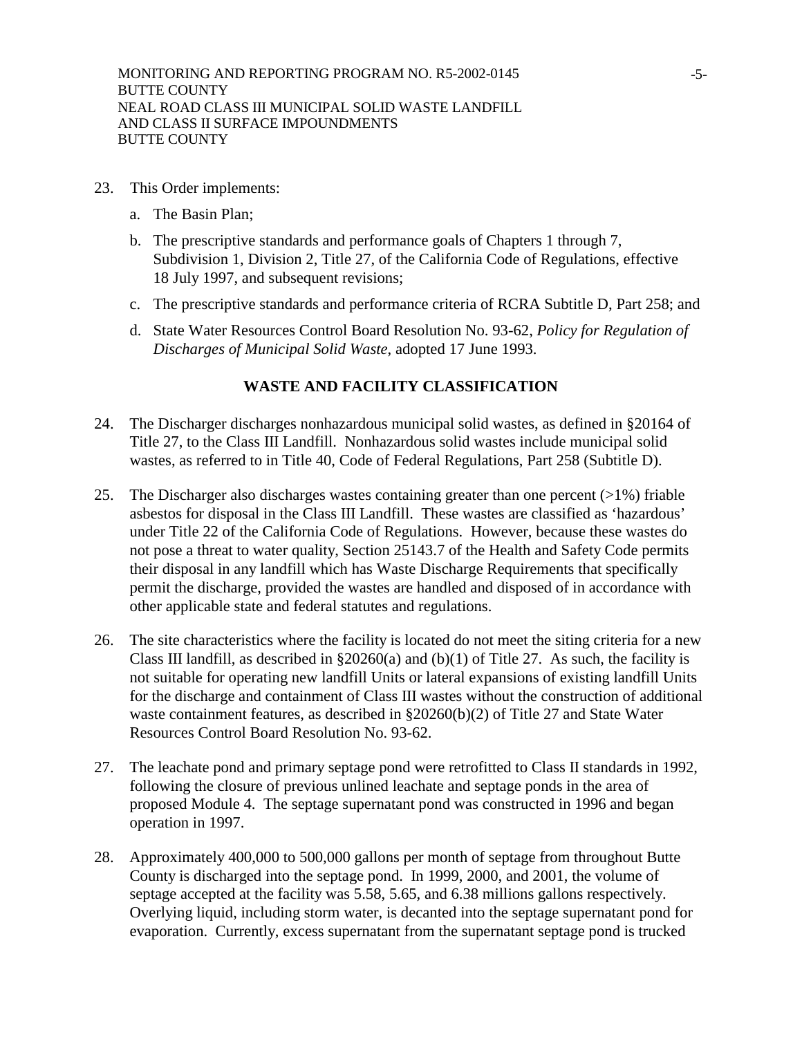23. This Order implements:

    a. The Basin Plan;

    b. The prescriptive standards and performance goals of Chapters 1 through 7, Subdivision 1, Division 2, Title 27, of the California Code of Regulations, effective 18 July 1997, and subsequent revisions;

    c. The prescriptive standards and performance criteria of RCRA Subtitle D, Part 258; and

    d. State Water Resources Control Board Resolution No. 93-62, *Policy for Regulation of Discharges of Municipal Solid Waste*, adopted 17 June 1993.

## WASTE AND FACILITY CLASSIFICATION

24. The Discharger discharges nonhazardous municipal solid wastes, as defined in §20164 of Title 27, to the Class III Landfill. Nonhazardous solid wastes include municipal solid wastes, as referred to in Title 40, Code of Federal Regulations, Part 258 (Subtitle D).

25. The Discharger also discharges wastes containing greater than one percent (>1%) friable asbestos for disposal in the Class III Landfill. These wastes are classified as 'hazardous' under Title 22 of the California Code of Regulations. However, because these wastes do not pose a threat to water quality, Section 25143.7 of the Health and Safety Code permits their disposal in any landfill which has Waste Discharge Requirements that specifically permit the discharge, provided the wastes are handled and disposed of in accordance with other applicable state and federal statutes and regulations.

26. The site characteristics where the facility is located do not meet the siting criteria for a new Class III landfill, as described in §20260(a) and (b)(1) of Title 27. As such, the facility is not suitable for operating new landfill Units or lateral expansions of existing landfill Units for the discharge and containment of Class III wastes without the construction of additional waste containment features, as described in §20260(b)(2) of Title 27 and State Water Resources Control Board Resolution No. 93-62.

27. The leachate pond and primary septage pond were retrofitted to Class II standards in 1992, following the closure of previous unlined leachate and septage ponds in the area of proposed Module 4. The septage supernatant pond was constructed in 1996 and began operation in 1997.

28. Approximately 400,000 to 500,000 gallons per month of septage from throughout Butte County is discharged into the septage pond. In 1999, 2000, and 2001, the volume of septage accepted at the facility was 5.58, 5.65, and 6.38 millions gallons respectively. Overlying liquid, including storm water, is decanted into the septage supernatant pond for evaporation. Currently, excess supernatant from the supernatant septage pond is trucked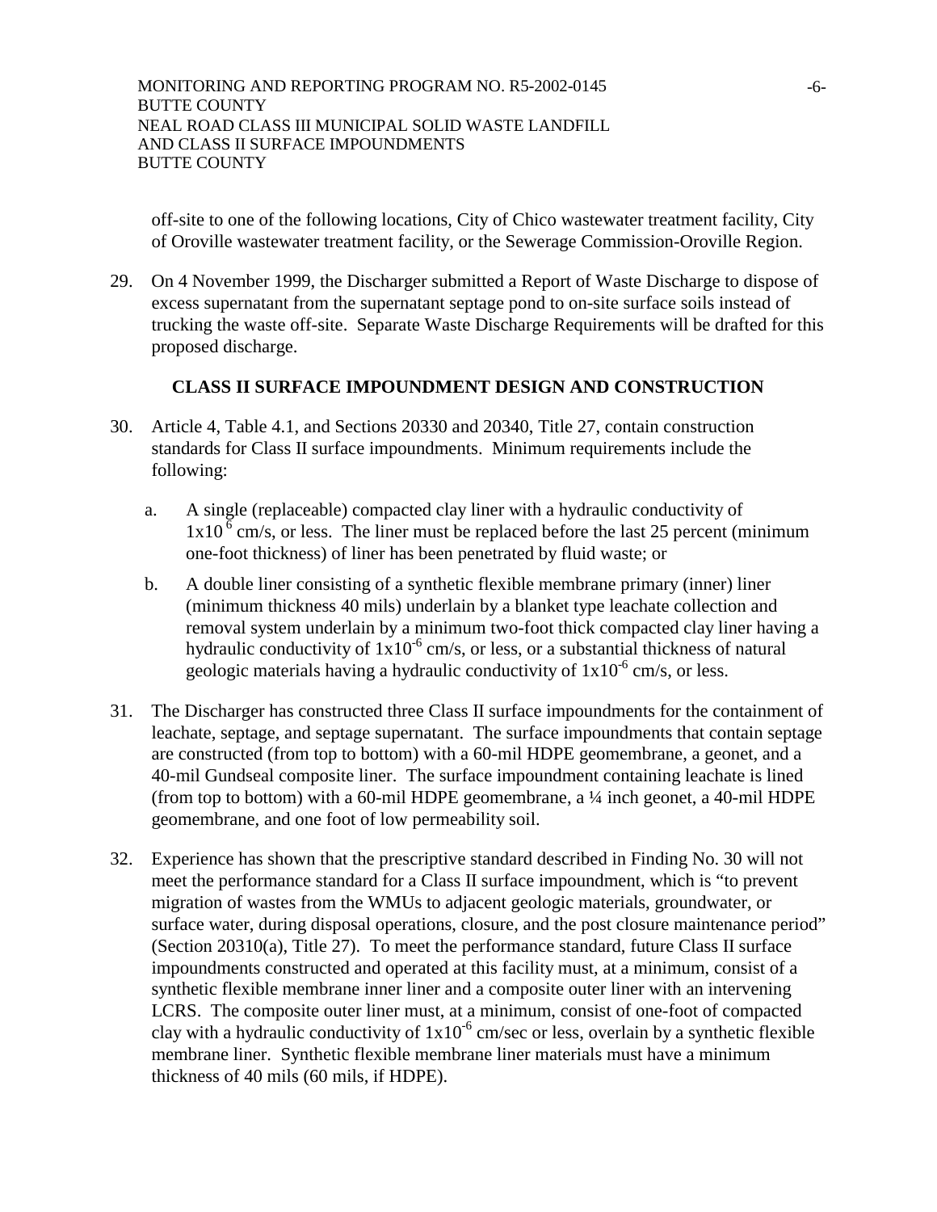off-site to one of the following locations, City of Chico wastewater treatment facility, City of Oroville wastewater treatment facility, or the Sewerage Commission-Oroville Region.

29. On 4 November 1999, the Discharger submitted a Report of Waste Discharge to dispose of excess supernatant from the supernatant septage pond to on-site surface soils instead of trucking the waste off-site. Separate Waste Discharge Requirements will be drafted for this proposed discharge.

## CLASS II SURFACE IMPOUNDMENT DESIGN AND CONSTRUCTION

30. Article 4, Table 4.1, and Sections 20330 and 20340, Title 27, contain construction standards for Class II surface impoundments. Minimum requirements include the following:

    a. A single (replaceable) compacted clay liner with a hydraulic conductivity of $1x10^{6}$ cm/s, or less. The liner must be replaced before the last 25 percent (minimum one-foot thickness) of liner has been penetrated by fluid waste; or

    b. A double liner consisting of a synthetic flexible membrane primary (inner) liner (minimum thickness 40 mils) underlain by a blanket type leachate collection and removal system underlain by a minimum two-foot thick compacted clay liner having a hydraulic conductivity of $1x10^{-6}$ cm/s, or less, or a substantial thickness of natural geologic materials having a hydraulic conductivity of $1x10^{-6}$ cm/s, or less.

31. The Discharger has constructed three Class II surface impoundments for the containment of leachate, septage, and septage supernatant. The surface impoundments that contain septage are constructed (from top to bottom) with a 60-mil HDPE geomembrane, a geonet, and a 40-mil Gundseal composite liner. The surface impoundment containing leachate is lined (from top to bottom) with a 60-mil HDPE geomembrane, a ¼ inch geonet, a 40-mil HDPE geomembrane, and one foot of low permeability soil.

32. Experience has shown that the prescriptive standard described in Finding No. 30 will not meet the performance standard for a Class II surface impoundment, which is "to prevent migration of wastes from the WMUs to adjacent geologic materials, groundwater, or surface water, during disposal operations, closure, and the post closure maintenance period" (Section 20310(a), Title 27). To meet the performance standard, future Class II surface impoundments constructed and operated at this facility must, at a minimum, consist of a synthetic flexible membrane inner liner and a composite outer liner with an intervening LCRS. The composite outer liner must, at a minimum, consist of one-foot of compacted clay with a hydraulic conductivity of $1x10^{-6}$ cm/sec or less, overlain by a synthetic flexible membrane liner. Synthetic flexible membrane liner materials must have a minimum thickness of 40 mils (60 mils, if HDPE).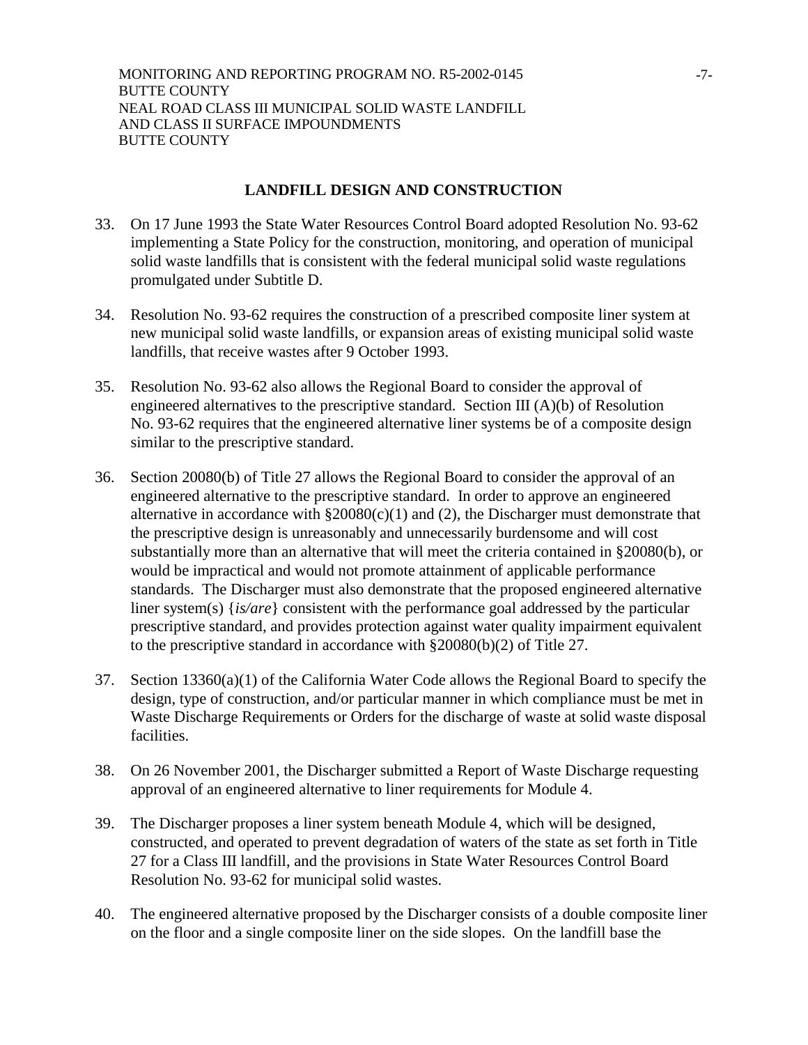## LANDFILL DESIGN AND CONSTRUCTION

33. On 17 June 1993 the State Water Resources Control Board adopted Resolution No. 93-62 implementing a State Policy for the construction, monitoring, and operation of municipal solid waste landfills that is consistent with the federal municipal solid waste regulations promulgated under Subtitle D.

34. Resolution No. 93-62 requires the construction of a prescribed composite liner system at new municipal solid waste landfills, or expansion areas of existing municipal solid waste landfills, that receive wastes after 9 October 1993.

35. Resolution No. 93-62 also allows the Regional Board to consider the approval of engineered alternatives to the prescriptive standard. Section III (A)(b) of Resolution No. 93-62 requires that the engineered alternative liner systems be of a composite design similar to the prescriptive standard.

36. Section 20080(b) of Title 27 allows the Regional Board to consider the approval of an engineered alternative to the prescriptive standard. In order to approve an engineered alternative in accordance with §20080(c)(1) and (2), the Discharger must demonstrate that the prescriptive design is unreasonably and unnecessarily burdensome and will cost substantially more than an alternative that will meet the criteria contained in §20080(b), or would be impractical and would not promote attainment of applicable performance standards. The Discharger must also demonstrate that the proposed engineered alternative liner system(s) {*is/are*} consistent with the performance goal addressed by the particular prescriptive standard, and provides protection against water quality impairment equivalent to the prescriptive standard in accordance with §20080(b)(2) of Title 27.

37. Section 13360(a)(1) of the California Water Code allows the Regional Board to specify the design, type of construction, and/or particular manner in which compliance must be met in Waste Discharge Requirements or Orders for the discharge of waste at solid waste disposal facilities.

38. On 26 November 2001, the Discharger submitted a Report of Waste Discharge requesting approval of an engineered alternative to liner requirements for Module 4.

39. The Discharger proposes a liner system beneath Module 4, which will be designed, constructed, and operated to prevent degradation of waters of the state as set forth in Title 27 for a Class III landfill, and the provisions in State Water Resources Control Board Resolution No. 93-62 for municipal solid wastes.

40. The engineered alternative proposed by the Discharger consists of a double composite liner on the floor and a single composite liner on the side slopes. On the landfill base the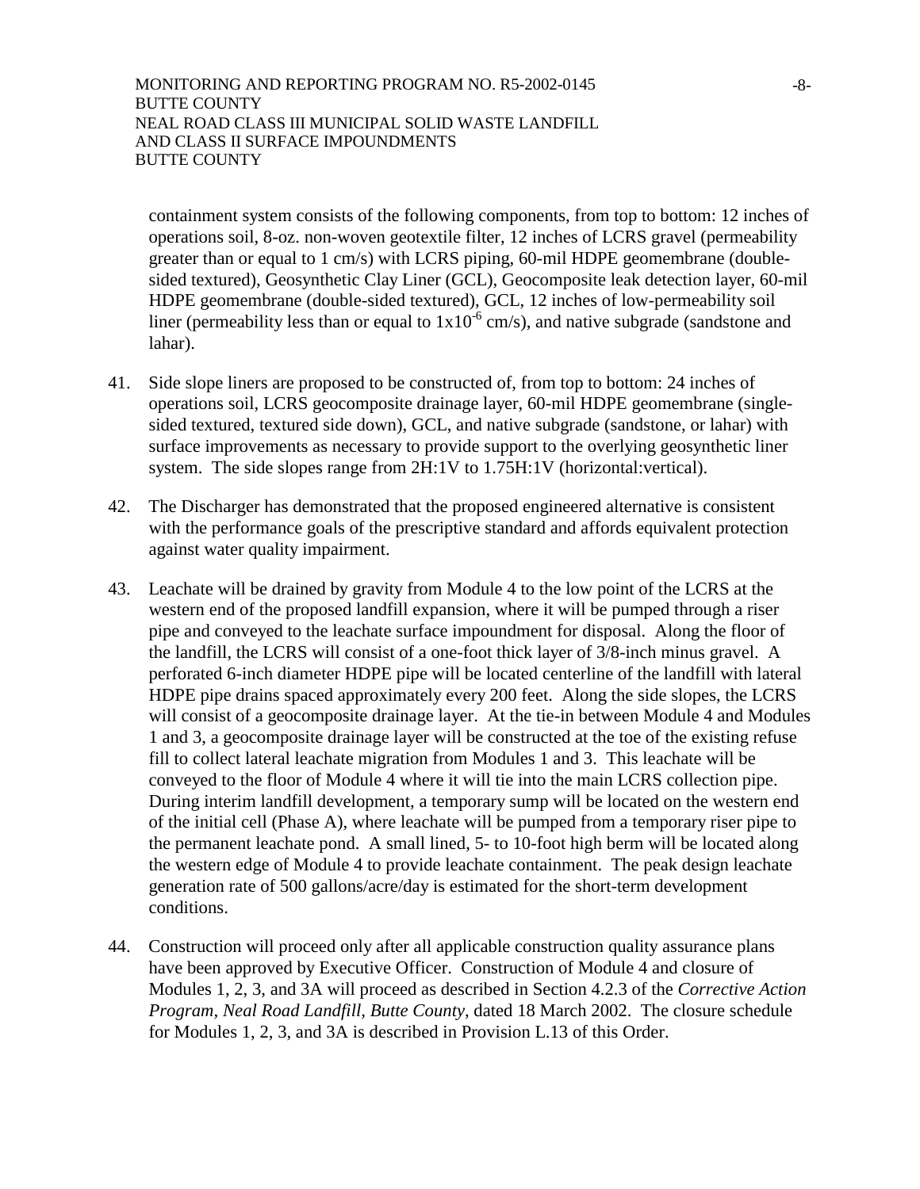containment system consists of the following components, from top to bottom: 12 inches of operations soil, 8-oz. non-woven geotextile filter, 12 inches of LCRS gravel (permeability greater than or equal to 1 cm/s) with LCRS piping, 60-mil HDPE geomembrane (double-sided textured), Geosynthetic Clay Liner (GCL), Geocomposite leak detection layer, 60-mil HDPE geomembrane (double-sided textured), GCL, 12 inches of low-permeability soil liner (permeability less than or equal to $1x10^{-6}$ cm/s), and native subgrade (sandstone and lahar).

41. Side slope liners are proposed to be constructed of, from top to bottom: 24 inches of operations soil, LCRS geocomposite drainage layer, 60-mil HDPE geomembrane (single-sided textured, textured side down), GCL, and native subgrade (sandstone, or lahar) with surface improvements as necessary to provide support to the overlying geosynthetic liner system. The side slopes range from 2H:1V to 1.75H:1V (horizontal:vertical).

42. The Discharger has demonstrated that the proposed engineered alternative is consistent with the performance goals of the prescriptive standard and affords equivalent protection against water quality impairment.

43. Leachate will be drained by gravity from Module 4 to the low point of the LCRS at the western end of the proposed landfill expansion, where it will be pumped through a riser pipe and conveyed to the leachate surface impoundment for disposal. Along the floor of the landfill, the LCRS will consist of a one-foot thick layer of 3/8-inch minus gravel. A perforated 6-inch diameter HDPE pipe will be located centerline of the landfill with lateral HDPE pipe drains spaced approximately every 200 feet. Along the side slopes, the LCRS will consist of a geocomposite drainage layer. At the tie-in between Module 4 and Modules 1 and 3, a geocomposite drainage layer will be constructed at the toe of the existing refuse fill to collect lateral leachate migration from Modules 1 and 3. This leachate will be conveyed to the floor of Module 4 where it will tie into the main LCRS collection pipe. During interim landfill development, a temporary sump will be located on the western end of the initial cell (Phase A), where leachate will be pumped from a temporary riser pipe to the permanent leachate pond. A small lined, 5- to 10-foot high berm will be located along the western edge of Module 4 to provide leachate containment. The peak design leachate generation rate of 500 gallons/acre/day is estimated for the short-term development conditions.

44. Construction will proceed only after all applicable construction quality assurance plans have been approved by Executive Officer. Construction of Module 4 and closure of Modules 1, 2, 3, and 3A will proceed as described in Section 4.2.3 of the *Corrective Action Program, Neal Road Landfill, Butte County*, dated 18 March 2002. The closure schedule for Modules 1, 2, 3, and 3A is described in Provision L.13 of this Order.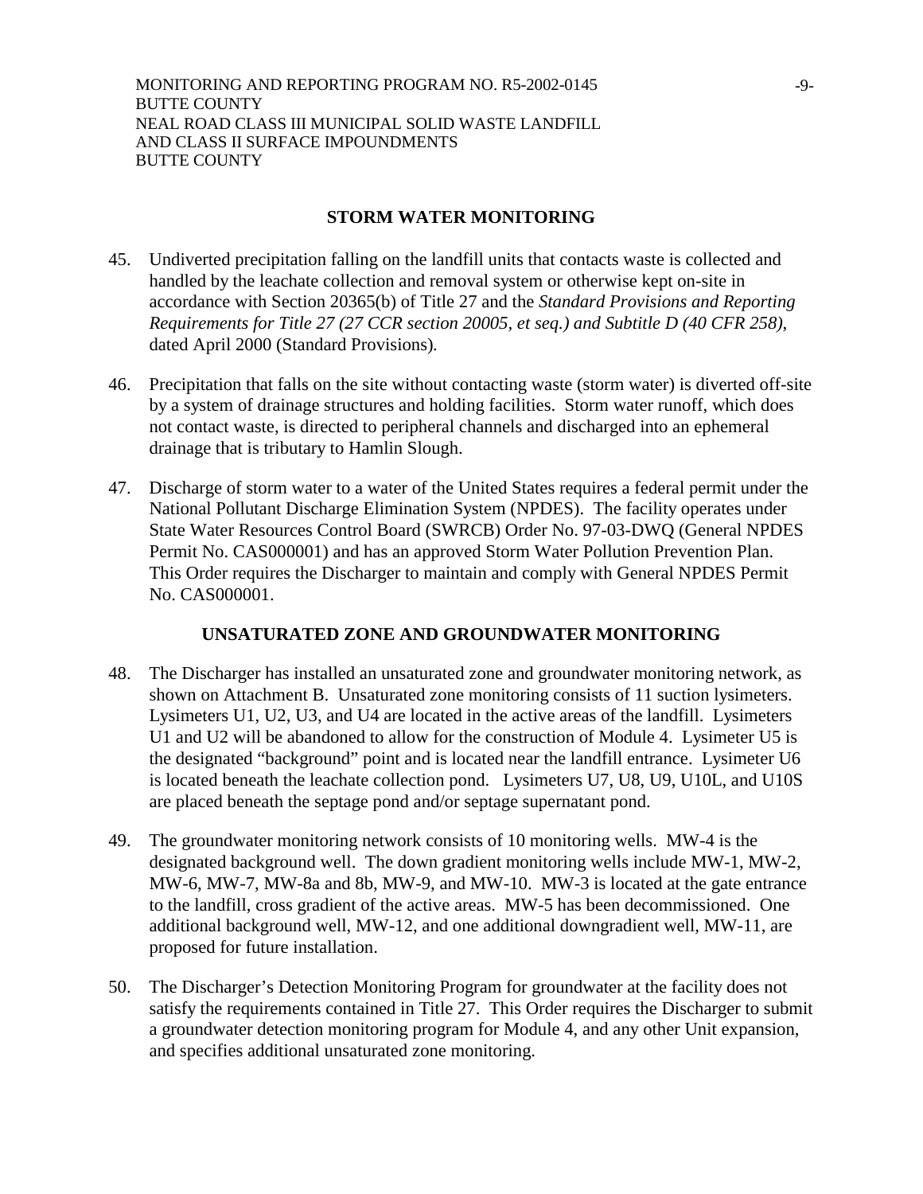## STORM WATER MONITORING

45. Undiverted precipitation falling on the landfill units that contacts waste is collected and handled by the leachate collection and removal system or otherwise kept on-site in accordance with Section 20365(b) of Title 27 and the *Standard Provisions and Reporting Requirements for Title 27 (27 CCR section 20005, et seq.) and Subtitle D (40 CFR 258)*, dated April 2000 (Standard Provisions).

46. Precipitation that falls on the site without contacting waste (storm water) is diverted off-site by a system of drainage structures and holding facilities. Storm water runoff, which does not contact waste, is directed to peripheral channels and discharged into an ephemeral drainage that is tributary to Hamlin Slough.

47. Discharge of storm water to a water of the United States requires a federal permit under the National Pollutant Discharge Elimination System (NPDES). The facility operates under State Water Resources Control Board (SWRCB) Order No. 97-03-DWQ (General NPDES Permit No. CAS000001) and has an approved Storm Water Pollution Prevention Plan. This Order requires the Discharger to maintain and comply with General NPDES Permit No. CAS000001.

## UNSATURATED ZONE AND GROUNDWATER MONITORING

48. The Discharger has installed an unsaturated zone and groundwater monitoring network, as shown on Attachment B. Unsaturated zone monitoring consists of 11 suction lysimeters. Lysimeters U1, U2, U3, and U4 are located in the active areas of the landfill. Lysimeters U1 and U2 will be abandoned to allow for the construction of Module 4. Lysimeter U5 is the designated "background" point and is located near the landfill entrance. Lysimeter U6 is located beneath the leachate collection pond. Lysimeters U7, U8, U9, U10L, and U10S are placed beneath the septage pond and/or septage supernatant pond.

49. The groundwater monitoring network consists of 10 monitoring wells. MW-4 is the designated background well. The down gradient monitoring wells include MW-1, MW-2, MW-6, MW-7, MW-8a and 8b, MW-9, and MW-10. MW-3 is located at the gate entrance to the landfill, cross gradient of the active areas. MW-5 has been decommissioned. One additional background well, MW-12, and one additional downgradient well, MW-11, are proposed for future installation.

50. The Discharger's Detection Monitoring Program for groundwater at the facility does not satisfy the requirements contained in Title 27. This Order requires the Discharger to submit a groundwater detection monitoring program for Module 4, and any other Unit expansion, and specifies additional unsaturated zone monitoring.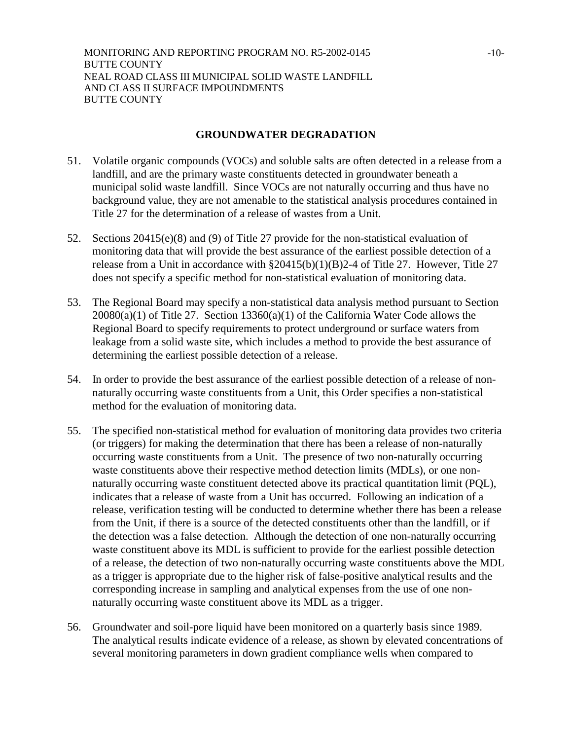## GROUNDWATER DEGRADATION

51. Volatile organic compounds (VOCs) and soluble salts are often detected in a release from a landfill, and are the primary waste constituents detected in groundwater beneath a municipal solid waste landfill. Since VOCs are not naturally occurring and thus have no background value, they are not amenable to the statistical analysis procedures contained in Title 27 for the determination of a release of wastes from a Unit.

52. Sections 20415(e)(8) and (9) of Title 27 provide for the non-statistical evaluation of monitoring data that will provide the best assurance of the earliest possible detection of a release from a Unit in accordance with §20415(b)(1)(B)2-4 of Title 27. However, Title 27 does not specify a specific method for non-statistical evaluation of monitoring data.

53. The Regional Board may specify a non-statistical data analysis method pursuant to Section 20080(a)(1) of Title 27. Section 13360(a)(1) of the California Water Code allows the Regional Board to specify requirements to protect underground or surface waters from leakage from a solid waste site, which includes a method to provide the best assurance of determining the earliest possible detection of a release.

54. In order to provide the best assurance of the earliest possible detection of a release of non-naturally occurring waste constituents from a Unit, this Order specifies a non-statistical method for the evaluation of monitoring data.

55. The specified non-statistical method for evaluation of monitoring data provides two criteria (or triggers) for making the determination that there has been a release of non-naturally occurring waste constituents from a Unit. The presence of two non-naturally occurring waste constituents above their respective method detection limits (MDLs), or one non-naturally occurring waste constituent detected above its practical quantitation limit (PQL), indicates that a release of waste from a Unit has occurred. Following an indication of a release, verification testing will be conducted to determine whether there has been a release from the Unit, if there is a source of the detected constituents other than the landfill, or if the detection was a false detection. Although the detection of one non-naturally occurring waste constituent above its MDL is sufficient to provide for the earliest possible detection of a release, the detection of two non-naturally occurring waste constituents above the MDL as a trigger is appropriate due to the higher risk of false-positive analytical results and the corresponding increase in sampling and analytical expenses from the use of one non-naturally occurring waste constituent above its MDL as a trigger.

56. Groundwater and soil-pore liquid have been monitored on a quarterly basis since 1989. The analytical results indicate evidence of a release, as shown by elevated concentrations of several monitoring parameters in down gradient compliance wells when compared to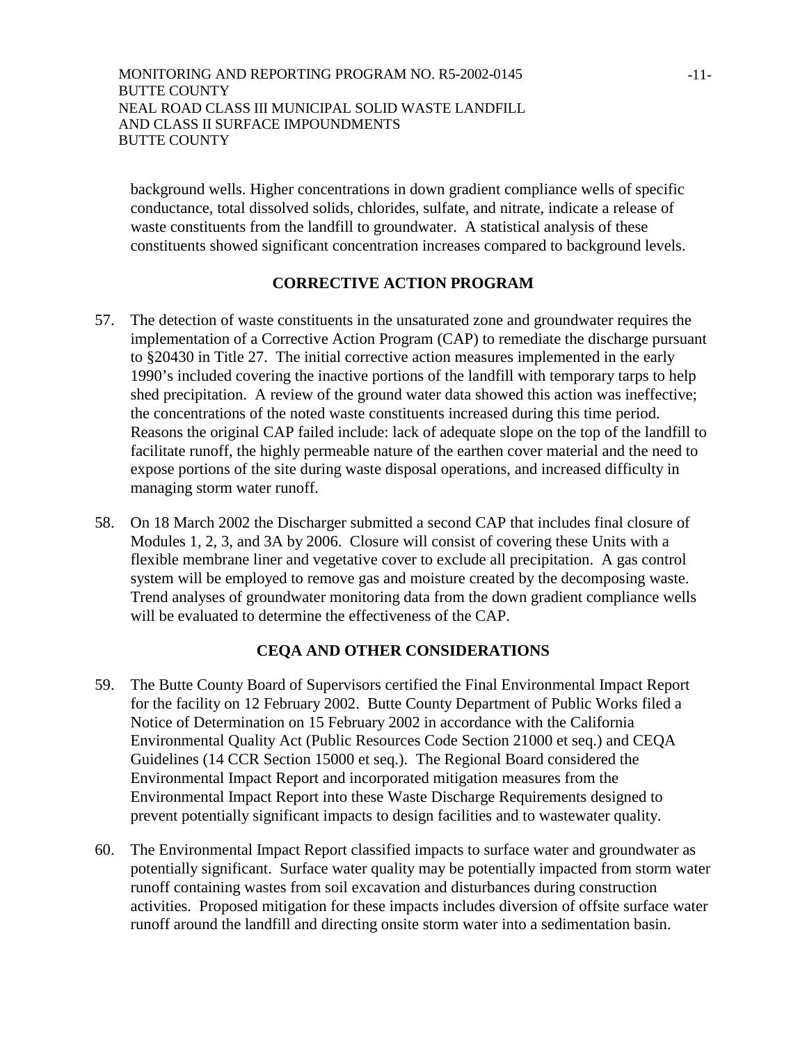background wells. Higher concentrations in down gradient compliance wells of specific conductance, total dissolved solids, chlorides, sulfate, and nitrate, indicate a release of waste constituents from the landfill to groundwater. A statistical analysis of these constituents showed significant concentration increases compared to background levels.

## CORRECTIVE ACTION PROGRAM

57. The detection of waste constituents in the unsaturated zone and groundwater requires the implementation of a Corrective Action Program (CAP) to remediate the discharge pursuant to §20430 in Title 27. The initial corrective action measures implemented in the early 1990's included covering the inactive portions of the landfill with temporary tarps to help shed precipitation. A review of the ground water data showed this action was ineffective; the concentrations of the noted waste constituents increased during this time period. Reasons the original CAP failed include: lack of adequate slope on the top of the landfill to facilitate runoff, the highly permeable nature of the earthen cover material and the need to expose portions of the site during waste disposal operations, and increased difficulty in managing storm water runoff.

58. On 18 March 2002 the Discharger submitted a second CAP that includes final closure of Modules 1, 2, 3, and 3A by 2006. Closure will consist of covering these Units with a flexible membrane liner and vegetative cover to exclude all precipitation. A gas control system will be employed to remove gas and moisture created by the decomposing waste. Trend analyses of groundwater monitoring data from the down gradient compliance wells will be evaluated to determine the effectiveness of the CAP.

## CEQA AND OTHER CONSIDERATIONS

59. The Butte County Board of Supervisors certified the Final Environmental Impact Report for the facility on 12 February 2002. Butte County Department of Public Works filed a Notice of Determination on 15 February 2002 in accordance with the California Environmental Quality Act (Public Resources Code Section 21000 et seq.) and CEQA Guidelines (14 CCR Section 15000 et seq.). The Regional Board considered the Environmental Impact Report and incorporated mitigation measures from the Environmental Impact Report into these Waste Discharge Requirements designed to prevent potentially significant impacts to design facilities and to wastewater quality.

60. The Environmental Impact Report classified impacts to surface water and groundwater as potentially significant. Surface water quality may be potentially impacted from storm water runoff containing wastes from soil excavation and disturbances during construction activities. Proposed mitigation for these impacts includes diversion of offsite surface water runoff around the landfill and directing onsite storm water into a sedimentation basin.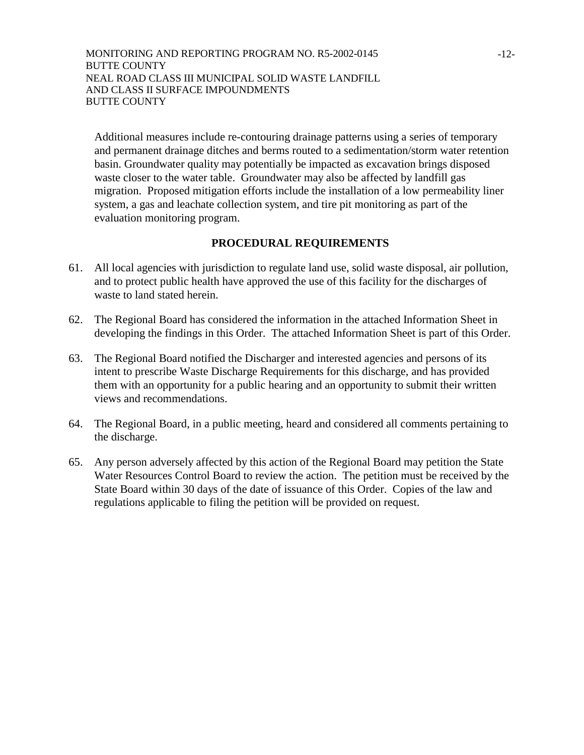Additional measures include re-contouring drainage patterns using a series of temporary and permanent drainage ditches and berms routed to a sedimentation/storm water retention basin. Groundwater quality may potentially be impacted as excavation brings disposed waste closer to the water table. Groundwater may also be affected by landfill gas migration. Proposed mitigation efforts include the installation of a low permeability liner system, a gas and leachate collection system, and tire pit monitoring as part of the evaluation monitoring program.

## PROCEDURAL REQUIREMENTS

61. All local agencies with jurisdiction to regulate land use, solid waste disposal, air pollution, and to protect public health have approved the use of this facility for the discharges of waste to land stated herein.

62. The Regional Board has considered the information in the attached Information Sheet in developing the findings in this Order. The attached Information Sheet is part of this Order.

63. The Regional Board notified the Discharger and interested agencies and persons of its intent to prescribe Waste Discharge Requirements for this discharge, and has provided them with an opportunity for a public hearing and an opportunity to submit their written views and recommendations.

64. The Regional Board, in a public meeting, heard and considered all comments pertaining to the discharge.

65. Any person adversely affected by this action of the Regional Board may petition the State Water Resources Control Board to review the action. The petition must be received by the State Board within 30 days of the date of issuance of this Order. Copies of the law and regulations applicable to filing the petition will be provided on request.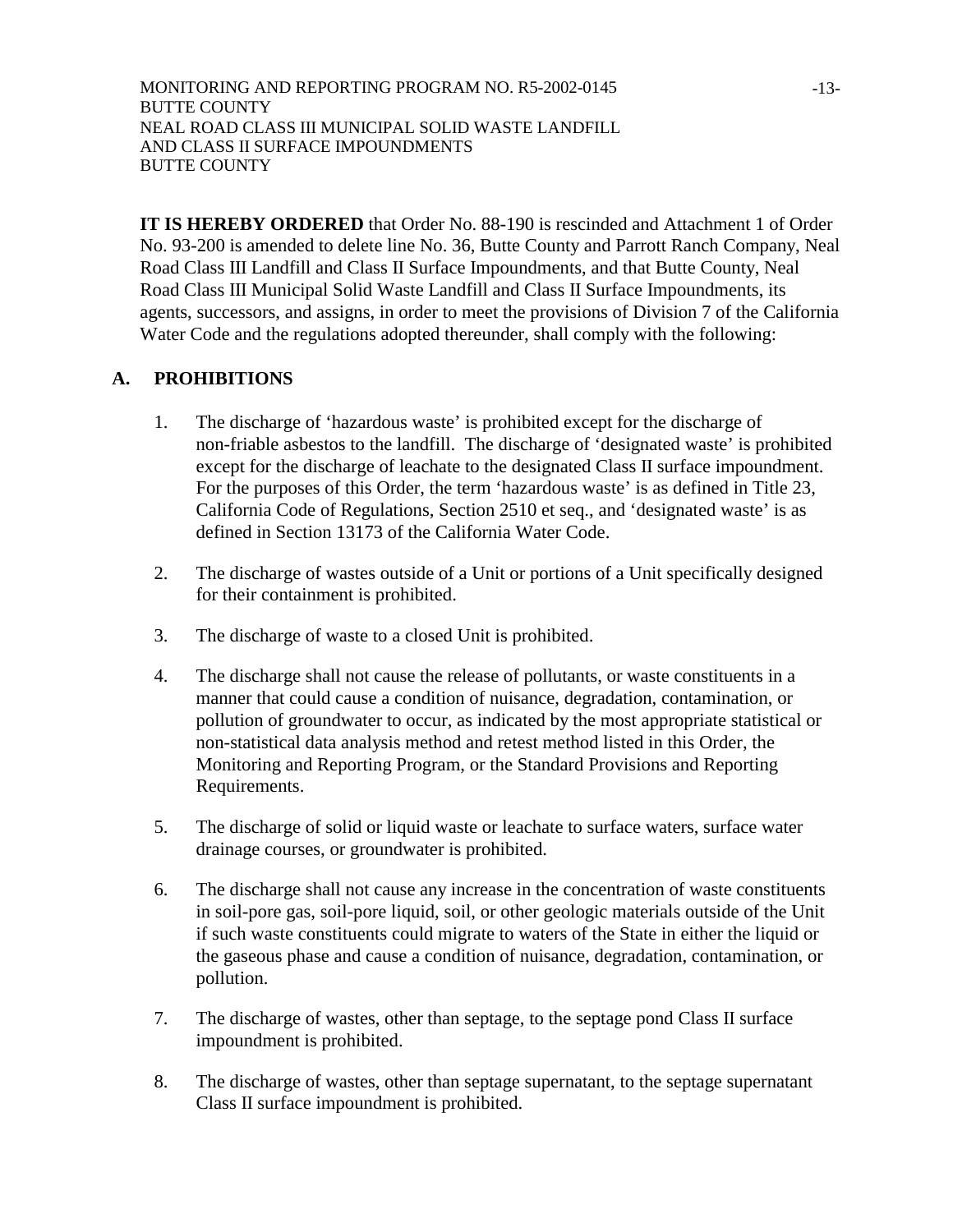**IT IS HEREBY ORDERED** that Order No. 88-190 is rescinded and Attachment 1 of Order No. 93-200 is amended to delete line No. 36, Butte County and Parrott Ranch Company, Neal Road Class III Landfill and Class II Surface Impoundments, and that Butte County, Neal Road Class III Municipal Solid Waste Landfill and Class II Surface Impoundments, its agents, successors, and assigns, in order to meet the provisions of Division 7 of the California Water Code and the regulations adopted thereunder, shall comply with the following:

## A. PROHIBITIONS

1. The discharge of 'hazardous waste' is prohibited except for the discharge of non-friable asbestos to the landfill. The discharge of 'designated waste' is prohibited except for the discharge of leachate to the designated Class II surface impoundment. For the purposes of this Order, the term 'hazardous waste' is as defined in Title 23, California Code of Regulations, Section 2510 et seq., and 'designated waste' is as defined in Section 13173 of the California Water Code.

2. The discharge of wastes outside of a Unit or portions of a Unit specifically designed for their containment is prohibited.

3. The discharge of waste to a closed Unit is prohibited.

4. The discharge shall not cause the release of pollutants, or waste constituents in a manner that could cause a condition of nuisance, degradation, contamination, or pollution of groundwater to occur, as indicated by the most appropriate statistical or non-statistical data analysis method and retest method listed in this Order, the Monitoring and Reporting Program, or the Standard Provisions and Reporting Requirements.

5. The discharge of solid or liquid waste or leachate to surface waters, surface water drainage courses, or groundwater is prohibited.

6. The discharge shall not cause any increase in the concentration of waste constituents in soil-pore gas, soil-pore liquid, soil, or other geologic materials outside of the Unit if such waste constituents could migrate to waters of the State in either the liquid or the gaseous phase and cause a condition of nuisance, degradation, contamination, or pollution.

7. The discharge of wastes, other than septage, to the septage pond Class II surface impoundment is prohibited.

8. The discharge of wastes, other than septage supernatant, to the septage supernatant Class II surface impoundment is prohibited.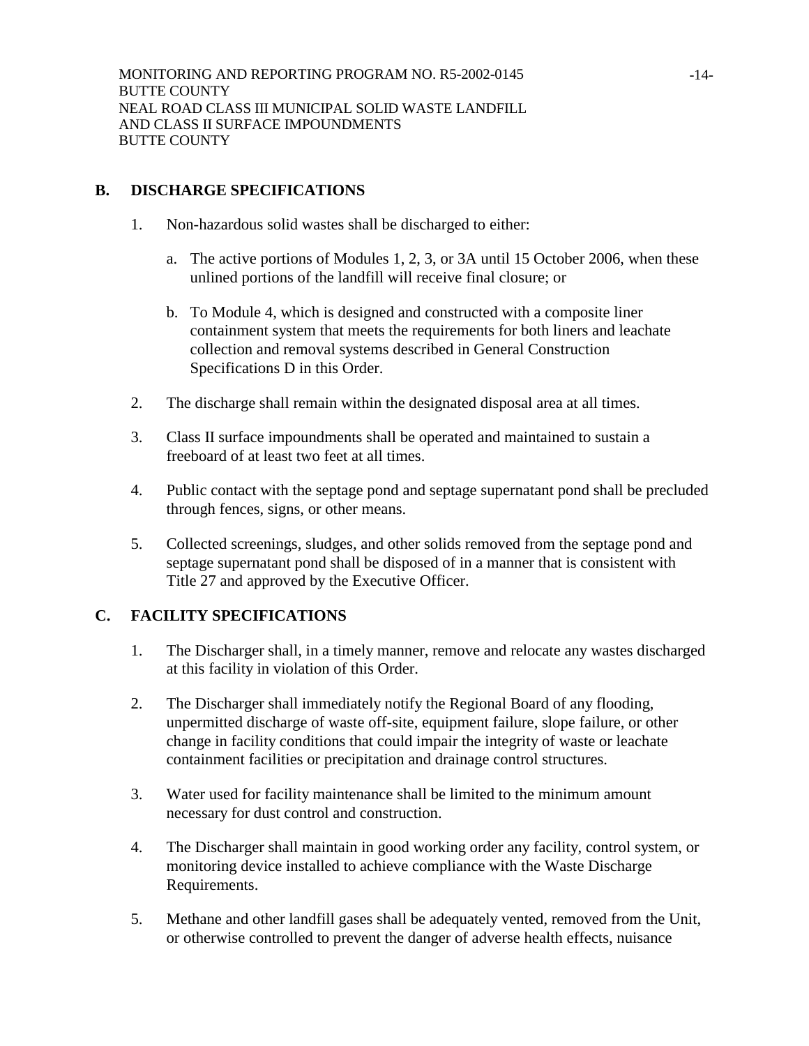## B. DISCHARGE SPECIFICATIONS

1. Non-hazardous solid wastes shall be discharged to either:

   a. The active portions of Modules 1, 2, 3, or 3A until 15 October 2006, when these unlined portions of the landfill will receive final closure; or

   b. To Module 4, which is designed and constructed with a composite liner containment system that meets the requirements for both liners and leachate collection and removal systems described in General Construction Specifications D in this Order.

2. The discharge shall remain within the designated disposal area at all times.

3. Class II surface impoundments shall be operated and maintained to sustain a freeboard of at least two feet at all times.

4. Public contact with the septage pond and septage supernatant pond shall be precluded through fences, signs, or other means.

5. Collected screenings, sludges, and other solids removed from the septage pond and septage supernatant pond shall be disposed of in a manner that is consistent with Title 27 and approved by the Executive Officer.

## C. FACILITY SPECIFICATIONS

1. The Discharger shall, in a timely manner, remove and relocate any wastes discharged at this facility in violation of this Order.

2. The Discharger shall immediately notify the Regional Board of any flooding, unpermitted discharge of waste off-site, equipment failure, slope failure, or other change in facility conditions that could impair the integrity of waste or leachate containment facilities or precipitation and drainage control structures.

3. Water used for facility maintenance shall be limited to the minimum amount necessary for dust control and construction.

4. The Discharger shall maintain in good working order any facility, control system, or monitoring device installed to achieve compliance with the Waste Discharge Requirements.

5. Methane and other landfill gases shall be adequately vented, removed from the Unit, or otherwise controlled to prevent the danger of adverse health effects, nuisance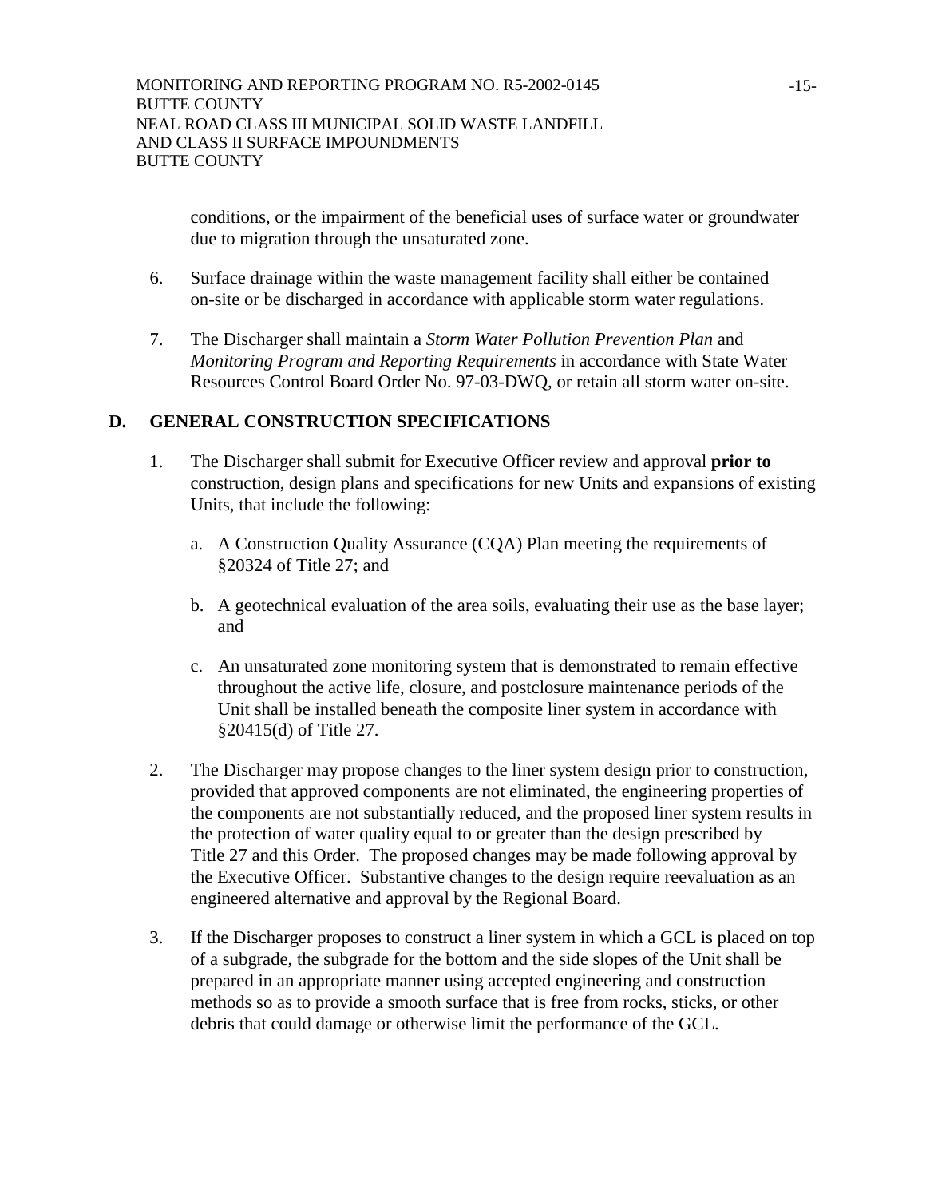conditions, or the impairment of the beneficial uses of surface water or groundwater due to migration through the unsaturated zone.

6. Surface drainage within the waste management facility shall either be contained on-site or be discharged in accordance with applicable storm water regulations.

7. The Discharger shall maintain a *Storm Water Pollution Prevention Plan* and *Monitoring Program and Reporting Requirements* in accordance with State Water Resources Control Board Order No. 97-03-DWQ, or retain all storm water on-site.

## D. GENERAL CONSTRUCTION SPECIFICATIONS

1. The Discharger shall submit for Executive Officer review and approval **prior to** construction, design plans and specifications for new Units and expansions of existing Units, that include the following:

   a. A Construction Quality Assurance (CQA) Plan meeting the requirements of §20324 of Title 27; and

   b. A geotechnical evaluation of the area soils, evaluating their use as the base layer; and

   c. An unsaturated zone monitoring system that is demonstrated to remain effective throughout the active life, closure, and postclosure maintenance periods of the Unit shall be installed beneath the composite liner system in accordance with §20415(d) of Title 27.

2. The Discharger may propose changes to the liner system design prior to construction, provided that approved components are not eliminated, the engineering properties of the components are not substantially reduced, and the proposed liner system results in the protection of water quality equal to or greater than the design prescribed by Title 27 and this Order. The proposed changes may be made following approval by the Executive Officer. Substantive changes to the design require reevaluation as an engineered alternative and approval by the Regional Board.

3. If the Discharger proposes to construct a liner system in which a GCL is placed on top of a subgrade, the subgrade for the bottom and the side slopes of the Unit shall be prepared in an appropriate manner using accepted engineering and construction methods so as to provide a smooth surface that is free from rocks, sticks, or other debris that could damage or otherwise limit the performance of the GCL.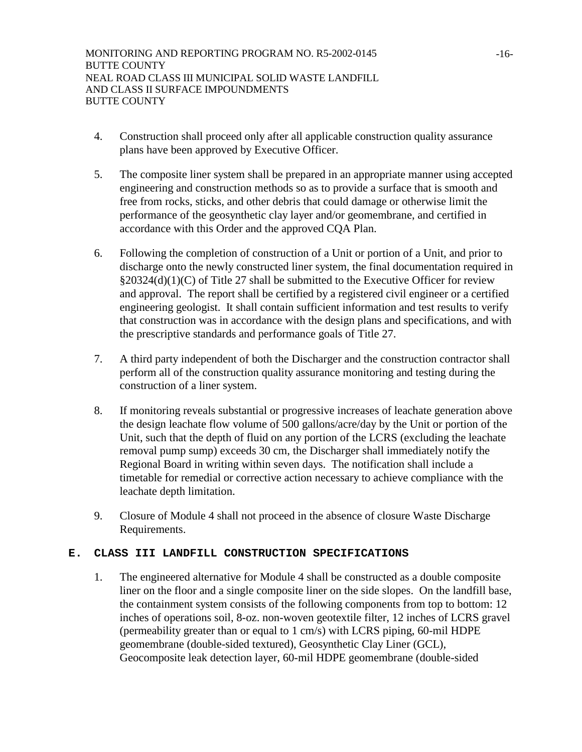4. Construction shall proceed only after all applicable construction quality assurance plans have been approved by Executive Officer.

5. The composite liner system shall be prepared in an appropriate manner using accepted engineering and construction methods so as to provide a surface that is smooth and free from rocks, sticks, and other debris that could damage or otherwise limit the performance of the geosynthetic clay layer and/or geomembrane, and certified in accordance with this Order and the approved CQA Plan.

6. Following the completion of construction of a Unit or portion of a Unit, and prior to discharge onto the newly constructed liner system, the final documentation required in §20324(d)(1)(C) of Title 27 shall be submitted to the Executive Officer for review and approval. The report shall be certified by a registered civil engineer or a certified engineering geologist. It shall contain sufficient information and test results to verify that construction was in accordance with the design plans and specifications, and with the prescriptive standards and performance goals of Title 27.

7. A third party independent of both the Discharger and the construction contractor shall perform all of the construction quality assurance monitoring and testing during the construction of a liner system.

8. If monitoring reveals substantial or progressive increases of leachate generation above the design leachate flow volume of 500 gallons/acre/day by the Unit or portion of the Unit, such that the depth of fluid on any portion of the LCRS (excluding the leachate removal pump sump) exceeds 30 cm, the Discharger shall immediately notify the Regional Board in writing within seven days. The notification shall include a timetable for remedial or corrective action necessary to achieve compliance with the leachate depth limitation.

9. Closure of Module 4 shall not proceed in the absence of closure Waste Discharge Requirements.

## E. CLASS III LANDFILL CONSTRUCTION SPECIFICATIONS

1. The engineered alternative for Module 4 shall be constructed as a double composite liner on the floor and a single composite liner on the side slopes. On the landfill base, the containment system consists of the following components from top to bottom: 12 inches of operations soil, 8-oz. non-woven geotextile filter, 12 inches of LCRS gravel (permeability greater than or equal to 1 cm/s) with LCRS piping, 60-mil HDPE geomembrane (double-sided textured), Geosynthetic Clay Liner (GCL), Geocomposite leak detection layer, 60-mil HDPE geomembrane (double-sided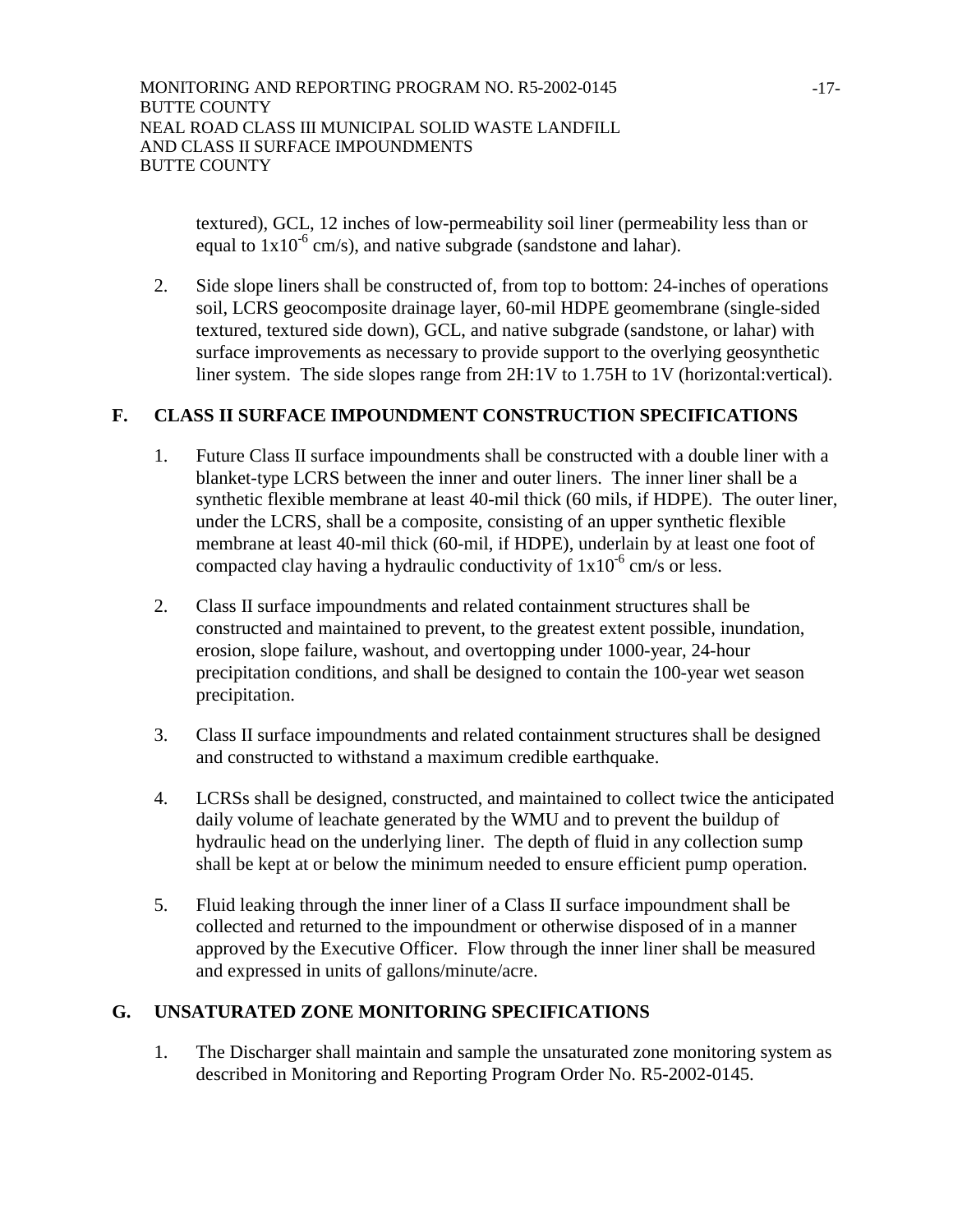textured), GCL, 12 inches of low-permeability soil liner (permeability less than or equal to $1x10^{-6}$ cm/s), and native subgrade (sandstone and lahar).

2. Side slope liners shall be constructed of, from top to bottom: 24-inches of operations soil, LCRS geocomposite drainage layer, 60-mil HDPE geomembrane (single-sided textured, textured side down), GCL, and native subgrade (sandstone, or lahar) with surface improvements as necessary to provide support to the overlying geosynthetic liner system. The side slopes range from 2H:1V to 1.75H to 1V (horizontal:vertical).

## F. CLASS II SURFACE IMPOUNDMENT CONSTRUCTION SPECIFICATIONS

1. Future Class II surface impoundments shall be constructed with a double liner with a blanket-type LCRS between the inner and outer liners. The inner liner shall be a synthetic flexible membrane at least 40-mil thick (60 mils, if HDPE). The outer liner, under the LCRS, shall be a composite, consisting of an upper synthetic flexible membrane at least 40-mil thick (60-mil, if HDPE), underlain by at least one foot of compacted clay having a hydraulic conductivity of $1x10^{-6}$ cm/s or less.

2. Class II surface impoundments and related containment structures shall be constructed and maintained to prevent, to the greatest extent possible, inundation, erosion, slope failure, washout, and overtopping under 1000-year, 24-hour precipitation conditions, and shall be designed to contain the 100-year wet season precipitation.

3. Class II surface impoundments and related containment structures shall be designed and constructed to withstand a maximum credible earthquake.

4. LCRSs shall be designed, constructed, and maintained to collect twice the anticipated daily volume of leachate generated by the WMU and to prevent the buildup of hydraulic head on the underlying liner. The depth of fluid in any collection sump shall be kept at or below the minimum needed to ensure efficient pump operation.

5. Fluid leaking through the inner liner of a Class II surface impoundment shall be collected and returned to the impoundment or otherwise disposed of in a manner approved by the Executive Officer. Flow through the inner liner shall be measured and expressed in units of gallons/minute/acre.

## G. UNSATURATED ZONE MONITORING SPECIFICATIONS

1. The Discharger shall maintain and sample the unsaturated zone monitoring system as described in Monitoring and Reporting Program Order No. R5-2002-0145.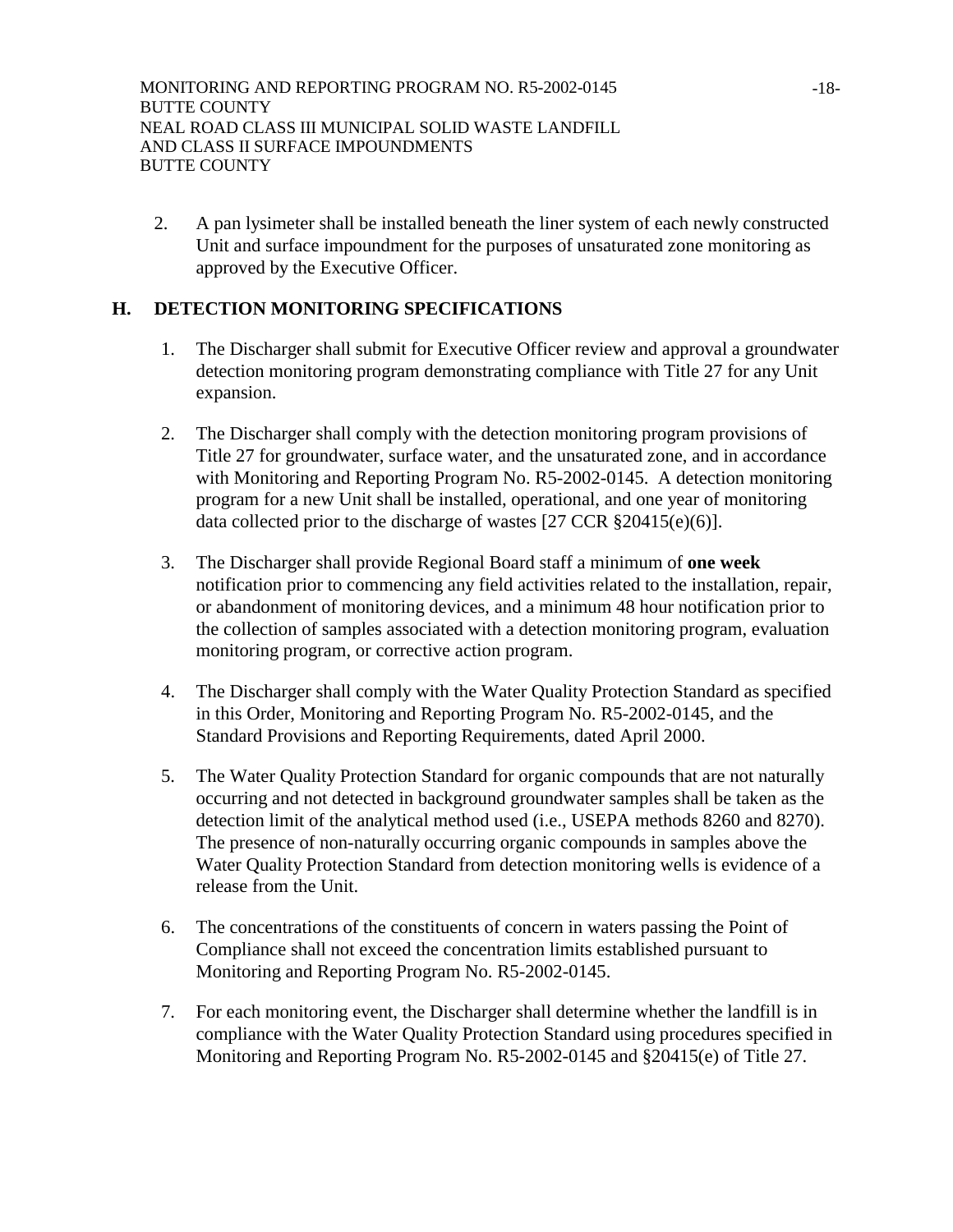2. A pan lysimeter shall be installed beneath the liner system of each newly constructed Unit and surface impoundment for the purposes of unsaturated zone monitoring as approved by the Executive Officer.

## H. DETECTION MONITORING SPECIFICATIONS

1. The Discharger shall submit for Executive Officer review and approval a groundwater detection monitoring program demonstrating compliance with Title 27 for any Unit expansion.

2. The Discharger shall comply with the detection monitoring program provisions of Title 27 for groundwater, surface water, and the unsaturated zone, and in accordance with Monitoring and Reporting Program No. R5-2002-0145. A detection monitoring program for a new Unit shall be installed, operational, and one year of monitoring data collected prior to the discharge of wastes [27 CCR §20415(e)(6)].

3. The Discharger shall provide Regional Board staff a minimum of **one week** notification prior to commencing any field activities related to the installation, repair, or abandonment of monitoring devices, and a minimum 48 hour notification prior to the collection of samples associated with a detection monitoring program, evaluation monitoring program, or corrective action program.

4. The Discharger shall comply with the Water Quality Protection Standard as specified in this Order, Monitoring and Reporting Program No. R5-2002-0145, and the Standard Provisions and Reporting Requirements, dated April 2000.

5. The Water Quality Protection Standard for organic compounds that are not naturally occurring and not detected in background groundwater samples shall be taken as the detection limit of the analytical method used (i.e., USEPA methods 8260 and 8270). The presence of non-naturally occurring organic compounds in samples above the Water Quality Protection Standard from detection monitoring wells is evidence of a release from the Unit.

6. The concentrations of the constituents of concern in waters passing the Point of Compliance shall not exceed the concentration limits established pursuant to Monitoring and Reporting Program No. R5-2002-0145.

7. For each monitoring event, the Discharger shall determine whether the landfill is in compliance with the Water Quality Protection Standard using procedures specified in Monitoring and Reporting Program No. R5-2002-0145 and §20415(e) of Title 27.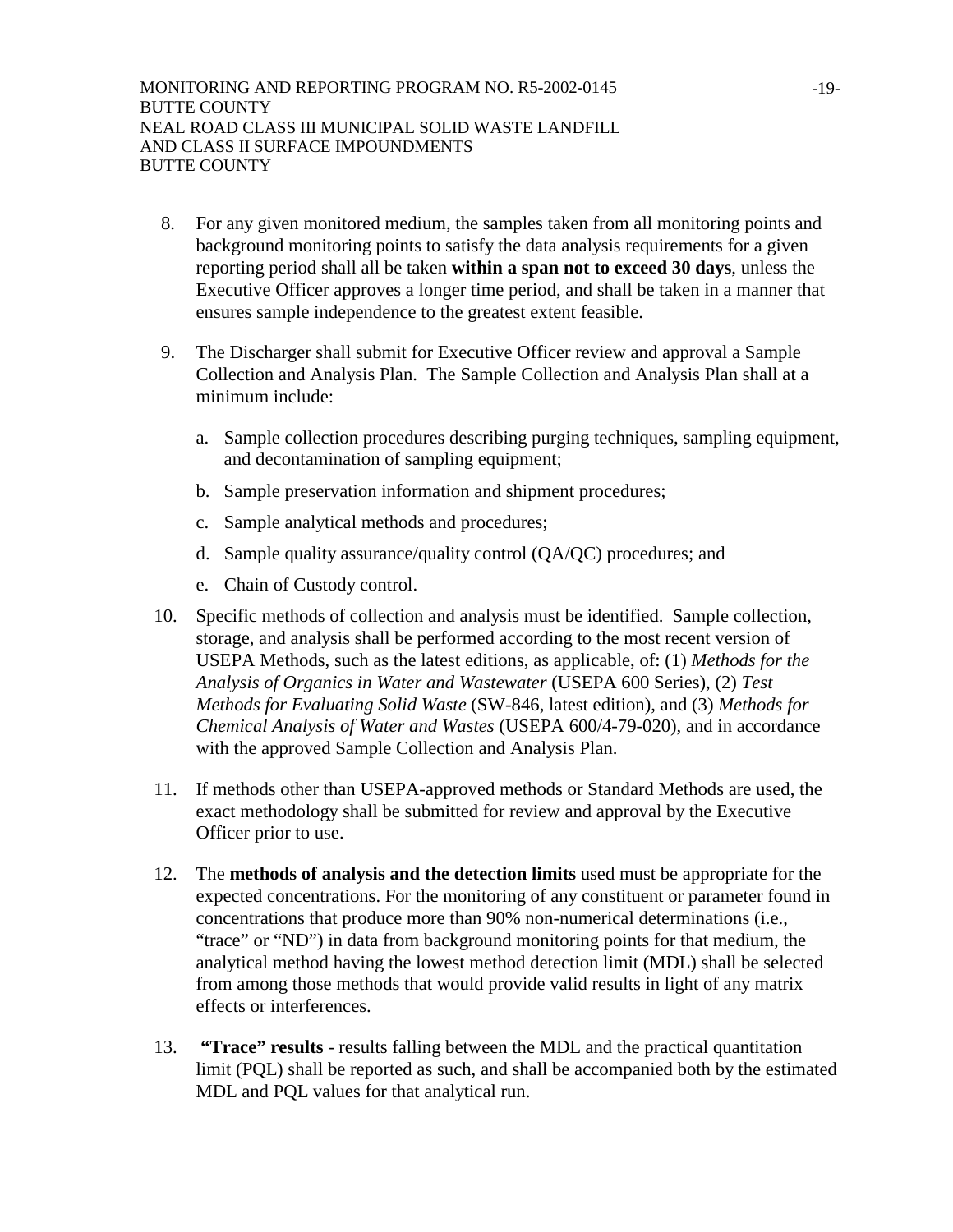8. For any given monitored medium, the samples taken from all monitoring points and background monitoring points to satisfy the data analysis requirements for a given reporting period shall all be taken **within a span not to exceed 30 days**, unless the Executive Officer approves a longer time period, and shall be taken in a manner that ensures sample independence to the greatest extent feasible.

9. The Discharger shall submit for Executive Officer review and approval a Sample Collection and Analysis Plan. The Sample Collection and Analysis Plan shall at a minimum include:

   a. Sample collection procedures describing purging techniques, sampling equipment, and decontamination of sampling equipment;

   b. Sample preservation information and shipment procedures;

   c. Sample analytical methods and procedures;

   d. Sample quality assurance/quality control (QA/QC) procedures; and

   e. Chain of Custody control.

10. Specific methods of collection and analysis must be identified. Sample collection, storage, and analysis shall be performed according to the most recent version of USEPA Methods, such as the latest editions, as applicable, of: (1) *Methods for the Analysis of Organics in Water and Wastewater* (USEPA 600 Series), (2) *Test Methods for Evaluating Solid Waste* (SW-846, latest edition), and (3) *Methods for Chemical Analysis of Water and Wastes* (USEPA 600/4-79-020), and in accordance with the approved Sample Collection and Analysis Plan.

11. If methods other than USEPA-approved methods or Standard Methods are used, the exact methodology shall be submitted for review and approval by the Executive Officer prior to use.

12. The **methods of analysis and the detection limits** used must be appropriate for the expected concentrations. For the monitoring of any constituent or parameter found in concentrations that produce more than 90% non-numerical determinations (i.e., "trace" or "ND") in data from background monitoring points for that medium, the analytical method having the lowest method detection limit (MDL) shall be selected from among those methods that would provide valid results in light of any matrix effects or interferences.

13. **"Trace" results** - results falling between the MDL and the practical quantitation limit (PQL) shall be reported as such, and shall be accompanied both by the estimated MDL and PQL values for that analytical run.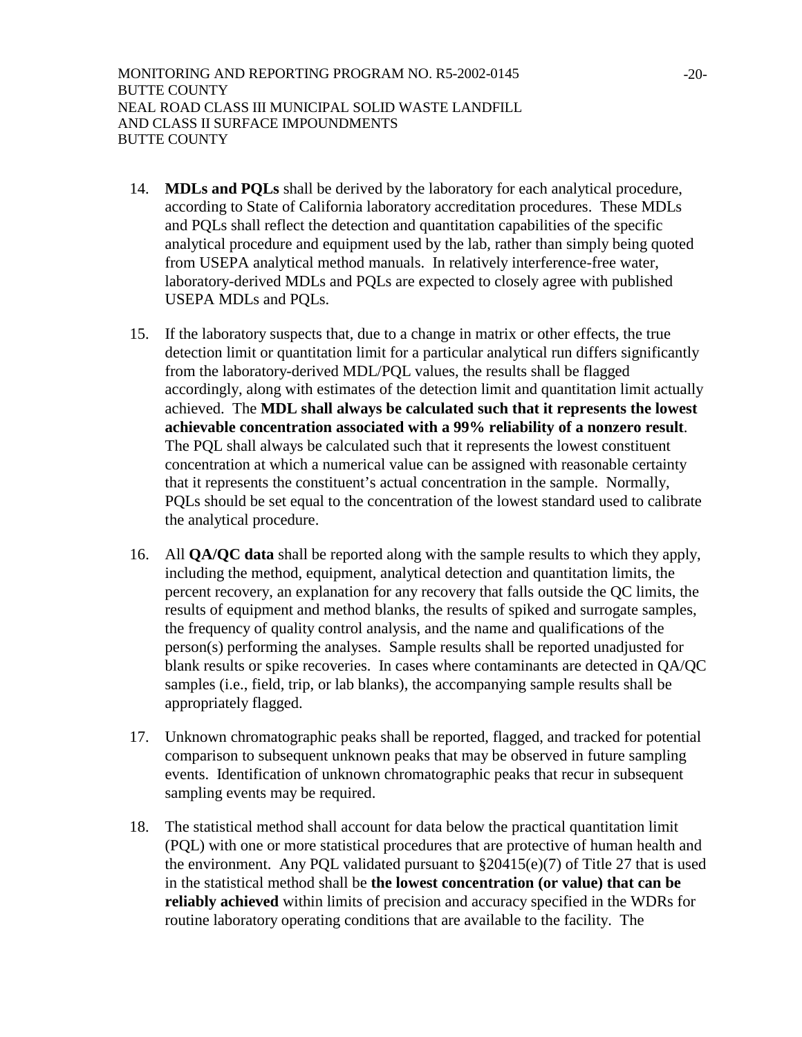14. **MDLs and PQLs** shall be derived by the laboratory for each analytical procedure, according to State of California laboratory accreditation procedures. These MDLs and PQLs shall reflect the detection and quantitation capabilities of the specific analytical procedure and equipment used by the lab, rather than simply being quoted from USEPA analytical method manuals. In relatively interference-free water, laboratory-derived MDLs and PQLs are expected to closely agree with published USEPA MDLs and PQLs.

15. If the laboratory suspects that, due to a change in matrix or other effects, the true detection limit or quantitation limit for a particular analytical run differs significantly from the laboratory-derived MDL/PQL values, the results shall be flagged accordingly, along with estimates of the detection limit and quantitation limit actually achieved. The **MDL shall always be calculated such that it represents the lowest achievable concentration associated with a 99% reliability of a nonzero result**. The PQL shall always be calculated such that it represents the lowest constituent concentration at which a numerical value can be assigned with reasonable certainty that it represents the constituent's actual concentration in the sample. Normally, PQLs should be set equal to the concentration of the lowest standard used to calibrate the analytical procedure.

16. All **QA/QC data** shall be reported along with the sample results to which they apply, including the method, equipment, analytical detection and quantitation limits, the percent recovery, an explanation for any recovery that falls outside the QC limits, the results of equipment and method blanks, the results of spiked and surrogate samples, the frequency of quality control analysis, and the name and qualifications of the person(s) performing the analyses. Sample results shall be reported unadjusted for blank results or spike recoveries. In cases where contaminants are detected in QA/QC samples (i.e., field, trip, or lab blanks), the accompanying sample results shall be appropriately flagged.

17. Unknown chromatographic peaks shall be reported, flagged, and tracked for potential comparison to subsequent unknown peaks that may be observed in future sampling events. Identification of unknown chromatographic peaks that recur in subsequent sampling events may be required.

18. The statistical method shall account for data below the practical quantitation limit (PQL) with one or more statistical procedures that are protective of human health and the environment. Any PQL validated pursuant to §20415(e)(7) of Title 27 that is used in the statistical method shall be **the lowest concentration (or value) that can be reliably achieved** within limits of precision and accuracy specified in the WDRs for routine laboratory operating conditions that are available to the facility. The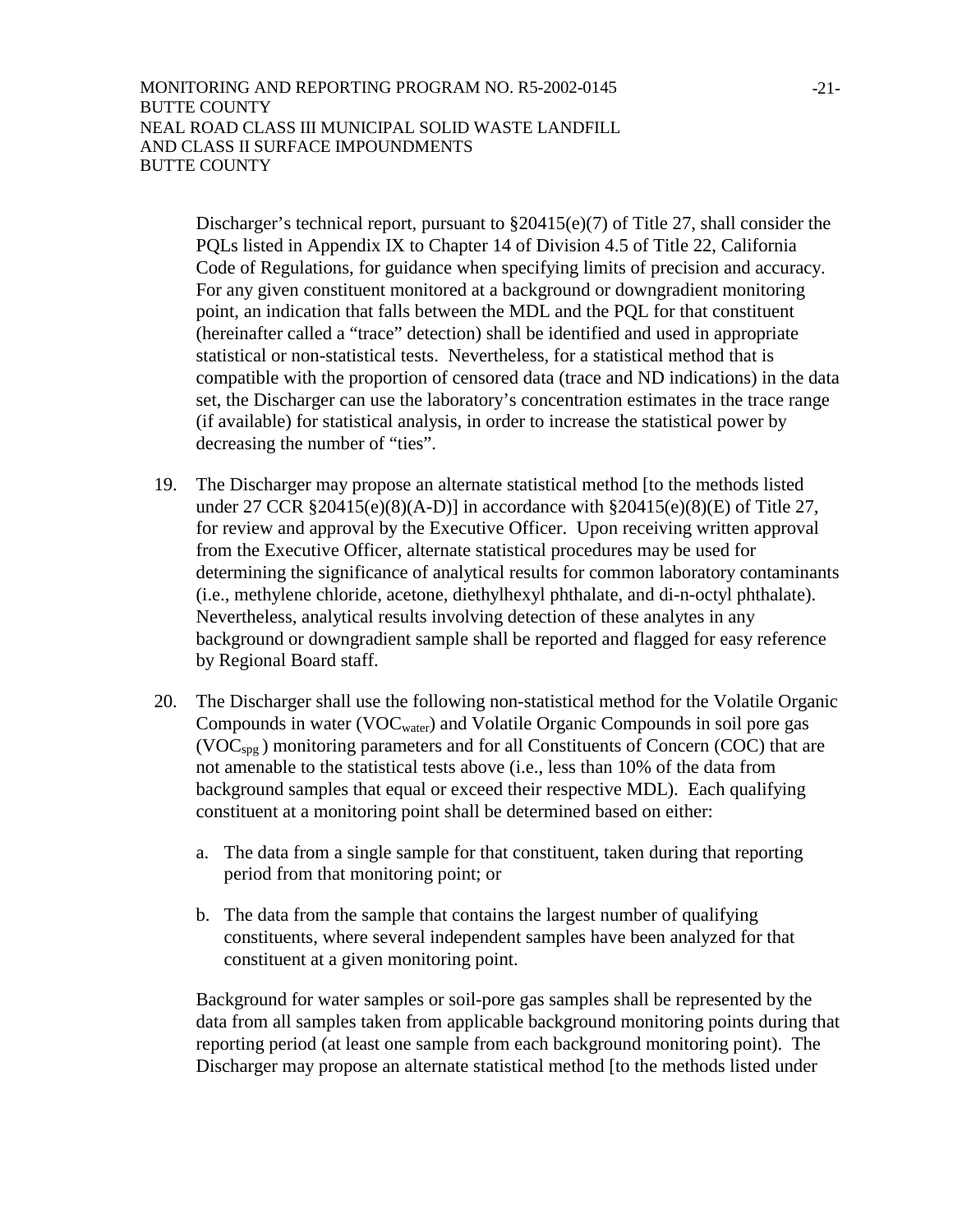Discharger's technical report, pursuant to §20415(e)(7) of Title 27, shall consider the PQLs listed in Appendix IX to Chapter 14 of Division 4.5 of Title 22, California Code of Regulations, for guidance when specifying limits of precision and accuracy. For any given constituent monitored at a background or downgradient monitoring point, an indication that falls between the MDL and the PQL for that constituent (hereinafter called a "trace" detection) shall be identified and used in appropriate statistical or non-statistical tests. Nevertheless, for a statistical method that is compatible with the proportion of censored data (trace and ND indications) in the data set, the Discharger can use the laboratory's concentration estimates in the trace range (if available) for statistical analysis, in order to increase the statistical power by decreasing the number of "ties".

19. The Discharger may propose an alternate statistical method [to the methods listed under 27 CCR §20415(e)(8)(A-D)] in accordance with §20415(e)(8)(E) of Title 27, for review and approval by the Executive Officer. Upon receiving written approval from the Executive Officer, alternate statistical procedures may be used for determining the significance of analytical results for common laboratory contaminants (i.e., methylene chloride, acetone, diethylhexyl phthalate, and di-n-octyl phthalate). Nevertheless, analytical results involving detection of these analytes in any background or downgradient sample shall be reported and flagged for easy reference by Regional Board staff.

20. The Discharger shall use the following non-statistical method for the Volatile Organic Compounds in water ($VOC_{water}$) and Volatile Organic Compounds in soil pore gas ($VOC_{spg}$) monitoring parameters and for all Constituents of Concern (COC) that are not amenable to the statistical tests above (i.e., less than 10% of the data from background samples that equal or exceed their respective MDL). Each qualifying constituent at a monitoring point shall be determined based on either:

    a. The data from a single sample for that constituent, taken during that reporting period from that monitoring point; or

    b. The data from the sample that contains the largest number of qualifying constituents, where several independent samples have been analyzed for that constituent at a given monitoring point.

    Background for water samples or soil-pore gas samples shall be represented by the data from all samples taken from applicable background monitoring points during that reporting period (at least one sample from each background monitoring point). The Discharger may propose an alternate statistical method [to the methods listed under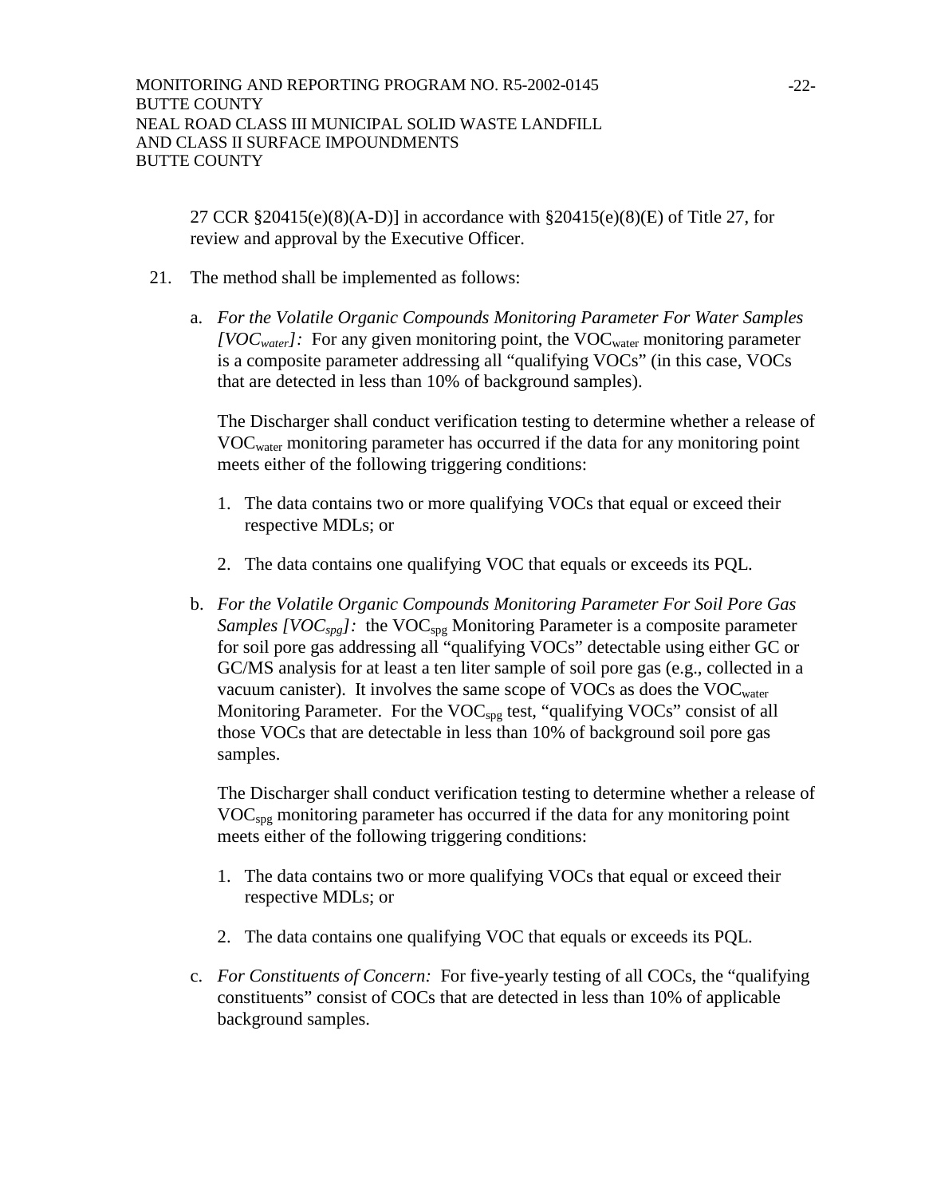27 CCR §20415(e)(8)(A-D)] in accordance with §20415(e)(8)(E) of Title 27, for review and approval by the Executive Officer.

21. The method shall be implemented as follows:

   a. *For the Volatile Organic Compounds Monitoring Parameter For Water Samples [$VOC_{water}$]:* For any given monitoring point, the $VOC_{water}$ monitoring parameter is a composite parameter addressing all "qualifying VOCs" (in this case, VOCs that are detected in less than 10% of background samples).

      The Discharger shall conduct verification testing to determine whether a release of $VOC_{water}$ monitoring parameter has occurred if the data for any monitoring point meets either of the following triggering conditions:

      1. The data contains two or more qualifying VOCs that equal or exceed their respective MDLs; or

      2. The data contains one qualifying VOC that equals or exceeds its PQL.

   b. *For the Volatile Organic Compounds Monitoring Parameter For Soil Pore Gas Samples [$VOC_{spg}$]:* the $VOC_{spg}$ Monitoring Parameter is a composite parameter for soil pore gas addressing all "qualifying VOCs" detectable using either GC or GC/MS analysis for at least a ten liter sample of soil pore gas (e.g., collected in a vacuum canister). It involves the same scope of VOCs as does the $VOC_{water}$ Monitoring Parameter. For the $VOC_{spg}$ test, "qualifying VOCs" consist of all those VOCs that are detectable in less than 10% of background soil pore gas samples.

      The Discharger shall conduct verification testing to determine whether a release of $VOC_{spg}$ monitoring parameter has occurred if the data for any monitoring point meets either of the following triggering conditions:

      1. The data contains two or more qualifying VOCs that equal or exceed their respective MDLs; or

      2. The data contains one qualifying VOC that equals or exceeds its PQL.

   c. *For Constituents of Concern:* For five-yearly testing of all COCs, the "qualifying constituents" consist of COCs that are detected in less than 10% of applicable background samples.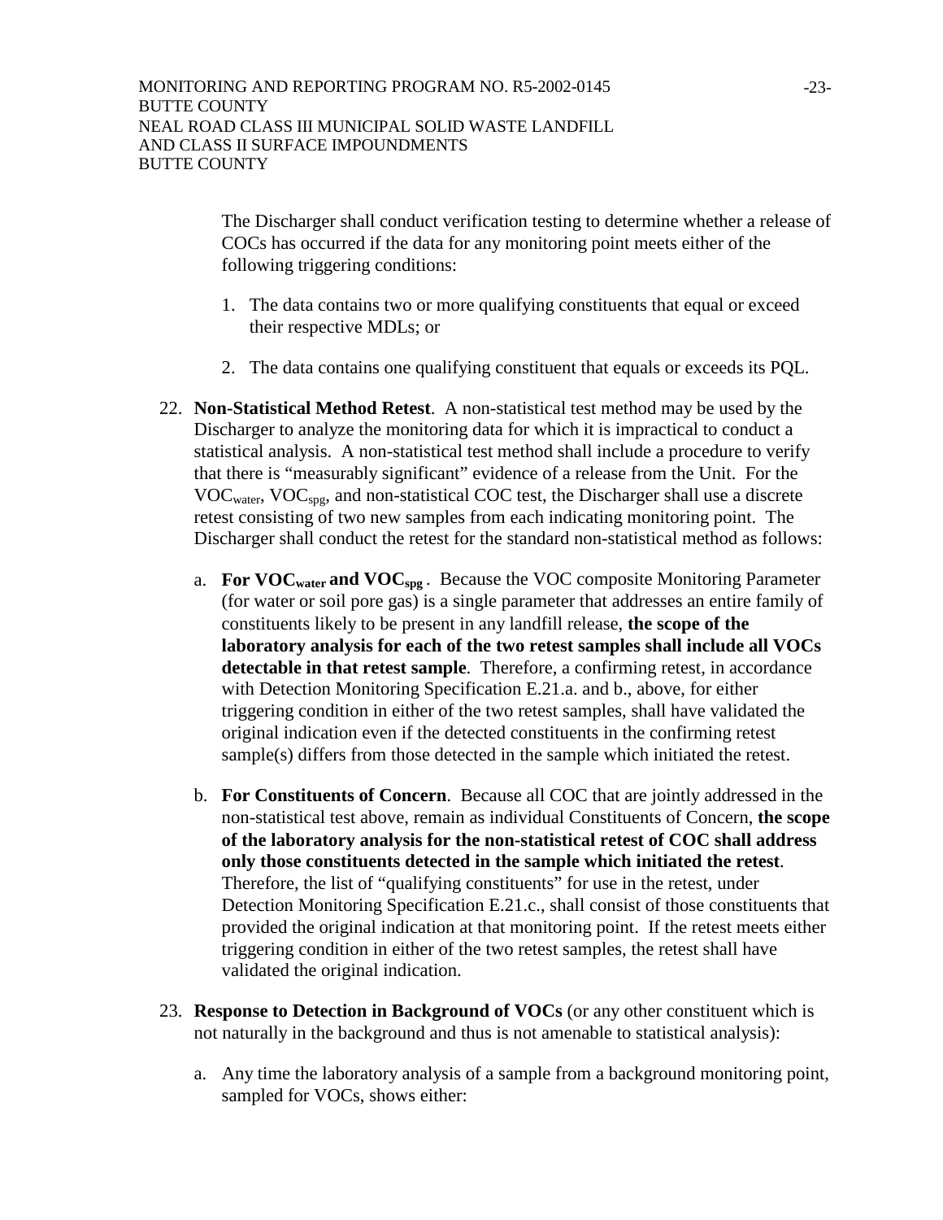The Discharger shall conduct verification testing to determine whether a release of COCs has occurred if the data for any monitoring point meets either of the following triggering conditions:

1. The data contains two or more qualifying constituents that equal or exceed their respective MDLs; or

2. The data contains one qualifying constituent that equals or exceeds its PQL.

22. **Non-Statistical Method Retest**. A non-statistical test method may be used by the Discharger to analyze the monitoring data for which it is impractical to conduct a statistical analysis. A non-statistical test method shall include a procedure to verify that there is "measurably significant" evidence of a release from the Unit. For the $VOC_{water}$, $VOC_{spg}$, and non-statistical COC test, the Discharger shall use a discrete retest consisting of two new samples from each indicating monitoring point. The Discharger shall conduct the retest for the standard non-statistical method as follows:

    a. **For $VOC_{water}$ and $VOC_{spg}$**. Because the VOC composite Monitoring Parameter (for water or soil pore gas) is a single parameter that addresses an entire family of constituents likely to be present in any landfill release, **the scope of the laboratory analysis for each of the two retest samples shall include all VOCs detectable in that retest sample**. Therefore, a confirming retest, in accordance with Detection Monitoring Specification E.21.a. and b., above, for either triggering condition in either of the two retest samples, shall have validated the original indication even if the detected constituents in the confirming retest sample(s) differs from those detected in the sample which initiated the retest.

    b. **For Constituents of Concern**. Because all COC that are jointly addressed in the non-statistical test above, remain as individual Constituents of Concern, **the scope of the laboratory analysis for the non-statistical retest of COC shall address only those constituents detected in the sample which initiated the retest**. Therefore, the list of "qualifying constituents" for use in the retest, under Detection Monitoring Specification E.21.c., shall consist of those constituents that provided the original indication at that monitoring point. If the retest meets either triggering condition in either of the two retest samples, the retest shall have validated the original indication.

23. **Response to Detection in Background of VOCs** (or any other constituent which is not naturally in the background and thus is not amenable to statistical analysis):

    a. Any time the laboratory analysis of a sample from a background monitoring point, sampled for VOCs, shows either: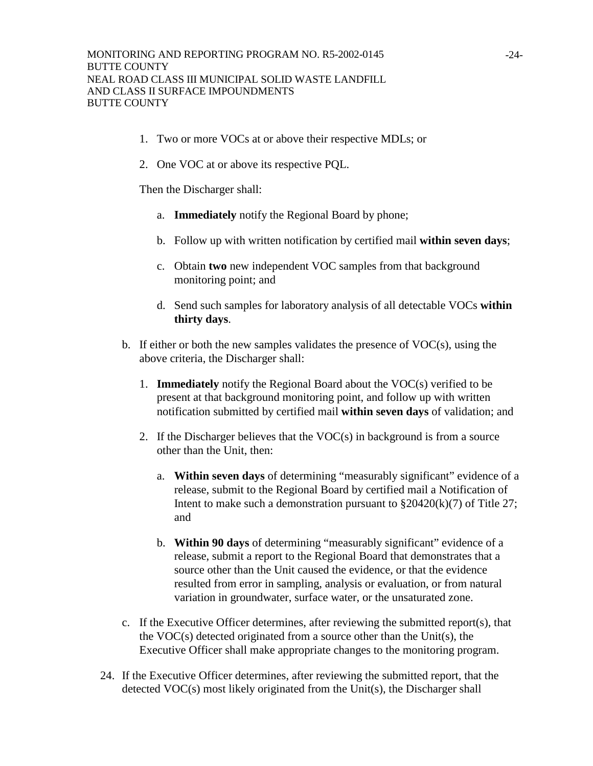1. Two or more VOCs at or above their respective MDLs; or

2. One VOC at or above its respective PQL.

Then the Discharger shall:

   a. **Immediately** notify the Regional Board by phone;

   b. Follow up with written notification by certified mail **within seven days**;

   c. Obtain **two** new independent VOC samples from that background monitoring point; and

   d. Send such samples for laboratory analysis of all detectable VOCs **within thirty days**.

b. If either or both the new samples validates the presence of VOC(s), using the above criteria, the Discharger shall:

   1. **Immediately** notify the Regional Board about the VOC(s) verified to be present at that background monitoring point, and follow up with written notification submitted by certified mail **within seven days** of validation; and

   2. If the Discharger believes that the VOC(s) in background is from a source other than the Unit, then:

      a. **Within seven days** of determining "measurably significant" evidence of a release, submit to the Regional Board by certified mail a Notification of Intent to make such a demonstration pursuant to §20420(k)(7) of Title 27; and

      b. **Within 90 days** of determining "measurably significant" evidence of a release, submit a report to the Regional Board that demonstrates that a source other than the Unit caused the evidence, or that the evidence resulted from error in sampling, analysis or evaluation, or from natural variation in groundwater, surface water, or the unsaturated zone.

c. If the Executive Officer determines, after reviewing the submitted report(s), that the VOC(s) detected originated from a source other than the Unit(s), the Executive Officer shall make appropriate changes to the monitoring program.

24. If the Executive Officer determines, after reviewing the submitted report, that the detected VOC(s) most likely originated from the Unit(s), the Discharger shall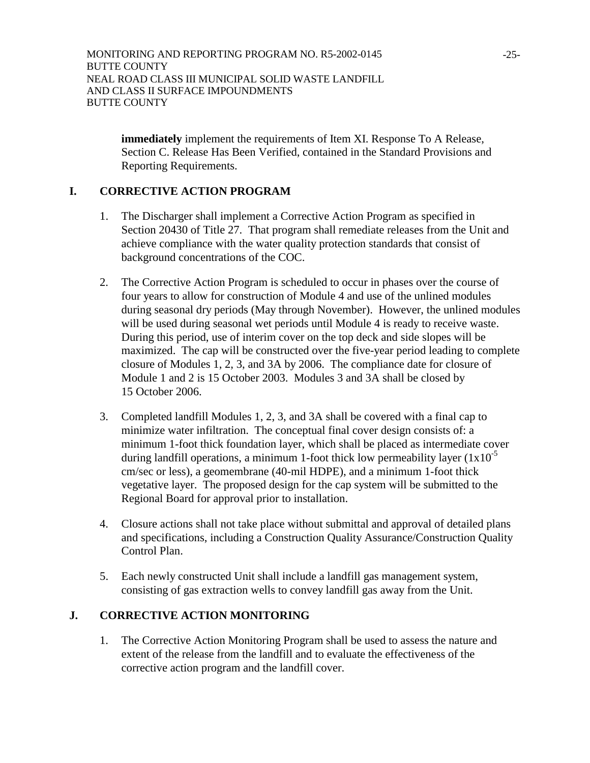**immediately** implement the requirements of Item XI. Response To A Release, Section C. Release Has Been Verified, contained in the Standard Provisions and Reporting Requirements.

## I. CORRECTIVE ACTION PROGRAM

1. The Discharger shall implement a Corrective Action Program as specified in Section 20430 of Title 27. That program shall remediate releases from the Unit and achieve compliance with the water quality protection standards that consist of background concentrations of the COC.

2. The Corrective Action Program is scheduled to occur in phases over the course of four years to allow for construction of Module 4 and use of the unlined modules during seasonal dry periods (May through November). However, the unlined modules will be used during seasonal wet periods until Module 4 is ready to receive waste. During this period, use of interim cover on the top deck and side slopes will be maximized. The cap will be constructed over the five-year period leading to complete closure of Modules 1, 2, 3, and 3A by 2006. The compliance date for closure of Module 1 and 2 is 15 October 2003. Modules 3 and 3A shall be closed by 15 October 2006.

3. Completed landfill Modules 1, 2, 3, and 3A shall be covered with a final cap to minimize water infiltration. The conceptual final cover design consists of: a minimum 1-foot thick foundation layer, which shall be placed as intermediate cover during landfill operations, a minimum 1-foot thick low permeability layer ($1 \times 10^{-5}$ cm/sec or less), a geomembrane (40-mil HDPE), and a minimum 1-foot thick vegetative layer. The proposed design for the cap system will be submitted to the Regional Board for approval prior to installation.

4. Closure actions shall not take place without submittal and approval of detailed plans and specifications, including a Construction Quality Assurance/Construction Quality Control Plan.

5. Each newly constructed Unit shall include a landfill gas management system, consisting of gas extraction wells to convey landfill gas away from the Unit.

## J. CORRECTIVE ACTION MONITORING

1. The Corrective Action Monitoring Program shall be used to assess the nature and extent of the release from the landfill and to evaluate the effectiveness of the corrective action program and the landfill cover.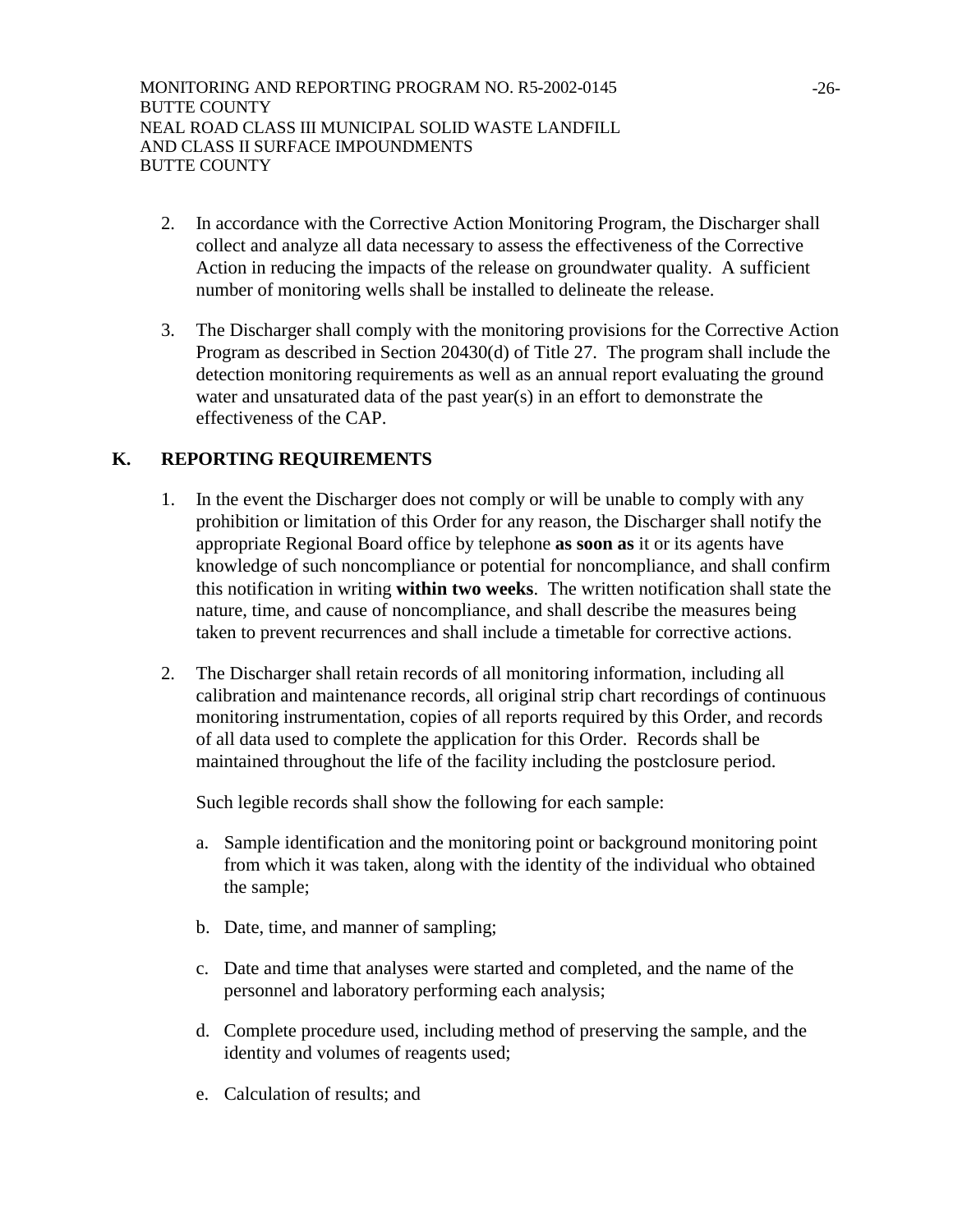2. In accordance with the Corrective Action Monitoring Program, the Discharger shall collect and analyze all data necessary to assess the effectiveness of the Corrective Action in reducing the impacts of the release on groundwater quality. A sufficient number of monitoring wells shall be installed to delineate the release.

3. The Discharger shall comply with the monitoring provisions for the Corrective Action Program as described in Section 20430(d) of Title 27. The program shall include the detection monitoring requirements as well as an annual report evaluating the ground water and unsaturated data of the past year(s) in an effort to demonstrate the effectiveness of the CAP.

## K. REPORTING REQUIREMENTS

1. In the event the Discharger does not comply or will be unable to comply with any prohibition or limitation of this Order for any reason, the Discharger shall notify the appropriate Regional Board office by telephone **as soon as** it or its agents have knowledge of such noncompliance or potential for noncompliance, and shall confirm this notification in writing **within two weeks**. The written notification shall state the nature, time, and cause of noncompliance, and shall describe the measures being taken to prevent recurrences and shall include a timetable for corrective actions.

2. The Discharger shall retain records of all monitoring information, including all calibration and maintenance records, all original strip chart recordings of continuous monitoring instrumentation, copies of all reports required by this Order, and records of all data used to complete the application for this Order. Records shall be maintained throughout the life of the facility including the postclosure period.

   Such legible records shall show the following for each sample:

   a. Sample identification and the monitoring point or background monitoring point from which it was taken, along with the identity of the individual who obtained the sample;

   b. Date, time, and manner of sampling;

   c. Date and time that analyses were started and completed, and the name of the personnel and laboratory performing each analysis;

   d. Complete procedure used, including method of preserving the sample, and the identity and volumes of reagents used;

   e. Calculation of results; and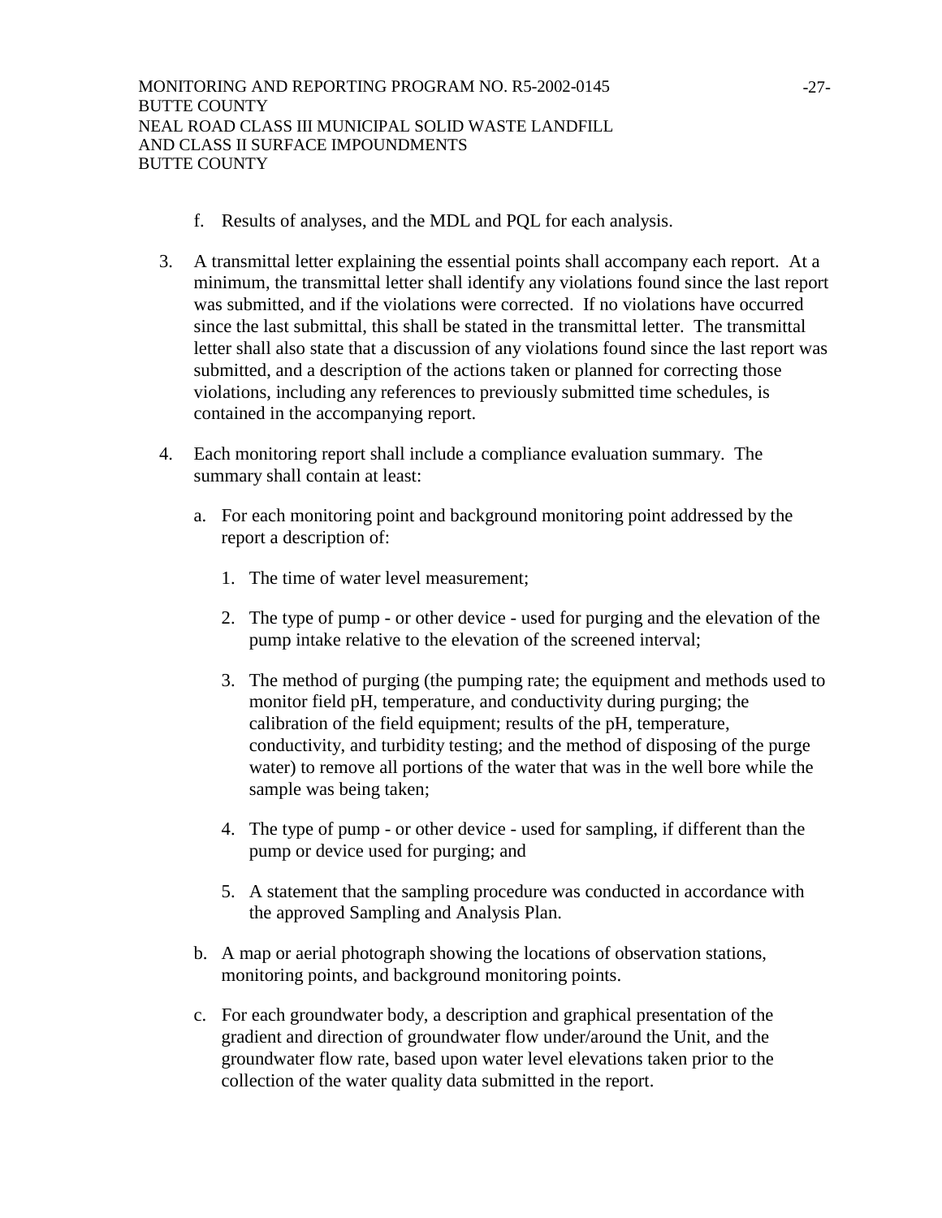f. Results of analyses, and the MDL and PQL for each analysis.

3. A transmittal letter explaining the essential points shall accompany each report. At a minimum, the transmittal letter shall identify any violations found since the last report was submitted, and if the violations were corrected. If no violations have occurred since the last submittal, this shall be stated in the transmittal letter. The transmittal letter shall also state that a discussion of any violations found since the last report was submitted, and a description of the actions taken or planned for correcting those violations, including any references to previously submitted time schedules, is contained in the accompanying report.

4. Each monitoring report shall include a compliance evaluation summary. The summary shall contain at least:

   a. For each monitoring point and background monitoring point addressed by the report a description of:

      1. The time of water level measurement;

      2. The type of pump - or other device - used for purging and the elevation of the pump intake relative to the elevation of the screened interval;

      3. The method of purging (the pumping rate; the equipment and methods used to monitor field pH, temperature, and conductivity during purging; the calibration of the field equipment; results of the pH, temperature, conductivity, and turbidity testing; and the method of disposing of the purge water) to remove all portions of the water that was in the well bore while the sample was being taken;

      4. The type of pump - or other device - used for sampling, if different than the pump or device used for purging; and

      5. A statement that the sampling procedure was conducted in accordance with the approved Sampling and Analysis Plan.

   b. A map or aerial photograph showing the locations of observation stations, monitoring points, and background monitoring points.

   c. For each groundwater body, a description and graphical presentation of the gradient and direction of groundwater flow under/around the Unit, and the groundwater flow rate, based upon water level elevations taken prior to the collection of the water quality data submitted in the report.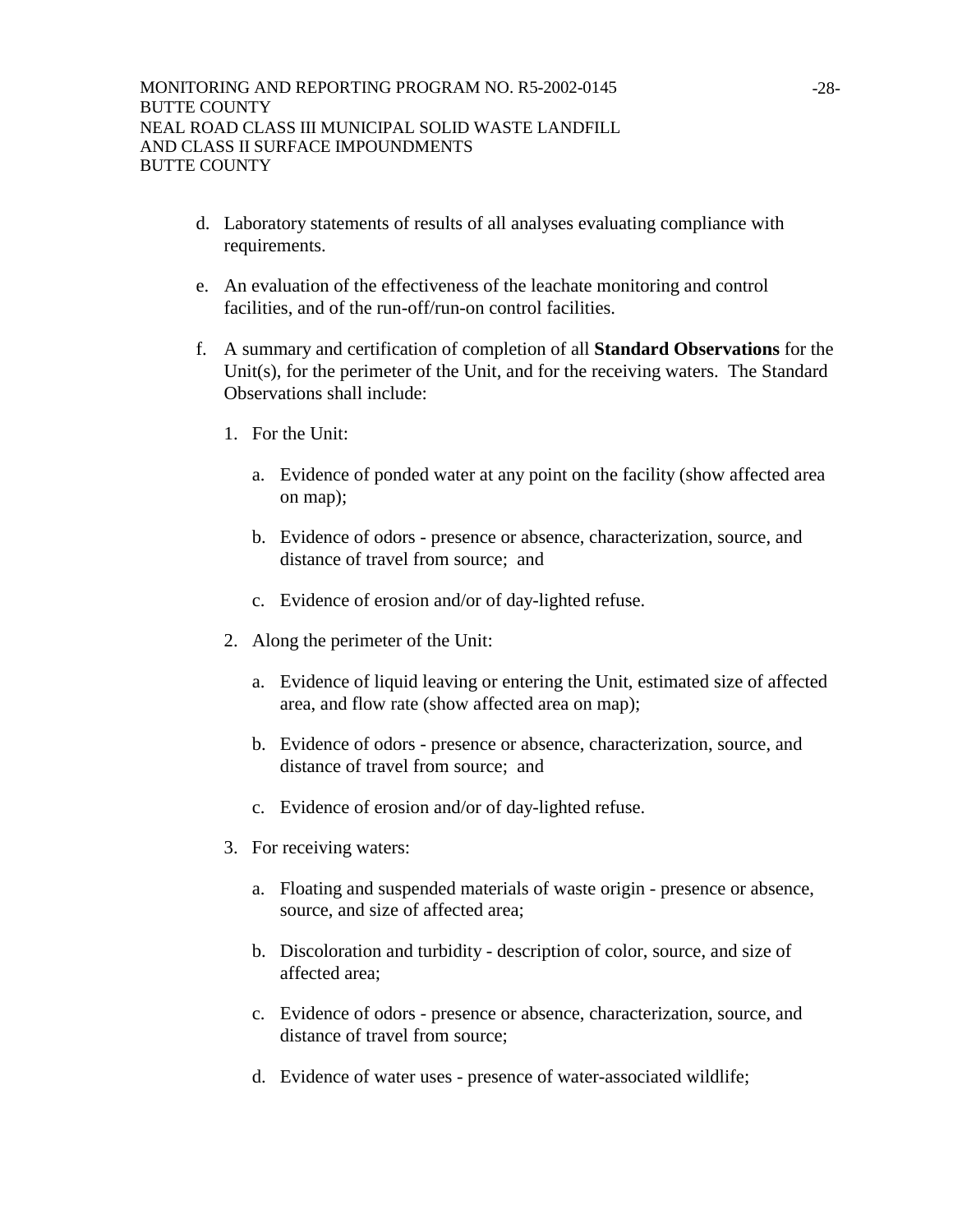d. Laboratory statements of results of all analyses evaluating compliance with requirements.

e. An evaluation of the effectiveness of the leachate monitoring and control facilities, and of the run-off/run-on control facilities.

f. A summary and certification of completion of all **Standard Observations** for the Unit(s), for the perimeter of the Unit, and for the receiving waters. The Standard Observations shall include:

   1. For the Unit:

      a. Evidence of ponded water at any point on the facility (show affected area on map);

      b. Evidence of odors - presence or absence, characterization, source, and distance of travel from source; and

      c. Evidence of erosion and/or of day-lighted refuse.

   2. Along the perimeter of the Unit:

      a. Evidence of liquid leaving or entering the Unit, estimated size of affected area, and flow rate (show affected area on map);

      b. Evidence of odors - presence or absence, characterization, source, and distance of travel from source; and

      c. Evidence of erosion and/or of day-lighted refuse.

   3. For receiving waters:

      a. Floating and suspended materials of waste origin - presence or absence, source, and size of affected area;

      b. Discoloration and turbidity - description of color, source, and size of affected area;

      c. Evidence of odors - presence or absence, characterization, source, and distance of travel from source;

      d. Evidence of water uses - presence of water-associated wildlife;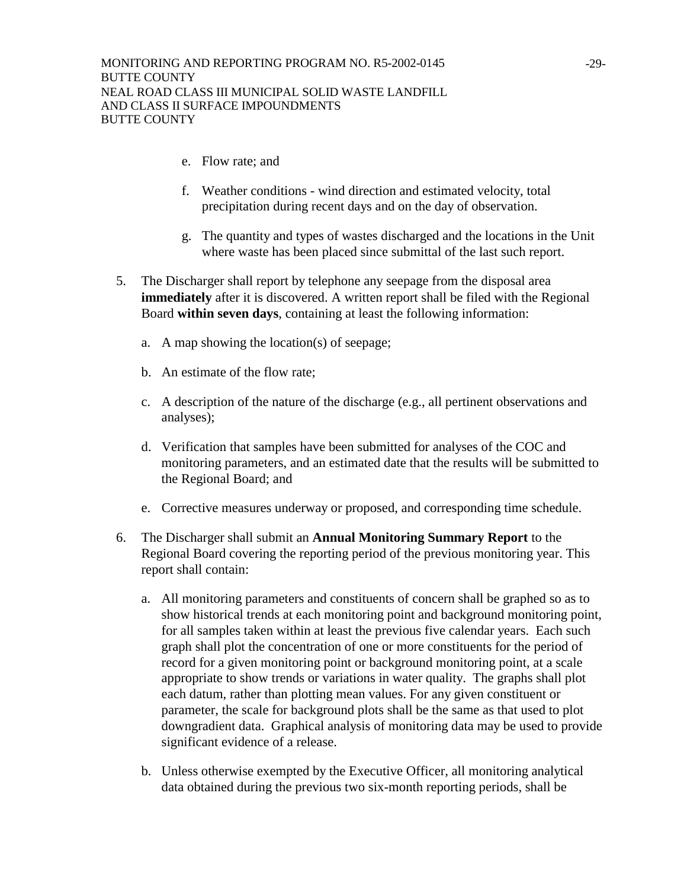e. Flow rate; and

f. Weather conditions - wind direction and estimated velocity, total precipitation during recent days and on the day of observation.

g. The quantity and types of wastes discharged and the locations in the Unit where waste has been placed since submittal of the last such report.

5. The Discharger shall report by telephone any seepage from the disposal area **immediately** after it is discovered. A written report shall be filed with the Regional Board **within seven days**, containing at least the following information:

   a. A map showing the location(s) of seepage;

   b. An estimate of the flow rate;

   c. A description of the nature of the discharge (e.g., all pertinent observations and analyses);

   d. Verification that samples have been submitted for analyses of the COC and monitoring parameters, and an estimated date that the results will be submitted to the Regional Board; and

   e. Corrective measures underway or proposed, and corresponding time schedule.

6. The Discharger shall submit an **Annual Monitoring Summary Report** to the Regional Board covering the reporting period of the previous monitoring year. This report shall contain:

   a. All monitoring parameters and constituents of concern shall be graphed so as to show historical trends at each monitoring point and background monitoring point, for all samples taken within at least the previous five calendar years. Each such graph shall plot the concentration of one or more constituents for the period of record for a given monitoring point or background monitoring point, at a scale appropriate to show trends or variations in water quality. The graphs shall plot each datum, rather than plotting mean values. For any given constituent or parameter, the scale for background plots shall be the same as that used to plot downgradient data. Graphical analysis of monitoring data may be used to provide significant evidence of a release.

   b. Unless otherwise exempted by the Executive Officer, all monitoring analytical data obtained during the previous two six-month reporting periods, shall be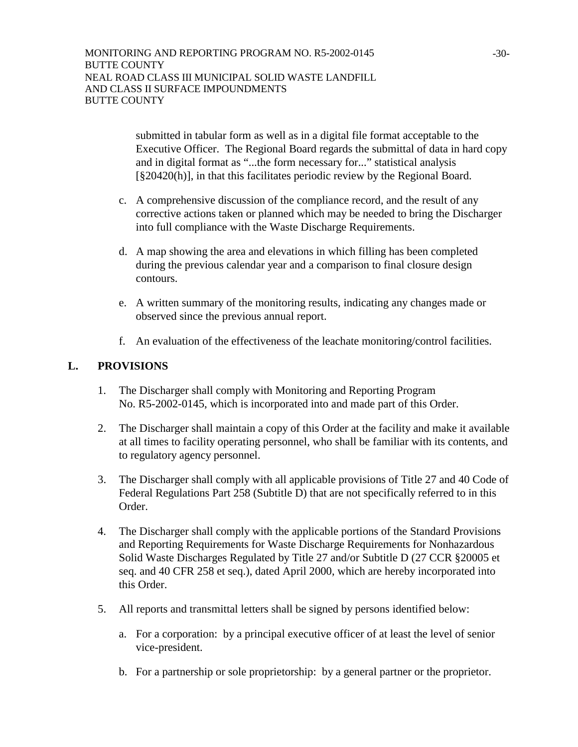submitted in tabular form as well as in a digital file format acceptable to the Executive Officer. The Regional Board regards the submittal of data in hard copy and in digital format as "...the form necessary for..." statistical analysis [§20420(h)], in that this facilitates periodic review by the Regional Board.

c. A comprehensive discussion of the compliance record, and the result of any corrective actions taken or planned which may be needed to bring the Discharger into full compliance with the Waste Discharge Requirements.

d. A map showing the area and elevations in which filling has been completed during the previous calendar year and a comparison to final closure design contours.

e. A written summary of the monitoring results, indicating any changes made or observed since the previous annual report.

f. An evaluation of the effectiveness of the leachate monitoring/control facilities.

## L. PROVISIONS

1. The Discharger shall comply with Monitoring and Reporting Program No. R5-2002-0145, which is incorporated into and made part of this Order.

2. The Discharger shall maintain a copy of this Order at the facility and make it available at all times to facility operating personnel, who shall be familiar with its contents, and to regulatory agency personnel.

3. The Discharger shall comply with all applicable provisions of Title 27 and 40 Code of Federal Regulations Part 258 (Subtitle D) that are not specifically referred to in this Order.

4. The Discharger shall comply with the applicable portions of the Standard Provisions and Reporting Requirements for Waste Discharge Requirements for Nonhazardous Solid Waste Discharges Regulated by Title 27 and/or Subtitle D (27 CCR §20005 et seq. and 40 CFR 258 et seq.), dated April 2000, which are hereby incorporated into this Order.

5. All reports and transmittal letters shall be signed by persons identified below:

   a. For a corporation: by a principal executive officer of at least the level of senior vice-president.

   b. For a partnership or sole proprietorship: by a general partner or the proprietor.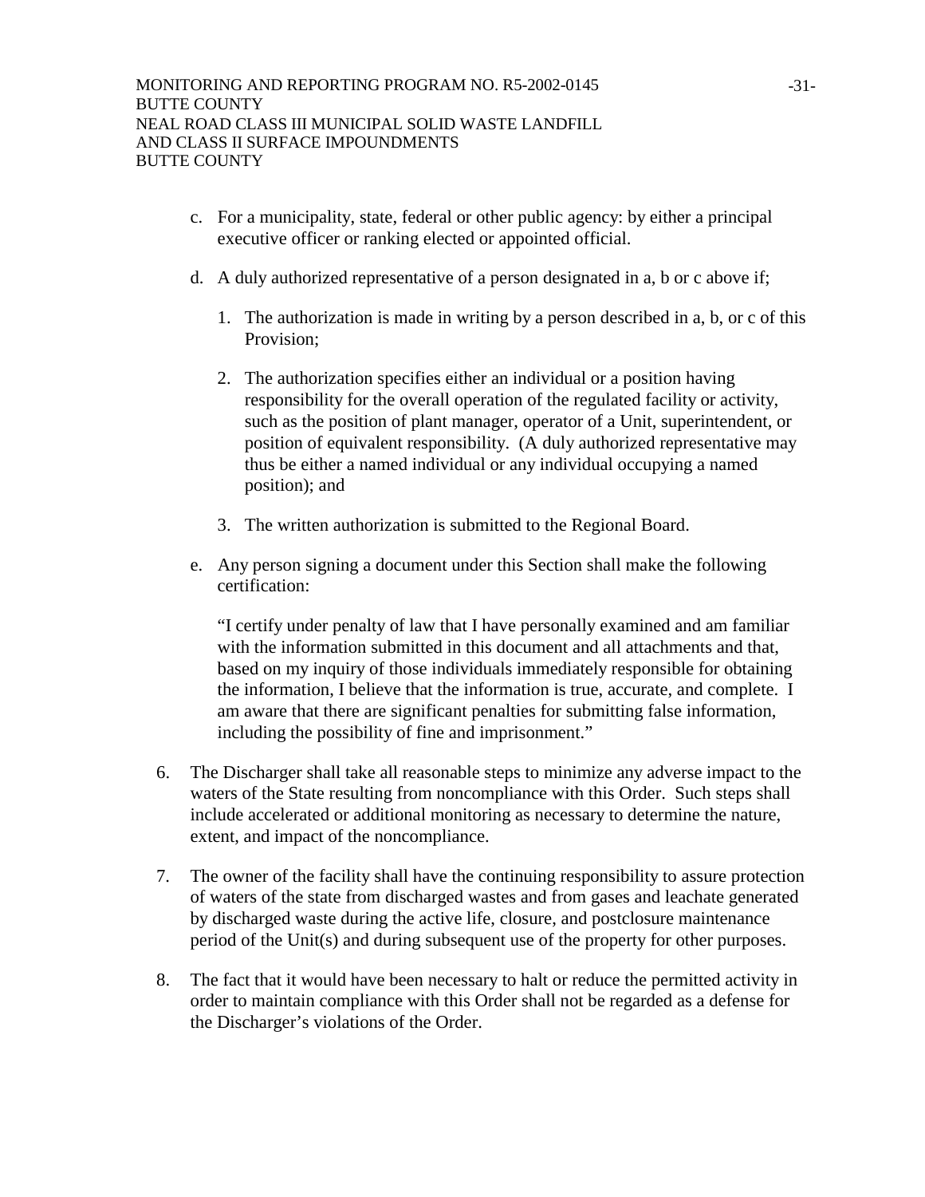c. For a municipality, state, federal or other public agency: by either a principal executive officer or ranking elected or appointed official.

d. A duly authorized representative of a person designated in a, b or c above if;

   1. The authorization is made in writing by a person described in a, b, or c of this Provision;

   2. The authorization specifies either an individual or a position having responsibility for the overall operation of the regulated facility or activity, such as the position of plant manager, operator of a Unit, superintendent, or position of equivalent responsibility. (A duly authorized representative may thus be either a named individual or any individual occupying a named position); and

   3. The written authorization is submitted to the Regional Board.

e. Any person signing a document under this Section shall make the following certification:

   "I certify under penalty of law that I have personally examined and am familiar with the information submitted in this document and all attachments and that, based on my inquiry of those individuals immediately responsible for obtaining the information, I believe that the information is true, accurate, and complete. I am aware that there are significant penalties for submitting false information, including the possibility of fine and imprisonment."

6. The Discharger shall take all reasonable steps to minimize any adverse impact to the waters of the State resulting from noncompliance with this Order. Such steps shall include accelerated or additional monitoring as necessary to determine the nature, extent, and impact of the noncompliance.

7. The owner of the facility shall have the continuing responsibility to assure protection of waters of the state from discharged wastes and from gases and leachate generated by discharged waste during the active life, closure, and postclosure maintenance period of the Unit(s) and during subsequent use of the property for other purposes.

8. The fact that it would have been necessary to halt or reduce the permitted activity in order to maintain compliance with this Order shall not be regarded as a defense for the Discharger's violations of the Order.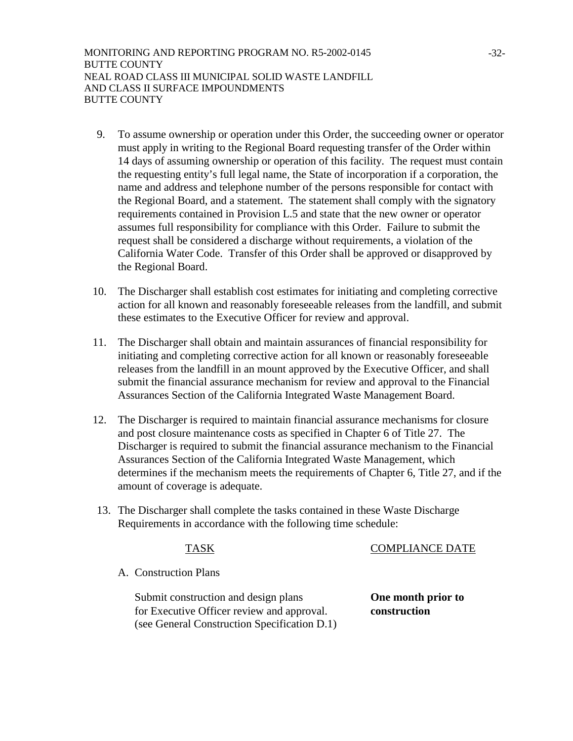9. To assume ownership or operation under this Order, the succeeding owner or operator must apply in writing to the Regional Board requesting transfer of the Order within 14 days of assuming ownership or operation of this facility. The request must contain the requesting entity's full legal name, the State of incorporation if a corporation, the name and address and telephone number of the persons responsible for contact with the Regional Board, and a statement. The statement shall comply with the signatory requirements contained in Provision L.5 and state that the new owner or operator assumes full responsibility for compliance with this Order. Failure to submit the request shall be considered a discharge without requirements, a violation of the California Water Code. Transfer of this Order shall be approved or disapproved by the Regional Board.

10. The Discharger shall establish cost estimates for initiating and completing corrective action for all known and reasonably foreseeable releases from the landfill, and submit these estimates to the Executive Officer for review and approval.

11. The Discharger shall obtain and maintain assurances of financial responsibility for initiating and completing corrective action for all known or reasonably foreseeable releases from the landfill in an mount approved by the Executive Officer, and shall submit the financial assurance mechanism for review and approval to the Financial Assurances Section of the California Integrated Waste Management Board.

12. The Discharger is required to maintain financial assurance mechanisms for closure and post closure maintenance costs as specified in Chapter 6 of Title 27. The Discharger is required to submit the financial assurance mechanism to the Financial Assurances Section of the California Integrated Waste Management, which determines if the mechanism meets the requirements of Chapter 6, Title 27, and if the amount of coverage is adequate.

13. The Discharger shall complete the tasks contained in these Waste Discharge Requirements in accordance with the following time schedule:

| TASK | COMPLIANCE DATE |
|---|---|
| A. Construction Plans | |
| Submit construction and design plans for Executive Officer review and approval. (see General Construction Specification D.1) | **One month prior to construction** |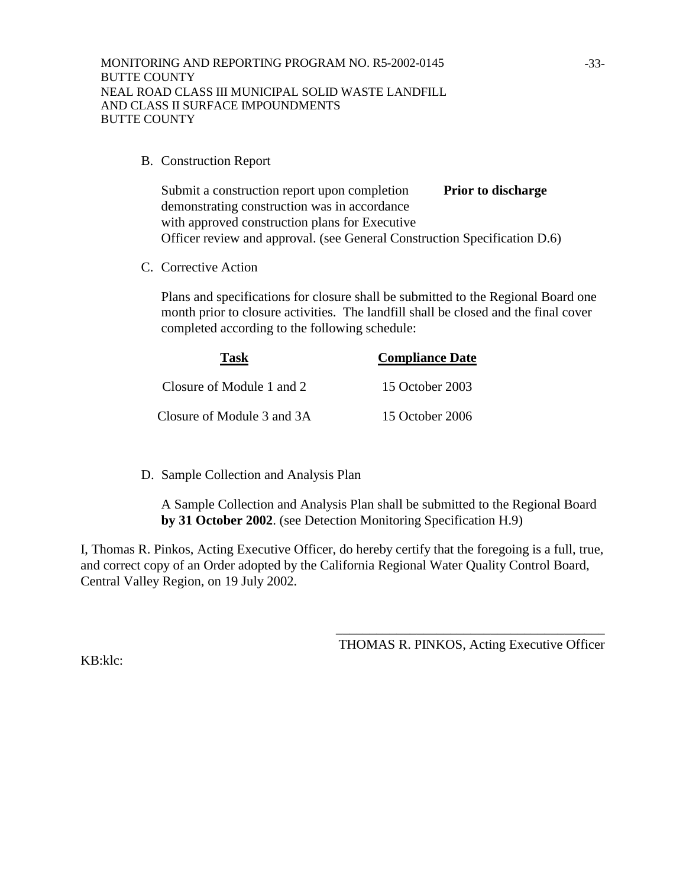B. Construction Report

Submit a construction report upon completion demonstrating construction was in accordance with approved construction plans for Executive Officer review and approval. (see General Construction Specification D.6) **Prior to discharge**

C. Corrective Action

Plans and specifications for closure shall be submitted to the Regional Board one month prior to closure activities. The landfill shall be closed and the final cover completed according to the following schedule:

| Task | Compliance Date |
| --- | --- |
| Closure of Module 1 and 2 | 15 October 2003 |
| Closure of Module 3 and 3A | 15 October 2006 |

D. Sample Collection and Analysis Plan

A Sample Collection and Analysis Plan shall be submitted to the Regional Board **by 31 October 2002**. (see Detection Monitoring Specification H.9)

I, Thomas R. Pinkos, Acting Executive Officer, do hereby certify that the foregoing is a full, true, and correct copy of an Order adopted by the California Regional Water Quality Control Board, Central Valley Region, on 19 July 2002.

\_\_\_\_\_\_\_\_\_\_\_\_\_\_\_\_\_\_\_\_\_\_\_\_\_\_\_\_\_\_\_\_\_\_\_\_\_\_\_\_

THOMAS R. PINKOS, Acting Executive Officer

KB:klc: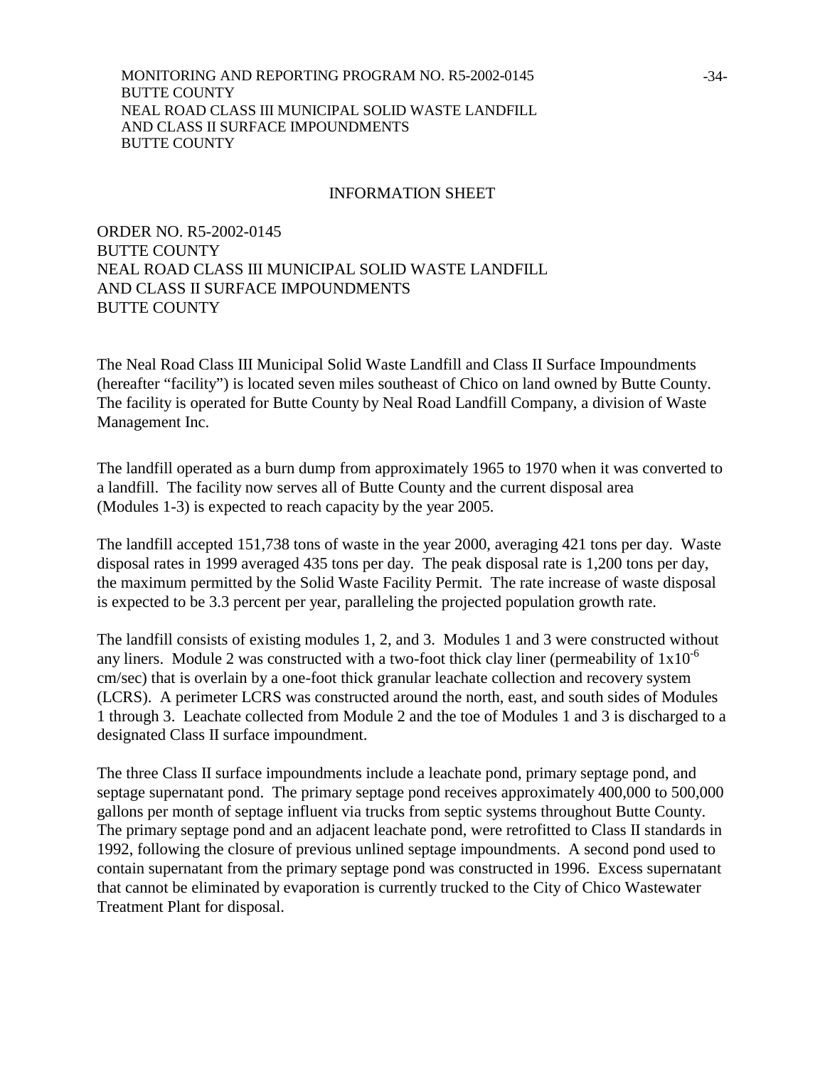## INFORMATION SHEET

ORDER NO. R5-2002-0145
BUTTE COUNTY
NEAL ROAD CLASS III MUNICIPAL SOLID WASTE LANDFILL
AND CLASS II SURFACE IMPOUNDMENTS
BUTTE COUNTY

The Neal Road Class III Municipal Solid Waste Landfill and Class II Surface Impoundments (hereafter "facility") is located seven miles southeast of Chico on land owned by Butte County. The facility is operated for Butte County by Neal Road Landfill Company, a division of Waste Management Inc.

The landfill operated as a burn dump from approximately 1965 to 1970 when it was converted to a landfill. The facility now serves all of Butte County and the current disposal area (Modules 1-3) is expected to reach capacity by the year 2005.

The landfill accepted 151,738 tons of waste in the year 2000, averaging 421 tons per day. Waste disposal rates in 1999 averaged 435 tons per day. The peak disposal rate is 1,200 tons per day, the maximum permitted by the Solid Waste Facility Permit. The rate increase of waste disposal is expected to be 3.3 percent per year, paralleling the projected population growth rate.

The landfill consists of existing modules 1, 2, and 3. Modules 1 and 3 were constructed without any liners. Module 2 was constructed with a two-foot thick clay liner (permeability of $1x10^{-6}$ cm/sec) that is overlain by a one-foot thick granular leachate collection and recovery system (LCRS). A perimeter LCRS was constructed around the north, east, and south sides of Modules 1 through 3. Leachate collected from Module 2 and the toe of Modules 1 and 3 is discharged to a designated Class II surface impoundment.

The three Class II surface impoundments include a leachate pond, primary septage pond, and septage supernatant pond. The primary septage pond receives approximately 400,000 to 500,000 gallons per month of septage influent via trucks from septic systems throughout Butte County. The primary septage pond and an adjacent leachate pond, were retrofitted to Class II standards in 1992, following the closure of previous unlined septage impoundments. A second pond used to contain supernatant from the primary septage pond was constructed in 1996. Excess supernatant that cannot be eliminated by evaporation is currently trucked to the City of Chico Wastewater Treatment Plant for disposal.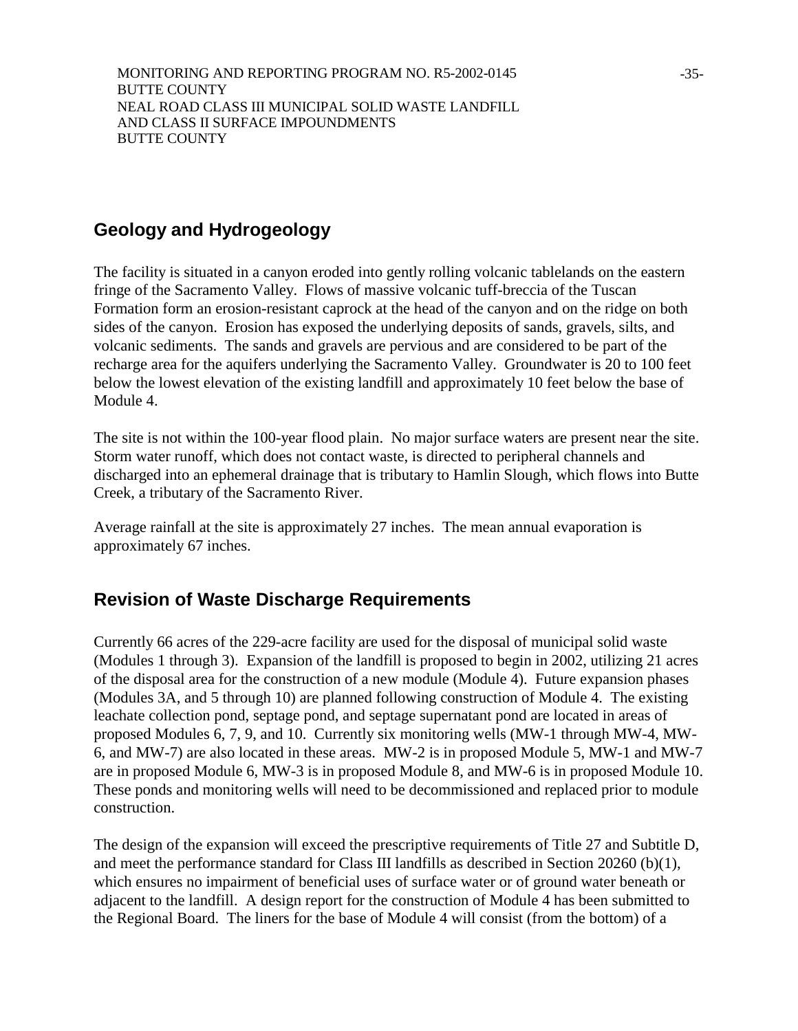## Geology and Hydrogeology

The facility is situated in a canyon eroded into gently rolling volcanic tablelands on the eastern fringe of the Sacramento Valley. Flows of massive volcanic tuff-breccia of the Tuscan Formation form an erosion-resistant caprock at the head of the canyon and on the ridge on both sides of the canyon. Erosion has exposed the underlying deposits of sands, gravels, silts, and volcanic sediments. The sands and gravels are pervious and are considered to be part of the recharge area for the aquifers underlying the Sacramento Valley. Groundwater is 20 to 100 feet below the lowest elevation of the existing landfill and approximately 10 feet below the base of Module 4.

The site is not within the 100-year flood plain. No major surface waters are present near the site. Storm water runoff, which does not contact waste, is directed to peripheral channels and discharged into an ephemeral drainage that is tributary to Hamlin Slough, which flows into Butte Creek, a tributary of the Sacramento River.

Average rainfall at the site is approximately 27 inches. The mean annual evaporation is approximately 67 inches.

## Revision of Waste Discharge Requirements

Currently 66 acres of the 229-acre facility are used for the disposal of municipal solid waste (Modules 1 through 3). Expansion of the landfill is proposed to begin in 2002, utilizing 21 acres of the disposal area for the construction of a new module (Module 4). Future expansion phases (Modules 3A, and 5 through 10) are planned following construction of Module 4. The existing leachate collection pond, septage pond, and septage supernatant pond are located in areas of proposed Modules 6, 7, 9, and 10. Currently six monitoring wells (MW-1 through MW-4, MW-6, and MW-7) are also located in these areas. MW-2 is in proposed Module 5, MW-1 and MW-7 are in proposed Module 6, MW-3 is in proposed Module 8, and MW-6 is in proposed Module 10. These ponds and monitoring wells will need to be decommissioned and replaced prior to module construction.

The design of the expansion will exceed the prescriptive requirements of Title 27 and Subtitle D, and meet the performance standard for Class III landfills as described in Section 20260 (b)(1), which ensures no impairment of beneficial uses of surface water or of ground water beneath or adjacent to the landfill. A design report for the construction of Module 4 has been submitted to the Regional Board. The liners for the base of Module 4 will consist (from the bottom) of a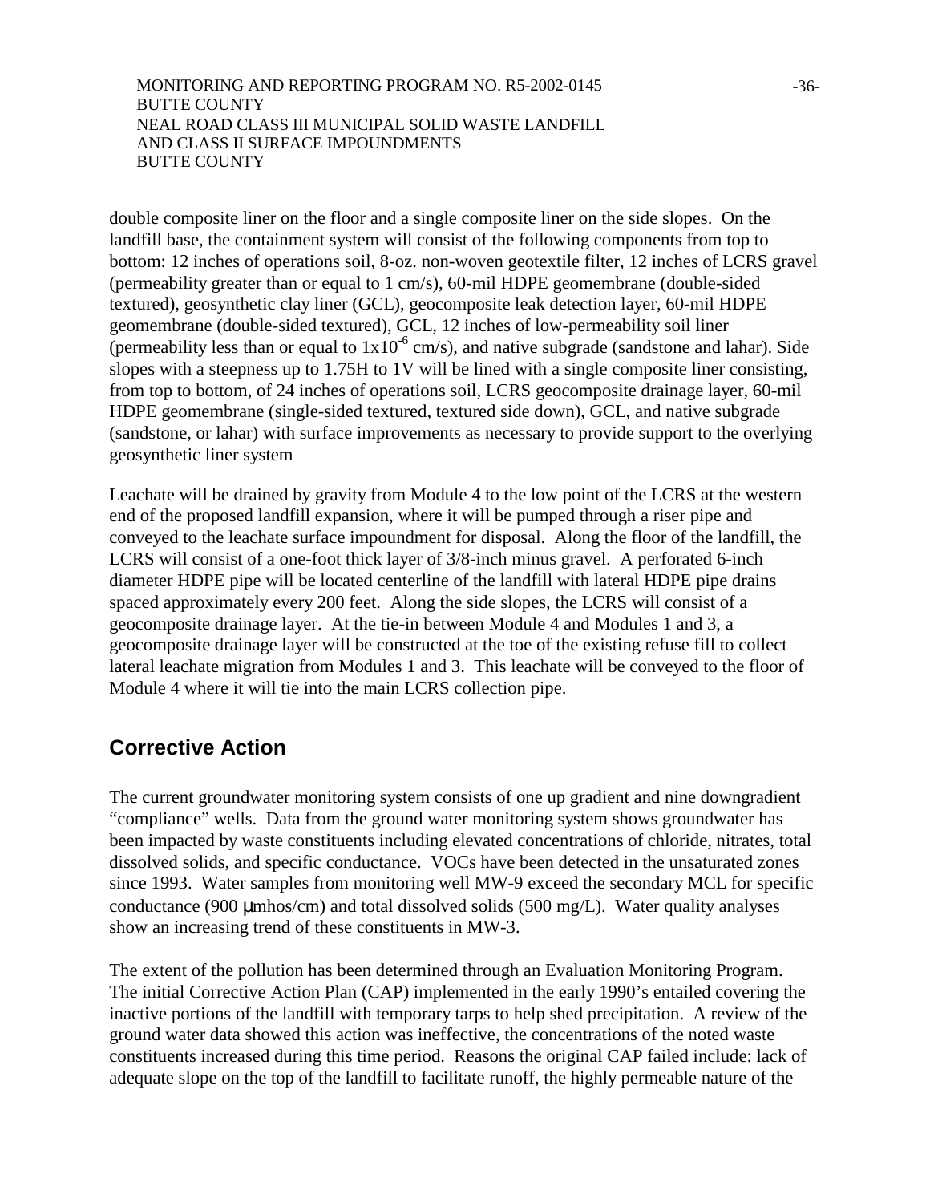double composite liner on the floor and a single composite liner on the side slopes. On the landfill base, the containment system will consist of the following components from top to bottom: 12 inches of operations soil, 8-oz. non-woven geotextile filter, 12 inches of LCRS gravel (permeability greater than or equal to 1 cm/s), 60-mil HDPE geomembrane (double-sided textured), geosynthetic clay liner (GCL), geocomposite leak detection layer, 60-mil HDPE geomembrane (double-sided textured), GCL, 12 inches of low-permeability soil liner (permeability less than or equal to $1x10^{-6}$ cm/s), and native subgrade (sandstone and lahar). Side slopes with a steepness up to 1.75H to 1V will be lined with a single composite liner consisting, from top to bottom, of 24 inches of operations soil, LCRS geocomposite drainage layer, 60-mil HDPE geomembrane (single-sided textured, textured side down), GCL, and native subgrade (sandstone, or lahar) with surface improvements as necessary to provide support to the overlying geosynthetic liner system

Leachate will be drained by gravity from Module 4 to the low point of the LCRS at the western end of the proposed landfill expansion, where it will be pumped through a riser pipe and conveyed to the leachate surface impoundment for disposal. Along the floor of the landfill, the LCRS will consist of a one-foot thick layer of 3/8-inch minus gravel. A perforated 6-inch diameter HDPE pipe will be located centerline of the landfill with lateral HDPE pipe drains spaced approximately every 200 feet. Along the side slopes, the LCRS will consist of a geocomposite drainage layer. At the tie-in between Module 4 and Modules 1 and 3, a geocomposite drainage layer will be constructed at the toe of the existing refuse fill to collect lateral leachate migration from Modules 1 and 3. This leachate will be conveyed to the floor of Module 4 where it will tie into the main LCRS collection pipe.

## Corrective Action

The current groundwater monitoring system consists of one up gradient and nine downgradient "compliance" wells. Data from the ground water monitoring system shows groundwater has been impacted by waste constituents including elevated concentrations of chloride, nitrates, total dissolved solids, and specific conductance. VOCs have been detected in the unsaturated zones since 1993. Water samples from monitoring well MW-9 exceed the secondary MCL for specific conductance (900 μmhos/cm) and total dissolved solids (500 mg/L). Water quality analyses show an increasing trend of these constituents in MW-3.

The extent of the pollution has been determined through an Evaluation Monitoring Program. The initial Corrective Action Plan (CAP) implemented in the early 1990's entailed covering the inactive portions of the landfill with temporary tarps to help shed precipitation. A review of the ground water data showed this action was ineffective, the concentrations of the noted waste constituents increased during this time period. Reasons the original CAP failed include: lack of adequate slope on the top of the landfill to facilitate runoff, the highly permeable nature of the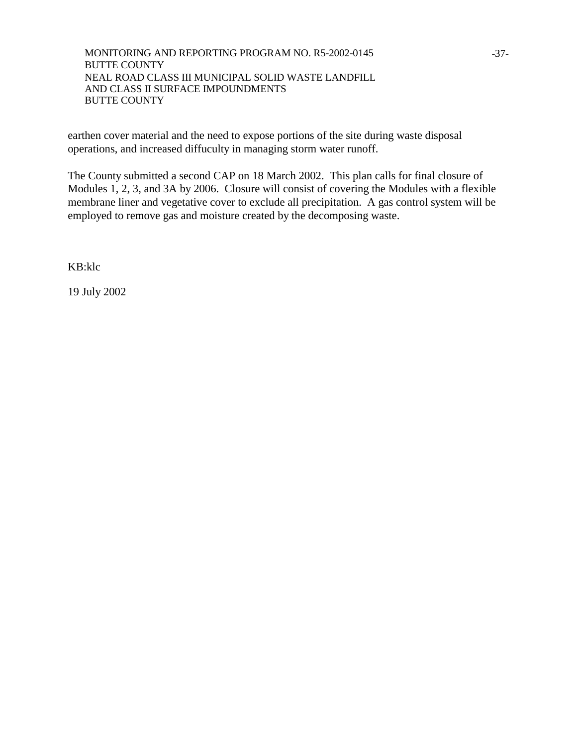earthen cover material and the need to expose portions of the site during waste disposal operations, and increased diffuculty in managing storm water runoff.

The County submitted a second CAP on 18 March 2002. This plan calls for final closure of Modules 1, 2, 3, and 3A by 2006. Closure will consist of covering the Modules with a flexible membrane liner and vegetative cover to exclude all precipitation. A gas control system will be employed to remove gas and moisture created by the decomposing waste.

KB:klc

19 July 2002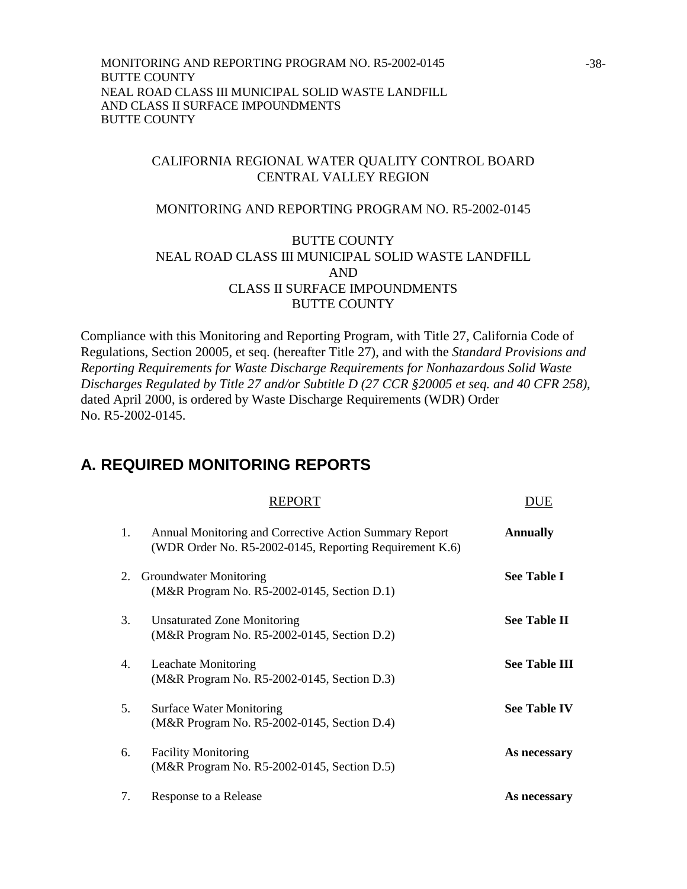CALIFORNIA REGIONAL WATER QUALITY CONTROL BOARD
CENTRAL VALLEY REGION

MONITORING AND REPORTING PROGRAM NO. R5-2002-0145

BUTTE COUNTY
NEAL ROAD CLASS III MUNICIPAL SOLID WASTE LANDFILL
AND
CLASS II SURFACE IMPOUNDMENTS
BUTTE COUNTY

Compliance with this Monitoring and Reporting Program, with Title 27, California Code of Regulations, Section 20005, et seq. (hereafter Title 27), and with the *Standard Provisions and Reporting Requirements for Waste Discharge Requirements for Nonhazardous Solid Waste Discharges Regulated by Title 27 and/or Subtitle D (27 CCR §20005 et seq. and 40 CFR 258),* dated April 2000, is ordered by Waste Discharge Requirements (WDR) Order No. R5-2002-0145.

## A. REQUIRED MONITORING REPORTS

| | REPORT | DUE |
|---|---|---|
| 1. | Annual Monitoring and Corrective Action Summary Report (WDR Order No. R5-2002-0145, Reporting Requirement K.6) | **Annually** |
| 2. | Groundwater Monitoring (M&R Program No. R5-2002-0145, Section D.1) | **See Table I** |
| 3. | Unsaturated Zone Monitoring (M&R Program No. R5-2002-0145, Section D.2) | **See Table II** |
| 4. | Leachate Monitoring (M&R Program No. R5-2002-0145, Section D.3) | **See Table III** |
| 5. | Surface Water Monitoring (M&R Program No. R5-2002-0145, Section D.4) | **See Table IV** |
| 6. | Facility Monitoring (M&R Program No. R5-2002-0145, Section D.5) | **As necessary** |
| 7. | Response to a Release | **As necessary** |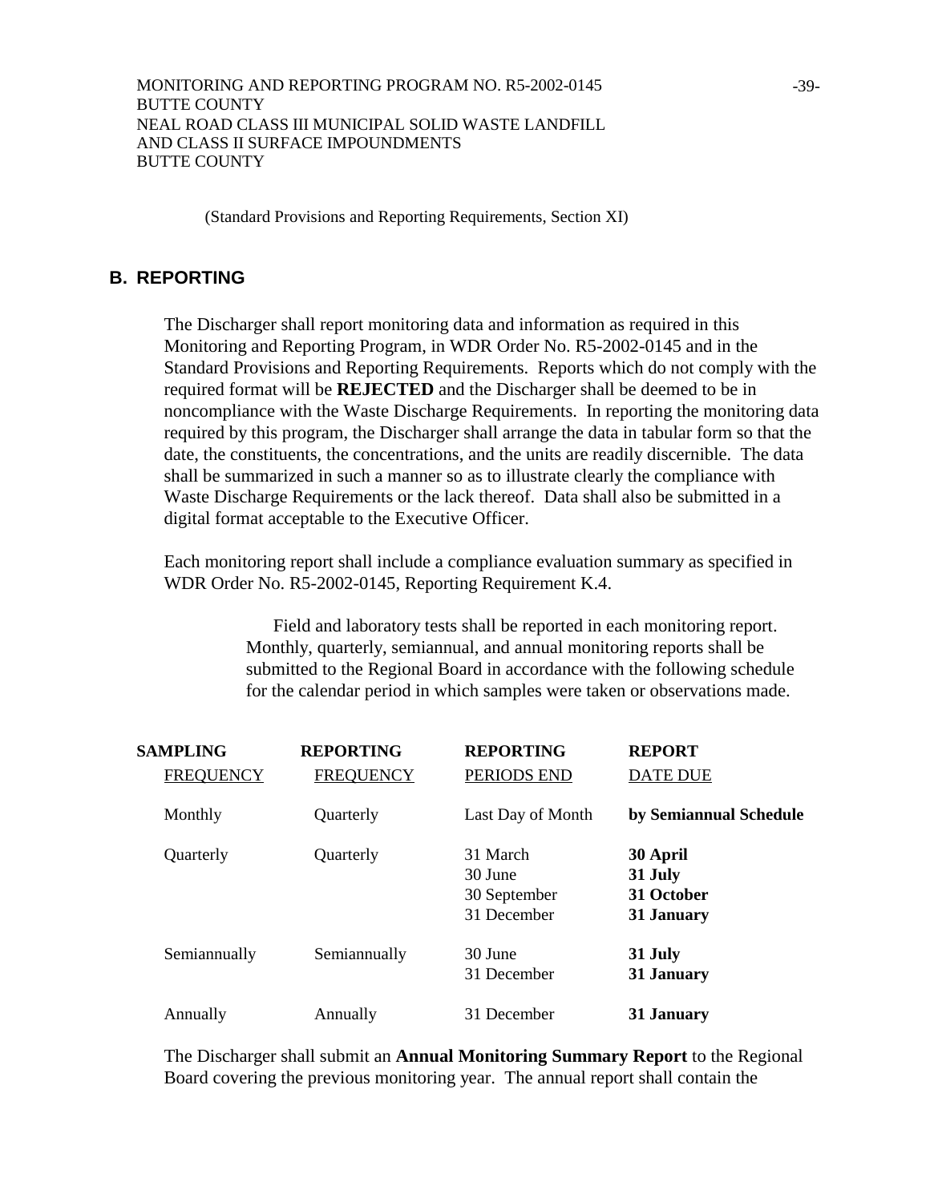(Standard Provisions and Reporting Requirements, Section XI)

## B. REPORTING

The Discharger shall report monitoring data and information as required in this Monitoring and Reporting Program, in WDR Order No. R5-2002-0145 and in the Standard Provisions and Reporting Requirements. Reports which do not comply with the required format will be **REJECTED** and the Discharger shall be deemed to be in noncompliance with the Waste Discharge Requirements. In reporting the monitoring data required by this program, the Discharger shall arrange the data in tabular form so that the date, the constituents, the concentrations, and the units are readily discernible. The data shall be summarized in such a manner so as to illustrate clearly the compliance with Waste Discharge Requirements or the lack thereof. Data shall also be submitted in a digital format acceptable to the Executive Officer.

Each monitoring report shall include a compliance evaluation summary as specified in WDR Order No. R5-2002-0145, Reporting Requirement K.4.

Field and laboratory tests shall be reported in each monitoring report. Monthly, quarterly, semiannual, and annual monitoring reports shall be submitted to the Regional Board in accordance with the following schedule for the calendar period in which samples were taken or observations made.

| SAMPLING FREQUENCY | REPORTING FREQUENCY | REPORTING PERIODS END | REPORT DATE DUE |
|---|---|---|---|
| Monthly | Quarterly | Last Day of Month | **by Semiannual Schedule** |
| Quarterly | Quarterly | 31 March<br>30 June<br>30 September<br>31 December | **30 April**<br>**31 July**<br>**31 October**<br>**31 January** |
| Semiannually | Semiannually | 30 June<br>31 December | **31 July**<br>**31 January** |
| Annually | Annually | 31 December | **31 January** |

The Discharger shall submit an **Annual Monitoring Summary Report** to the Regional Board covering the previous monitoring year. The annual report shall contain the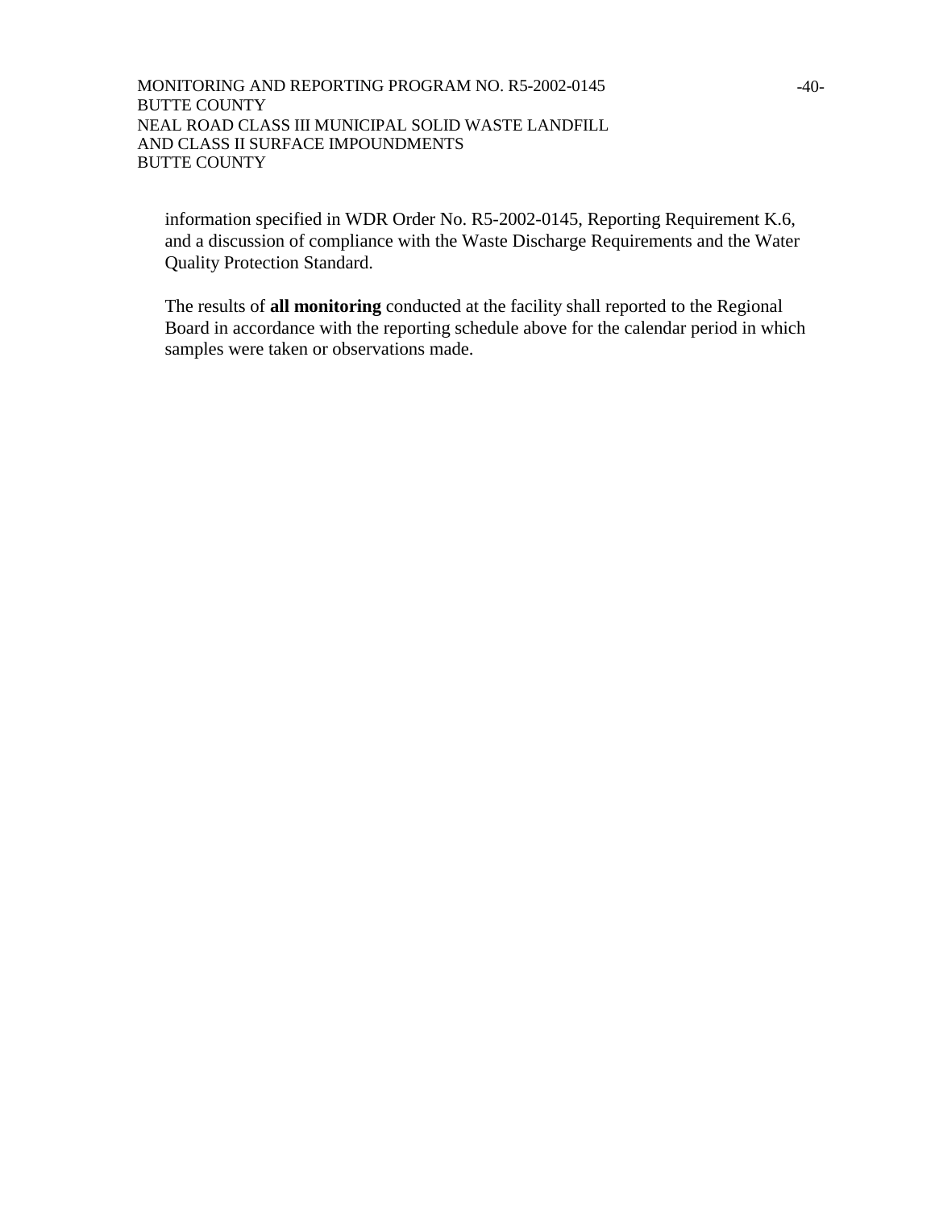information specified in WDR Order No. R5-2002-0145, Reporting Requirement K.6, and a discussion of compliance with the Waste Discharge Requirements and the Water Quality Protection Standard.

The results of **all monitoring** conducted at the facility shall reported to the Regional Board in accordance with the reporting schedule above for the calendar period in which samples were taken or observations made.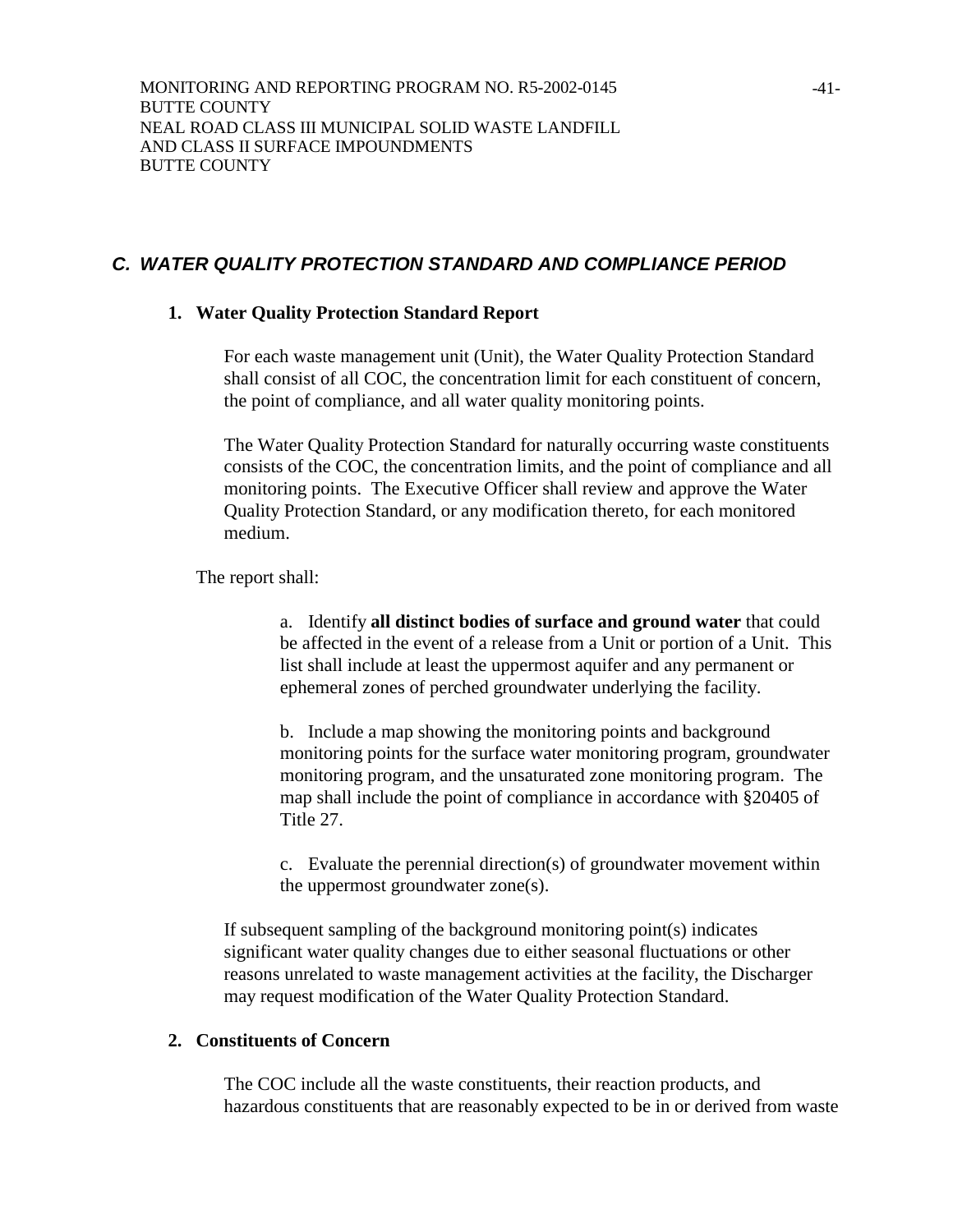## *C. WATER QUALITY PROTECTION STANDARD AND COMPLIANCE PERIOD*

### 1. Water Quality Protection Standard Report

For each waste management unit (Unit), the Water Quality Protection Standard shall consist of all COC, the concentration limit for each constituent of concern, the point of compliance, and all water quality monitoring points.

The Water Quality Protection Standard for naturally occurring waste constituents consists of the COC, the concentration limits, and the point of compliance and all monitoring points. The Executive Officer shall review and approve the Water Quality Protection Standard, or any modification thereto, for each monitored medium.

The report shall:

a. Identify **all distinct bodies of surface and ground water** that could be affected in the event of a release from a Unit or portion of a Unit. This list shall include at least the uppermost aquifer and any permanent or ephemeral zones of perched groundwater underlying the facility.

b. Include a map showing the monitoring points and background monitoring points for the surface water monitoring program, groundwater monitoring program, and the unsaturated zone monitoring program. The map shall include the point of compliance in accordance with §20405 of Title 27.

c. Evaluate the perennial direction(s) of groundwater movement within the uppermost groundwater zone(s).

If subsequent sampling of the background monitoring point(s) indicates significant water quality changes due to either seasonal fluctuations or other reasons unrelated to waste management activities at the facility, the Discharger may request modification of the Water Quality Protection Standard.

### 2. Constituents of Concern

The COC include all the waste constituents, their reaction products, and hazardous constituents that are reasonably expected to be in or derived from waste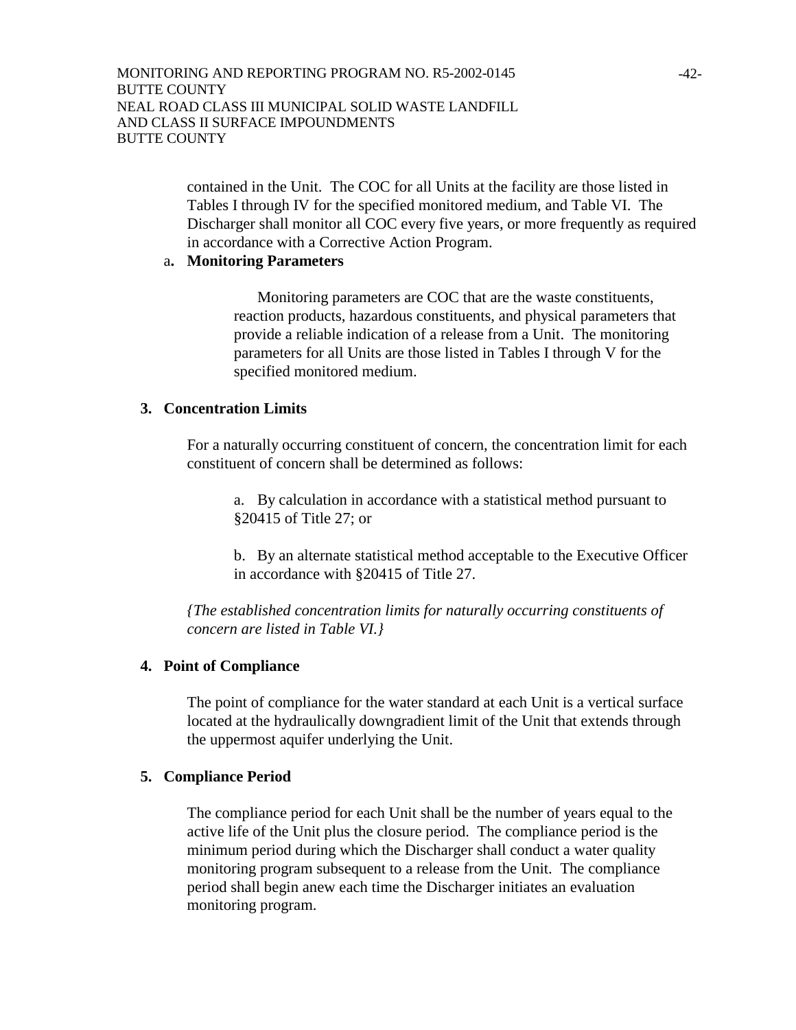contained in the Unit. The COC for all Units at the facility are those listed in Tables I through IV for the specified monitored medium, and Table VI. The Discharger shall monitor all COC every five years, or more frequently as required in accordance with a Corrective Action Program.

a. **Monitoring Parameters**

Monitoring parameters are COC that are the waste constituents, reaction products, hazardous constituents, and physical parameters that provide a reliable indication of a release from a Unit. The monitoring parameters for all Units are those listed in Tables I through V for the specified monitored medium.

**3. Concentration Limits**

For a naturally occurring constituent of concern, the concentration limit for each constituent of concern shall be determined as follows:

a. By calculation in accordance with a statistical method pursuant to §20415 of Title 27; or

b. By an alternate statistical method acceptable to the Executive Officer in accordance with §20415 of Title 27.

*{The established concentration limits for naturally occurring constituents of concern are listed in Table VI.}*

**4. Point of Compliance**

The point of compliance for the water standard at each Unit is a vertical surface located at the hydraulically downgradient limit of the Unit that extends through the uppermost aquifer underlying the Unit.

**5. Compliance Period**

The compliance period for each Unit shall be the number of years equal to the active life of the Unit plus the closure period. The compliance period is the minimum period during which the Discharger shall conduct a water quality monitoring program subsequent to a release from the Unit. The compliance period shall begin anew each time the Discharger initiates an evaluation monitoring program.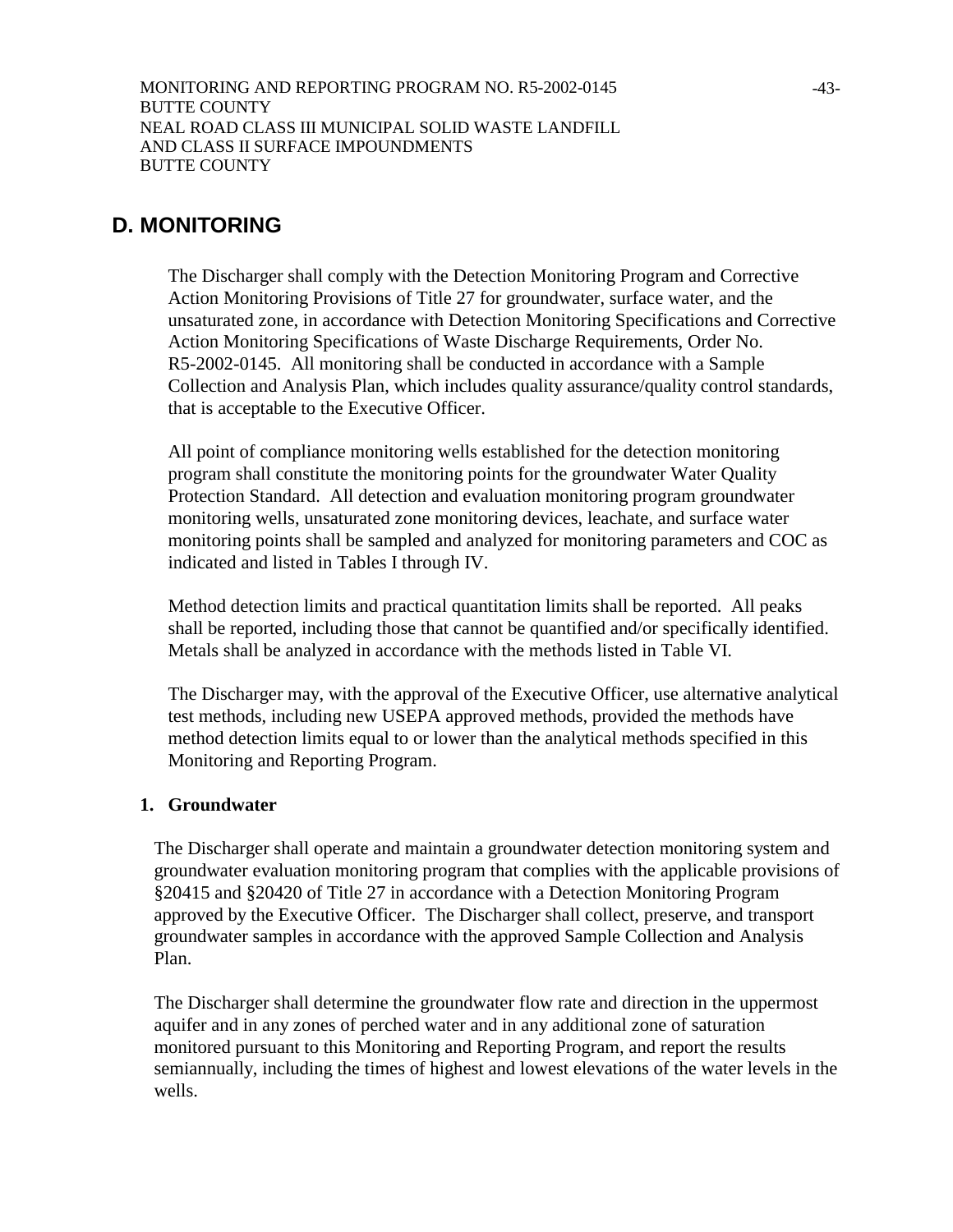## D. MONITORING

The Discharger shall comply with the Detection Monitoring Program and Corrective Action Monitoring Provisions of Title 27 for groundwater, surface water, and the unsaturated zone, in accordance with Detection Monitoring Specifications and Corrective Action Monitoring Specifications of Waste Discharge Requirements, Order No. R5-2002-0145. All monitoring shall be conducted in accordance with a Sample Collection and Analysis Plan, which includes quality assurance/quality control standards, that is acceptable to the Executive Officer.

All point of compliance monitoring wells established for the detection monitoring program shall constitute the monitoring points for the groundwater Water Quality Protection Standard. All detection and evaluation monitoring program groundwater monitoring wells, unsaturated zone monitoring devices, leachate, and surface water monitoring points shall be sampled and analyzed for monitoring parameters and COC as indicated and listed in Tables I through IV.

Method detection limits and practical quantitation limits shall be reported. All peaks shall be reported, including those that cannot be quantified and/or specifically identified. Metals shall be analyzed in accordance with the methods listed in Table VI.

The Discharger may, with the approval of the Executive Officer, use alternative analytical test methods, including new USEPA approved methods, provided the methods have method detection limits equal to or lower than the analytical methods specified in this Monitoring and Reporting Program.

### 1. Groundwater

The Discharger shall operate and maintain a groundwater detection monitoring system and groundwater evaluation monitoring program that complies with the applicable provisions of §20415 and §20420 of Title 27 in accordance with a Detection Monitoring Program approved by the Executive Officer. The Discharger shall collect, preserve, and transport groundwater samples in accordance with the approved Sample Collection and Analysis Plan.

The Discharger shall determine the groundwater flow rate and direction in the uppermost aquifer and in any zones of perched water and in any additional zone of saturation monitored pursuant to this Monitoring and Reporting Program, and report the results semiannually, including the times of highest and lowest elevations of the water levels in the wells.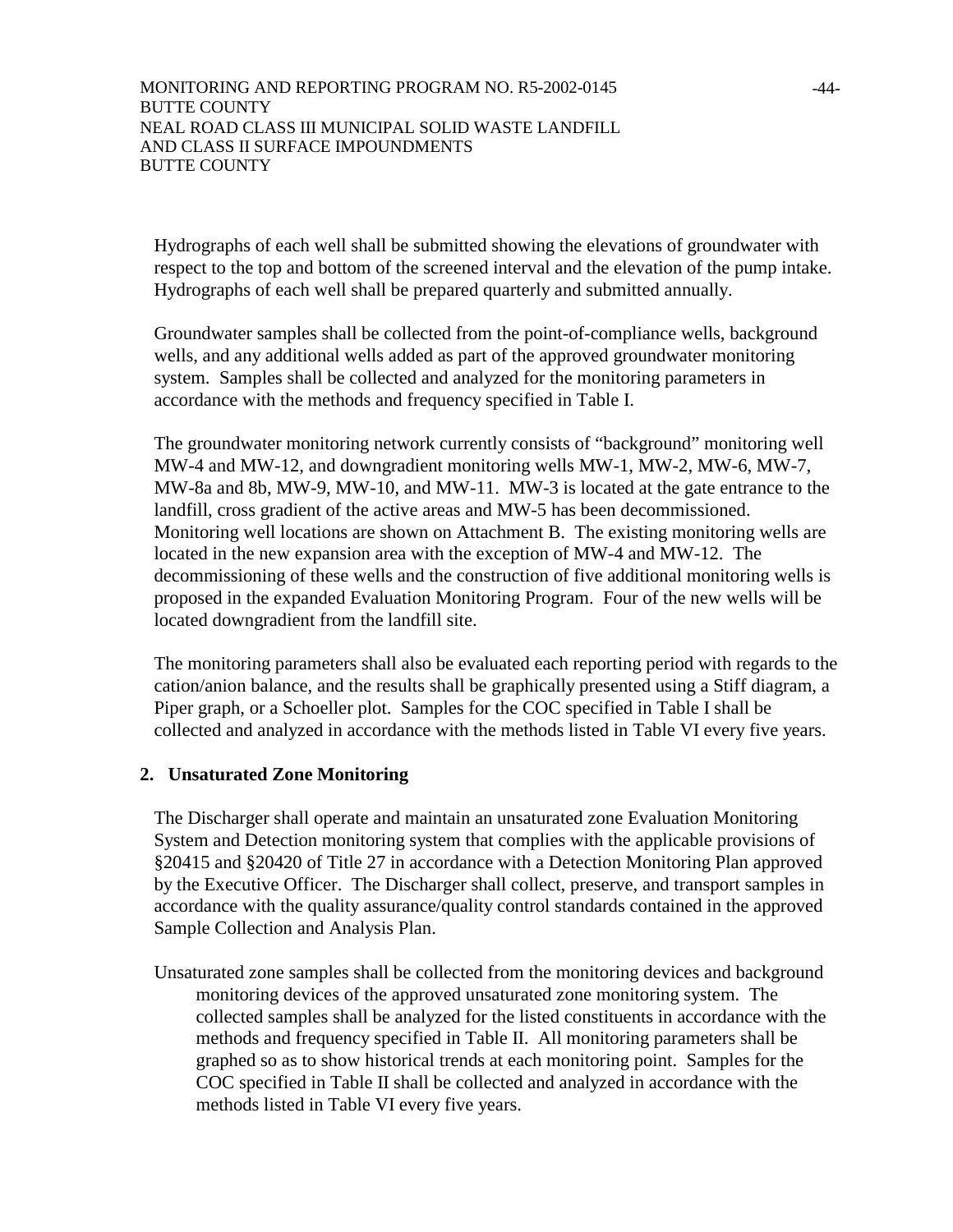Hydrographs of each well shall be submitted showing the elevations of groundwater with respect to the top and bottom of the screened interval and the elevation of the pump intake. Hydrographs of each well shall be prepared quarterly and submitted annually.

Groundwater samples shall be collected from the point-of-compliance wells, background wells, and any additional wells added as part of the approved groundwater monitoring system. Samples shall be collected and analyzed for the monitoring parameters in accordance with the methods and frequency specified in Table I.

The groundwater monitoring network currently consists of "background" monitoring well MW-4 and MW-12, and downgradient monitoring wells MW-1, MW-2, MW-6, MW-7, MW-8a and 8b, MW-9, MW-10, and MW-11. MW-3 is located at the gate entrance to the landfill, cross gradient of the active areas and MW-5 has been decommissioned. Monitoring well locations are shown on Attachment B. The existing monitoring wells are located in the new expansion area with the exception of MW-4 and MW-12. The decommissioning of these wells and the construction of five additional monitoring wells is proposed in the expanded Evaluation Monitoring Program. Four of the new wells will be located downgradient from the landfill site.

The monitoring parameters shall also be evaluated each reporting period with regards to the cation/anion balance, and the results shall be graphically presented using a Stiff diagram, a Piper graph, or a Schoeller plot. Samples for the COC specified in Table I shall be collected and analyzed in accordance with the methods listed in Table VI every five years.

**2. Unsaturated Zone Monitoring**

The Discharger shall operate and maintain an unsaturated zone Evaluation Monitoring System and Detection monitoring system that complies with the applicable provisions of §20415 and §20420 of Title 27 in accordance with a Detection Monitoring Plan approved by the Executive Officer. The Discharger shall collect, preserve, and transport samples in accordance with the quality assurance/quality control standards contained in the approved Sample Collection and Analysis Plan.

Unsaturated zone samples shall be collected from the monitoring devices and background monitoring devices of the approved unsaturated zone monitoring system. The collected samples shall be analyzed for the listed constituents in accordance with the methods and frequency specified in Table II. All monitoring parameters shall be graphed so as to show historical trends at each monitoring point. Samples for the COC specified in Table II shall be collected and analyzed in accordance with the methods listed in Table VI every five years.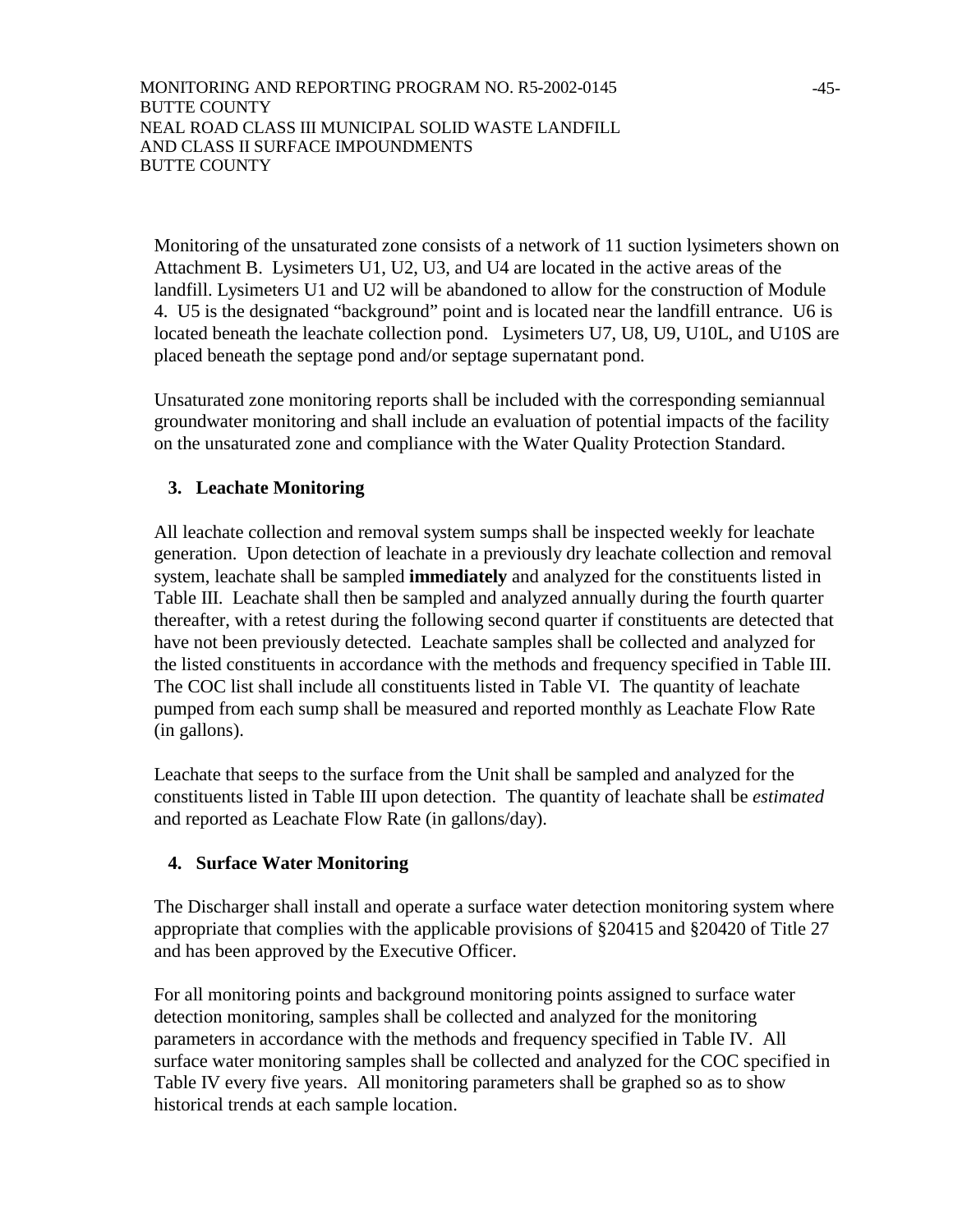Monitoring of the unsaturated zone consists of a network of 11 suction lysimeters shown on Attachment B. Lysimeters U1, U2, U3, and U4 are located in the active areas of the landfill. Lysimeters U1 and U2 will be abandoned to allow for the construction of Module 4. U5 is the designated "background" point and is located near the landfill entrance. U6 is located beneath the leachate collection pond. Lysimeters U7, U8, U9, U10L, and U10S are placed beneath the septage pond and/or septage supernatant pond.

Unsaturated zone monitoring reports shall be included with the corresponding semiannual groundwater monitoring and shall include an evaluation of potential impacts of the facility on the unsaturated zone and compliance with the Water Quality Protection Standard.

### 3. Leachate Monitoring

All leachate collection and removal system sumps shall be inspected weekly for leachate generation. Upon detection of leachate in a previously dry leachate collection and removal system, leachate shall be sampled **immediately** and analyzed for the constituents listed in Table III. Leachate shall then be sampled and analyzed annually during the fourth quarter thereafter, with a retest during the following second quarter if constituents are detected that have not been previously detected. Leachate samples shall be collected and analyzed for the listed constituents in accordance with the methods and frequency specified in Table III. The COC list shall include all constituents listed in Table VI. The quantity of leachate pumped from each sump shall be measured and reported monthly as Leachate Flow Rate (in gallons).

Leachate that seeps to the surface from the Unit shall be sampled and analyzed for the constituents listed in Table III upon detection. The quantity of leachate shall be *estimated* and reported as Leachate Flow Rate (in gallons/day).

### 4. Surface Water Monitoring

The Discharger shall install and operate a surface water detection monitoring system where appropriate that complies with the applicable provisions of §20415 and §20420 of Title 27 and has been approved by the Executive Officer.

For all monitoring points and background monitoring points assigned to surface water detection monitoring, samples shall be collected and analyzed for the monitoring parameters in accordance with the methods and frequency specified in Table IV. All surface water monitoring samples shall be collected and analyzed for the COC specified in Table IV every five years. All monitoring parameters shall be graphed so as to show historical trends at each sample location.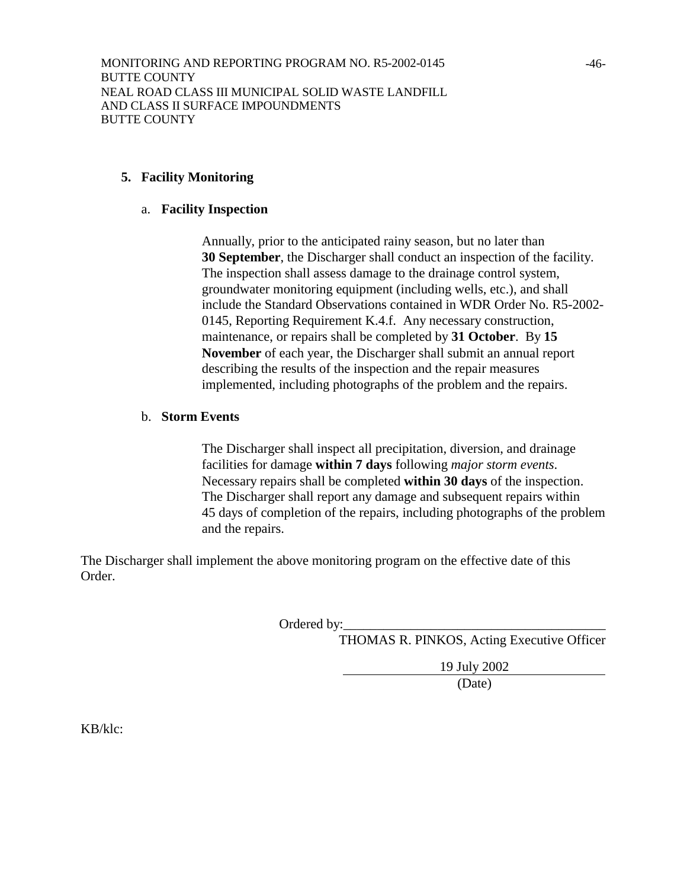### 5. Facility Monitoring

#### a. Facility Inspection

Annually, prior to the anticipated rainy season, but no later than **30 September**, the Discharger shall conduct an inspection of the facility. The inspection shall assess damage to the drainage control system, groundwater monitoring equipment (including wells, etc.), and shall include the Standard Observations contained in WDR Order No. R5-2002-0145, Reporting Requirement K.4.f. Any necessary construction, maintenance, or repairs shall be completed by **31 October**. By **15 November** of each year, the Discharger shall submit an annual report describing the results of the inspection and the repair measures implemented, including photographs of the problem and the repairs.

#### b. Storm Events

The Discharger shall inspect all precipitation, diversion, and drainage facilities for damage **within 7 days** following *major storm events*. Necessary repairs shall be completed **within 30 days** of the inspection. The Discharger shall report any damage and subsequent repairs within 45 days of completion of the repairs, including photographs of the problem and the repairs.

The Discharger shall implement the above monitoring program on the effective date of this Order.

Ordered by:\_\_\_\_\_\_\_\_\_\_\_\_\_\_\_\_\_\_\_\_\_\_\_\_\_\_\_\_\_\_\_\_\_\_\_\_\_\_

THOMAS R. PINKOS, Acting Executive Officer

19 July 2002

(Date)

KB/klc: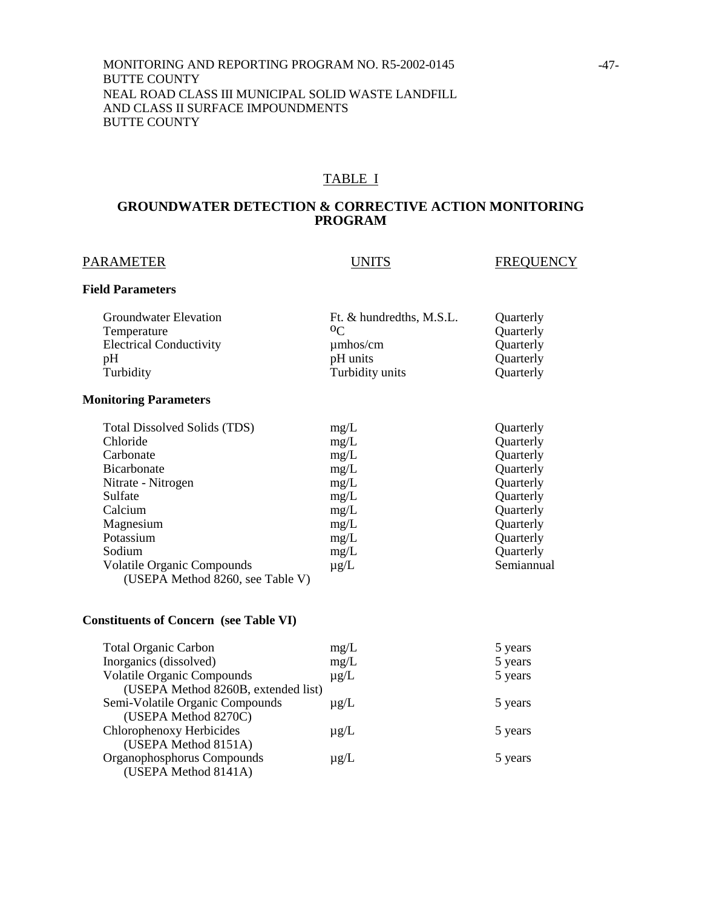## TABLE I

## GROUNDWATER DETECTION & CORRECTIVE ACTION MONITORING PROGRAM

| PARAMETER | UNITS | FREQUENCY |
|---|---|---|
| **Field Parameters** | | |
| Groundwater Elevation | Ft. & hundredths, M.S.L. | Quarterly |
| Temperature | $^{o}C$ | Quarterly |
| Electrical Conductivity | µmhos/cm | Quarterly |
| pH | pH units | Quarterly |
| Turbidity | Turbidity units | Quarterly |
| **Monitoring Parameters** | | |
| Total Dissolved Solids (TDS) | mg/L | Quarterly |
| Chloride | mg/L | Quarterly |
| Carbonate | mg/L | Quarterly |
| Bicarbonate | mg/L | Quarterly |
| Nitrate - Nitrogen | mg/L | Quarterly |
| Sulfate | mg/L | Quarterly |
| Calcium | mg/L | Quarterly |
| Magnesium | mg/L | Quarterly |
| Potassium | mg/L | Quarterly |
| Sodium | mg/L | Quarterly |
| Volatile Organic Compounds (USEPA Method 8260, see Table V) | µg/L | Semiannual |
| **Constituents of Concern (see Table VI)** | | |
| Total Organic Carbon | mg/L | 5 years |
| Inorganics (dissolved) | mg/L | 5 years |
| Volatile Organic Compounds (USEPA Method 8260B, extended list) | µg/L | 5 years |
| Semi-Volatile Organic Compounds (USEPA Method 8270C) | µg/L | 5 years |
| Chlorophenoxy Herbicides (USEPA Method 8151A) | µg/L | 5 years |
| Organophosphorus Compounds (USEPA Method 8141A) | µg/L | 5 years |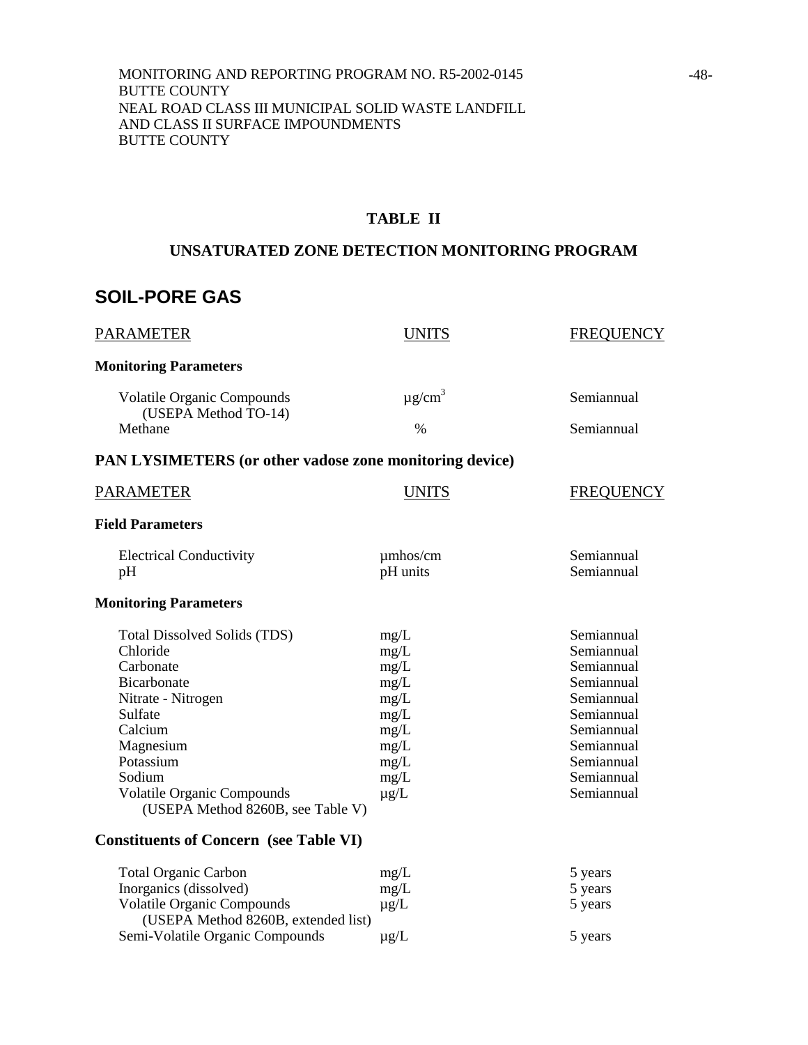MONITORING AND REPORTING PROGRAM NO. R5-2002-0145
BUTTE COUNTY
NEAL ROAD CLASS III MUNICIPAL SOLID WASTE LANDFILL
AND CLASS II SURFACE IMPOUNDMENTS
BUTTE COUNTY

**TABLE II**

**UNSATURATED ZONE DETECTION MONITORING PROGRAM**

## SOIL-PORE GAS

| PARAMETER | UNITS | FREQUENCY |
|---|---|---|
| **Monitoring Parameters** | | |
| Volatile Organic Compounds (USEPA Method TO-14) | $\mu g/cm^3$ | Semiannual |
| Methane | % | Semiannual |

## PAN LYSIMETERS (or other vadose zone monitoring device)

| PARAMETER | UNITS | FREQUENCY |
|---|---|---|
| **Field Parameters** | | |
| Electrical Conductivity | µmhos/cm | Semiannual |
| pH | pH units | Semiannual |
| **Monitoring Parameters** | | |
| Total Dissolved Solids (TDS) | mg/L | Semiannual |
| Chloride | mg/L | Semiannual |
| Carbonate | mg/L | Semiannual |
| Bicarbonate | mg/L | Semiannual |
| Nitrate - Nitrogen | mg/L | Semiannual |
| Sulfate | mg/L | Semiannual |
| Calcium | mg/L | Semiannual |
| Magnesium | mg/L | Semiannual |
| Potassium | mg/L | Semiannual |
| Sodium | mg/L | Semiannual |
| Volatile Organic Compounds (USEPA Method 8260B, see Table V) | µg/L | Semiannual |
| **Constituents of Concern (see Table VI)** | | |
| Total Organic Carbon | mg/L | 5 years |
| Inorganics (dissolved) | mg/L | 5 years |
| Volatile Organic Compounds (USEPA Method 8260B, extended list) | µg/L | 5 years |
| Semi-Volatile Organic Compounds | µg/L | 5 years |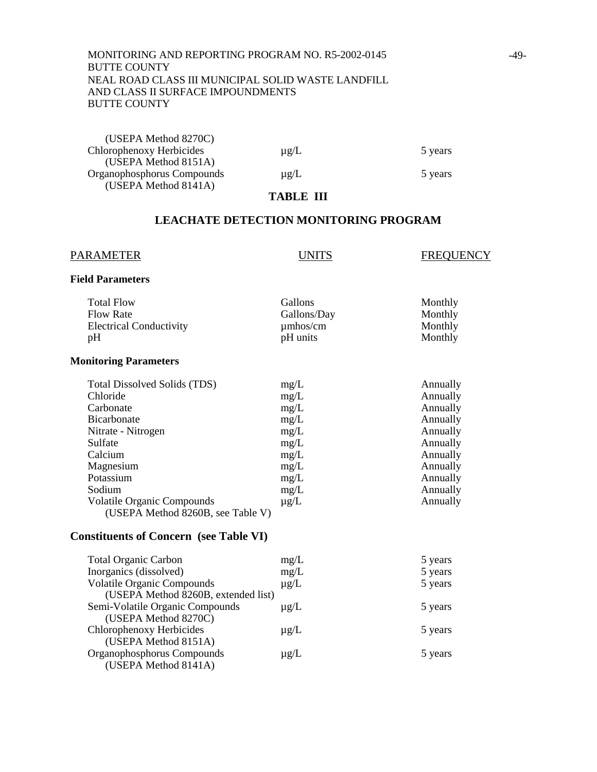| | | |
|---|---|---|
| (USEPA Method 8270C) | | |
| Chlorophenoxy Herbicides (USEPA Method 8151A) | µg/L | 5 years |
| Organophosphorus Compounds (USEPA Method 8141A) | µg/L | 5 years |

**TABLE III**

**LEACHATE DETECTION MONITORING PROGRAM**

| PARAMETER | UNITS | FREQUENCY |
|---|---|---|
| **Field Parameters** | | |
| Total Flow | Gallons | Monthly |
| Flow Rate | Gallons/Day | Monthly |
| Electrical Conductivity | µmhos/cm | Monthly |
| pH | pH units | Monthly |
| **Monitoring Parameters** | | |
| Total Dissolved Solids (TDS) | mg/L | Annually |
| Chloride | mg/L | Annually |
| Carbonate | mg/L | Annually |
| Bicarbonate | mg/L | Annually |
| Nitrate - Nitrogen | mg/L | Annually |
| Sulfate | mg/L | Annually |
| Calcium | mg/L | Annually |
| Magnesium | mg/L | Annually |
| Potassium | mg/L | Annually |
| Sodium | mg/L | Annually |
| Volatile Organic Compounds (USEPA Method 8260B, see Table V) | µg/L | Annually |
| **Constituents of Concern (see Table VI)** | | |
| Total Organic Carbon | mg/L | 5 years |
| Inorganics (dissolved) | mg/L | 5 years |
| Volatile Organic Compounds (USEPA Method 8260B, extended list) | µg/L | 5 years |
| Semi-Volatile Organic Compounds (USEPA Method 8270C) | µg/L | 5 years |
| Chlorophenoxy Herbicides (USEPA Method 8151A) | µg/L | 5 years |
| Organophosphorus Compounds (USEPA Method 8141A) | µg/L | 5 years |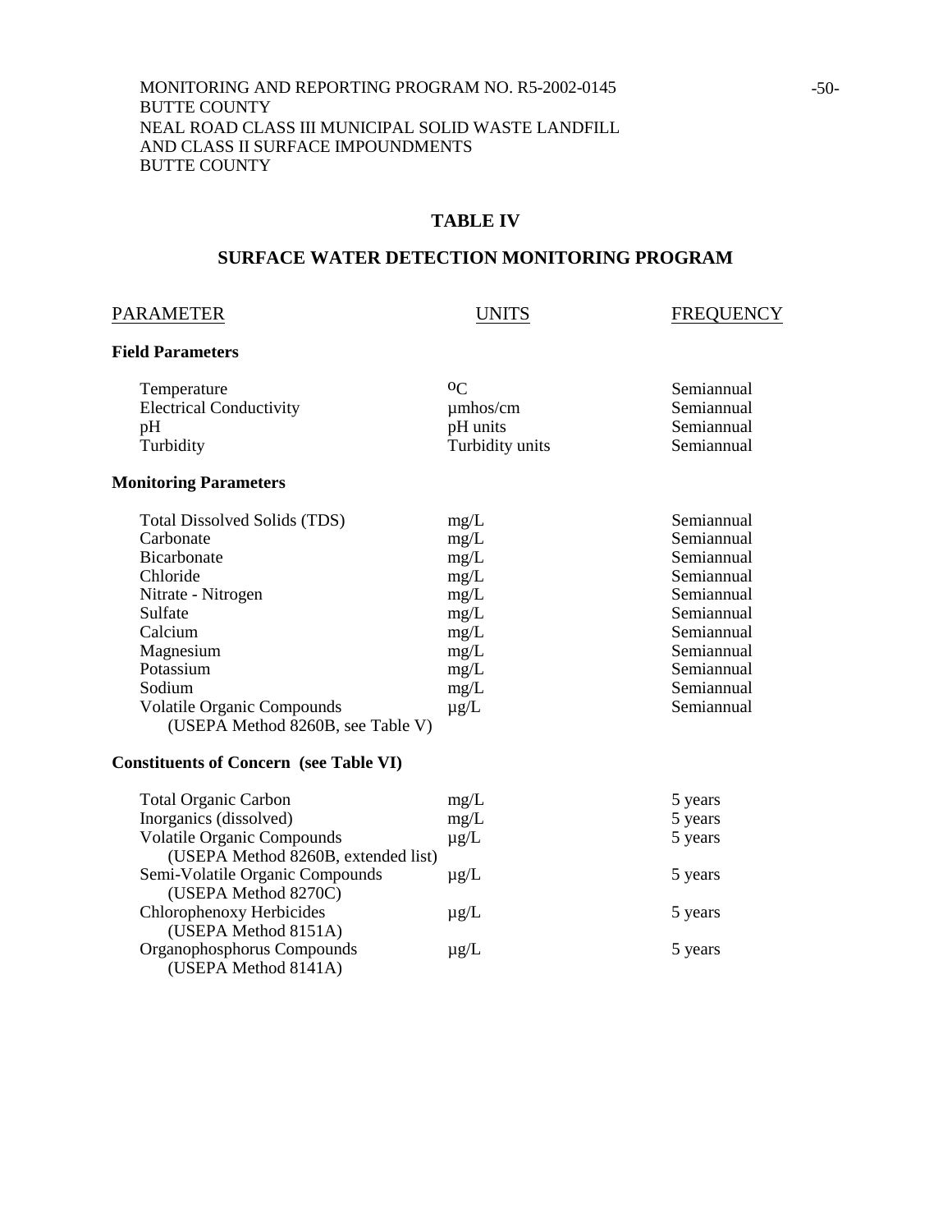## TABLE IV

## SURFACE WATER DETECTION MONITORING PROGRAM

| PARAMETER | UNITS | FREQUENCY |
|---|---|---|
| **Field Parameters** | | |
| Temperature | $^{o}C$ | Semiannual |
| Electrical Conductivity | μmhos/cm | Semiannual |
| pH | pH units | Semiannual |
| Turbidity | Turbidity units | Semiannual |
| **Monitoring Parameters** | | |
| Total Dissolved Solids (TDS) | mg/L | Semiannual |
| Carbonate | mg/L | Semiannual |
| Bicarbonate | mg/L | Semiannual |
| Chloride | mg/L | Semiannual |
| Nitrate - Nitrogen | mg/L | Semiannual |
| Sulfate | mg/L | Semiannual |
| Calcium | mg/L | Semiannual |
| Magnesium | mg/L | Semiannual |
| Potassium | mg/L | Semiannual |
| Sodium | mg/L | Semiannual |
| Volatile Organic Compounds (USEPA Method 8260B, see Table V) | μg/L | Semiannual |
| **Constituents of Concern (see Table VI)** | | |
| Total Organic Carbon | mg/L | 5 years |
| Inorganics (dissolved) | mg/L | 5 years |
| Volatile Organic Compounds (USEPA Method 8260B, extended list) | μg/L | 5 years |
| Semi-Volatile Organic Compounds (USEPA Method 8270C) | μg/L | 5 years |
| Chlorophenoxy Herbicides (USEPA Method 8151A) | μg/L | 5 years |
| Organophosphorus Compounds (USEPA Method 8141A) | μg/L | 5 years |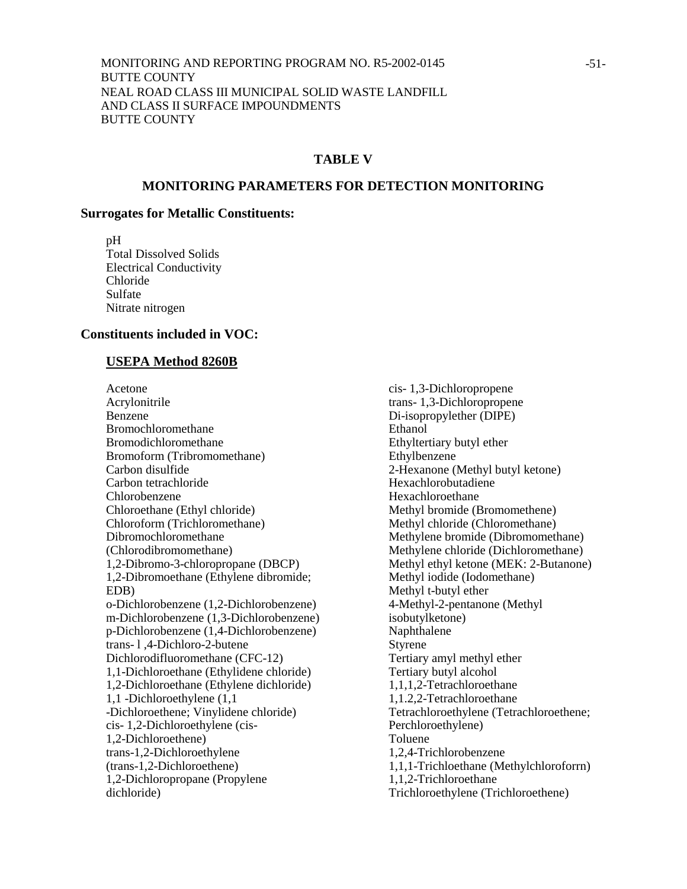# TABLE V

## MONITORING PARAMETERS FOR DETECTION MONITORING

### Surrogates for Metallic Constituents:

pH
Total Dissolved Solids
Electrical Conductivity
Chloride
Sulfate
Nitrate nitrogen

### Constituents included in VOC:

**USEPA Method 8260B**

Acetone
Acrylonitrile
Benzene
Bromochloromethane
Bromodichloromethane
Bromoform (Tribromomethane)
Carbon disulfide
Carbon tetrachloride
Chlorobenzene
Chloroethane (Ethyl chloride)
Chloroform (Trichloromethane)
Dibromochloromethane (Chlorodibromomethane)
1,2-Dibromo-3-chloropropane (DBCP)
1,2-Dibromoethane (Ethylene dibromide; EDB)
o-Dichlorobenzene (1,2-Dichlorobenzene)
m-Dichlorobenzene (1,3-Dichlorobenzene)
p-Dichlorobenzene (1,4-Dichlorobenzene)
trans- l ,4-Dichloro-2-butene
Dichlorodifluoromethane (CFC-12)
1,1-Dichloroethane (Ethylidene chloride)
1,2-Dichloroethane (Ethylene dichloride)
1,1 -Dichloroethylene (1,1 -Dichloroethene; Vinylidene chloride)
cis- 1,2-Dichloroethylene (cis-1,2-Dichloroethene)
trans-1,2-Dichloroethylene (trans-1,2-Dichloroethene)
1,2-Dichloropropane (Propylene dichloride)
cis- 1,3-Dichloropropene
trans- 1,3-Dichloropropene
Di-isopropylether (DIPE)
Ethanol
Ethyltertiary butyl ether
Ethylbenzene
2-Hexanone (Methyl butyl ketone)
Hexachlorobutadiene
Hexachloroethane
Methyl bromide (Bromomethene)
Methyl chloride (Chloromethane)
Methylene bromide (Dibromomethane)
Methylene chloride (Dichloromethane)
Methyl ethyl ketone (MEK: 2-Butanone)
Methyl iodide (Iodomethane)
Methyl t-butyl ether
4-Methyl-2-pentanone (Methyl isobutylketone)
Naphthalene
Styrene
Tertiary amyl methyl ether
Tertiary butyl alcohol
1,1,1,2-Tetrachloroethane
1,1.2,2-Tetrachloroethane
Tetrachloroethylene (Tetrachloroethene; Perchloroethylene)
Toluene
1,2,4-Trichlorobenzene
1,1,1-Trichloethane (Methylchloroforrn)
1,1,2-Trichloroethane
Trichloroethylene (Trichloroethene)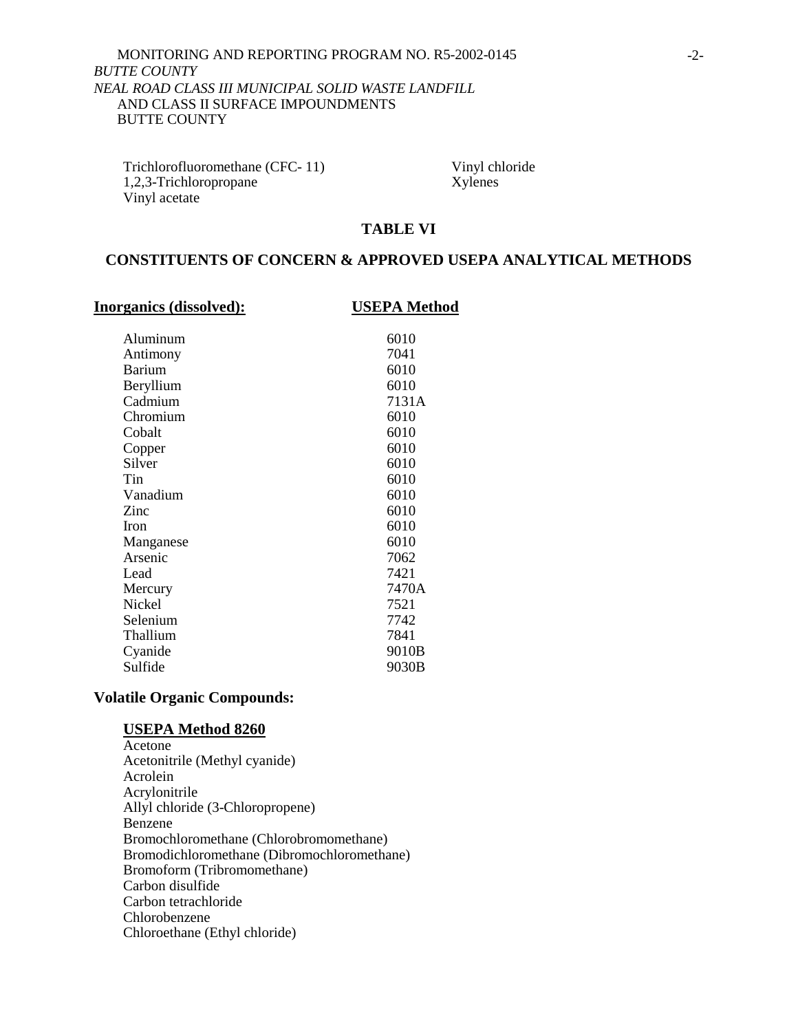Trichlorofluoromethane (CFC- 11)
1,2,3-Trichloropropane
Vinyl acetate
Vinyl chloride
Xylenes

## TABLE VI

## CONSTITUENTS OF CONCERN & APPROVED USEPA ANALYTICAL METHODS

| **Inorganics (dissolved):** | **USEPA Method** |
|---|---|
| Aluminum | 6010 |
| Antimony | 7041 |
| Barium | 6010 |
| Beryllium | 6010 |
| Cadmium | 7131A |
| Chromium | 6010 |
| Cobalt | 6010 |
| Copper | 6010 |
| Silver | 6010 |
| Tin | 6010 |
| Vanadium | 6010 |
| Zinc | 6010 |
| Iron | 6010 |
| Manganese | 6010 |
| Arsenic | 7062 |
| Lead | 7421 |
| Mercury | 7470A |
| Nickel | 7521 |
| Selenium | 7742 |
| Thallium | 7841 |
| Cyanide | 9010B |
| Sulfide | 9030B |

**Volatile Organic Compounds:**

**USEPA Method 8260**

Acetone
Acetonitrile (Methyl cyanide)
Acrolein
Acrylonitrile
Allyl chloride (3-Chloropropene)
Benzene
Bromochloromethane (Chlorobromomethane)
Bromodichloromethane (Dibromochloromethane)
Bromoform (Tribromomethane)
Carbon disulfide
Carbon tetrachloride
Chlorobenzene
Chloroethane (Ethyl chloride)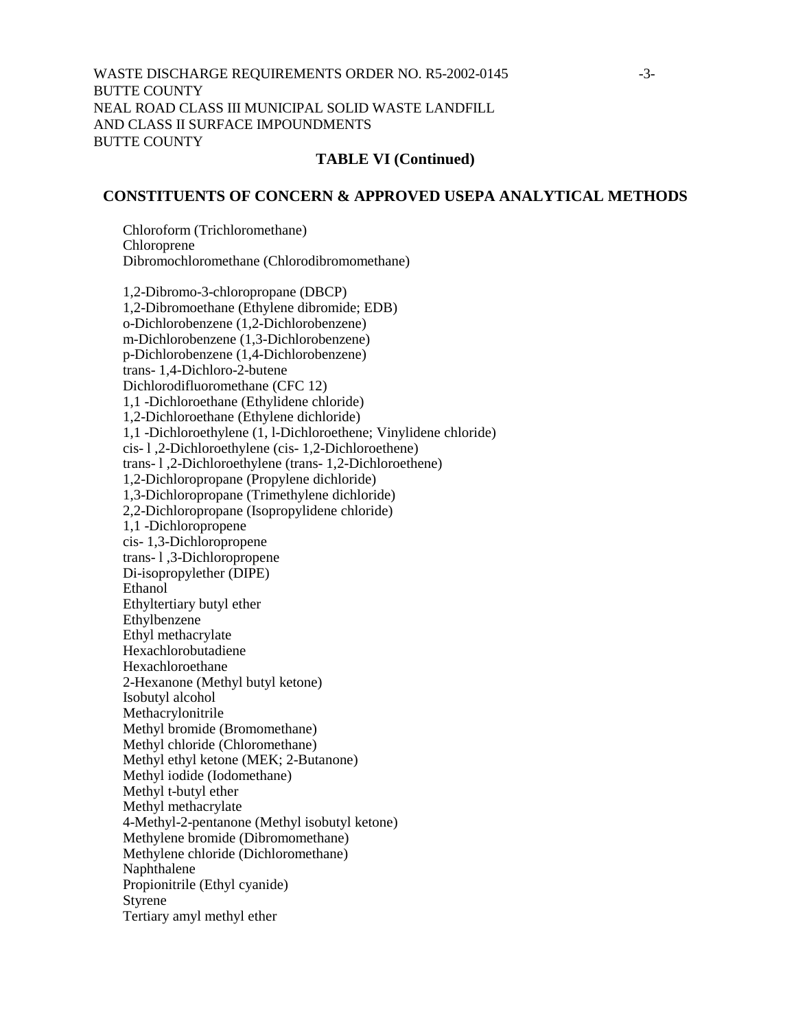### TABLE VI (Continued)

## CONSTITUENTS OF CONCERN & APPROVED USEPA ANALYTICAL METHODS

Chloroform (Trichloromethane)
Chloroprene
Dibromochloromethane (Chlorodibromomethane)

1,2-Dibromo-3-chloropropane (DBCP)
1,2-Dibromoethane (Ethylene dibromide; EDB)
o-Dichlorobenzene (1,2-Dichlorobenzene)
m-Dichlorobenzene (1,3-Dichlorobenzene)
p-Dichlorobenzene (1,4-Dichlorobenzene)
trans- 1,4-Dichloro-2-butene
Dichlorodifluoromethane (CFC 12)
1,1 -Dichloroethane (Ethylidene chloride)
1,2-Dichloroethane (Ethylene dichloride)
1,1 -Dichloroethylene (1, l-Dichloroethene; Vinylidene chloride)
cis- l ,2-Dichloroethylene (cis- 1,2-Dichloroethene)
trans- l ,2-Dichloroethylene (trans- 1,2-Dichloroethene)
1,2-Dichloropropane (Propylene dichloride)
1,3-Dichloropropane (Trimethylene dichloride)
2,2-Dichloropropane (Isopropylidene chloride)
1,1 -Dichloropropene
cis- 1,3-Dichloropropene
trans- l ,3-Dichloropropene
Di-isopropylether (DIPE)
Ethanol
Ethyltertiary butyl ether
Ethylbenzene
Ethyl methacrylate
Hexachlorobutadiene
Hexachloroethane
2-Hexanone (Methyl butyl ketone)
Isobutyl alcohol
Methacrylonitrile
Methyl bromide (Bromomethane)
Methyl chloride (Chloromethane)
Methyl ethyl ketone (MEK; 2-Butanone)
Methyl iodide (Iodomethane)
Methyl t-butyl ether
Methyl methacrylate
4-Methyl-2-pentanone (Methyl isobutyl ketone)
Methylene bromide (Dibromomethane)
Methylene chloride (Dichloromethane)
Naphthalene
Propionitrile (Ethyl cyanide)
Styrene
Tertiary amyl methyl ether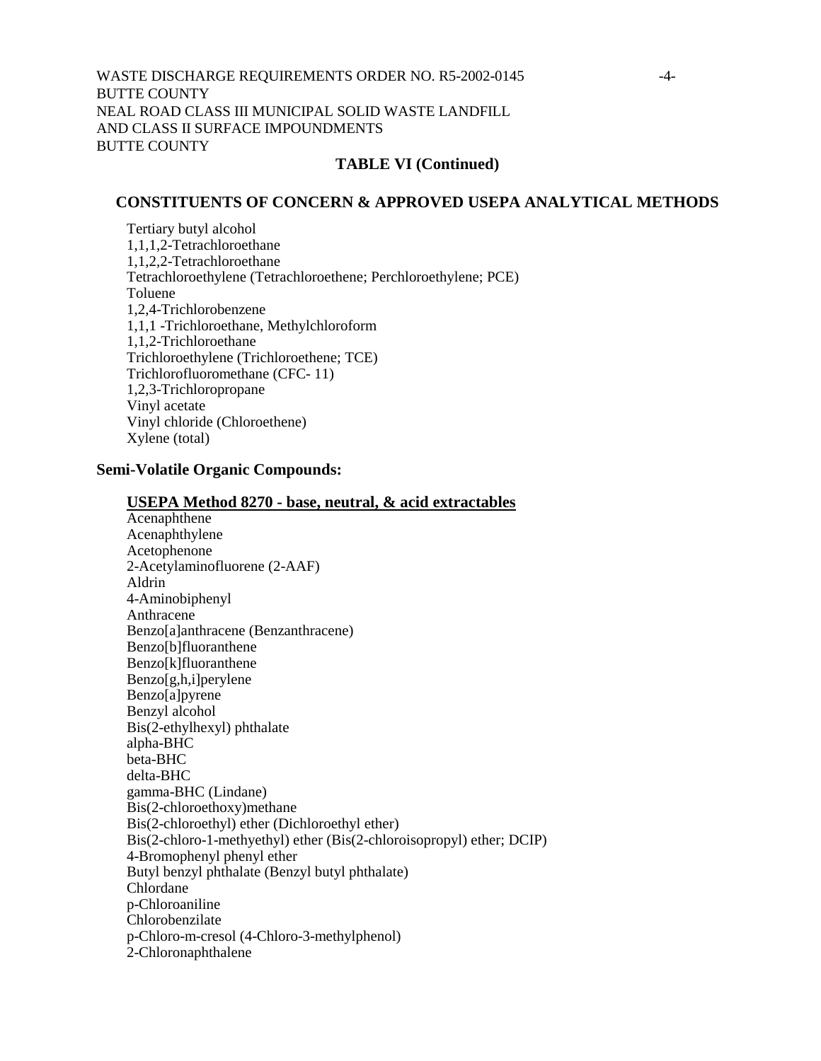**TABLE VI (Continued)**

**CONSTITUENTS OF CONCERN & APPROVED USEPA ANALYTICAL METHODS**

Tertiary butyl alcohol
1,1,1,2-Tetrachloroethane
1,1,2,2-Tetrachloroethane
Tetrachloroethylene (Tetrachloroethene; Perchloroethylene; PCE)
Toluene
1,2,4-Trichlorobenzene
1,1,1 -Trichloroethane, Methylchloroform
1,1,2-Trichloroethane
Trichloroethylene (Trichloroethene; TCE)
Trichlorofluoromethane (CFC- 11)
1,2,3-Trichloropropane
Vinyl acetate
Vinyl chloride (Chloroethene)
Xylene (total)

**Semi-Volatile Organic Compounds:**

**USEPA Method 8270 - base, neutral, & acid extractables**

Acenaphthene
Acenaphthylene
Acetophenone
2-Acetylaminofluorene (2-AAF)
Aldrin
4-Aminobiphenyl
Anthracene
Benzo[a]anthracene (Benzanthracene)
Benzo[b]fluoranthene
Benzo[k]fluoranthene
Benzo[g,h,i]perylene
Benzo[a]pyrene
Benzyl alcohol
Bis(2-ethylhexyl) phthalate
alpha-BHC
beta-BHC
delta-BHC
gamma-BHC (Lindane)
Bis(2-chloroethoxy)methane
Bis(2-chloroethyl) ether (Dichloroethyl ether)
Bis(2-chloro-1-methyethyl) ether (Bis(2-chloroisopropyl) ether; DCIP)
4-Bromophenyl phenyl ether
Butyl benzyl phthalate (Benzyl butyl phthalate)
Chlordane
p-Chloroaniline
Chlorobenzilate
p-Chloro-m-cresol (4-Chloro-3-methylphenol)
2-Chloronaphthalene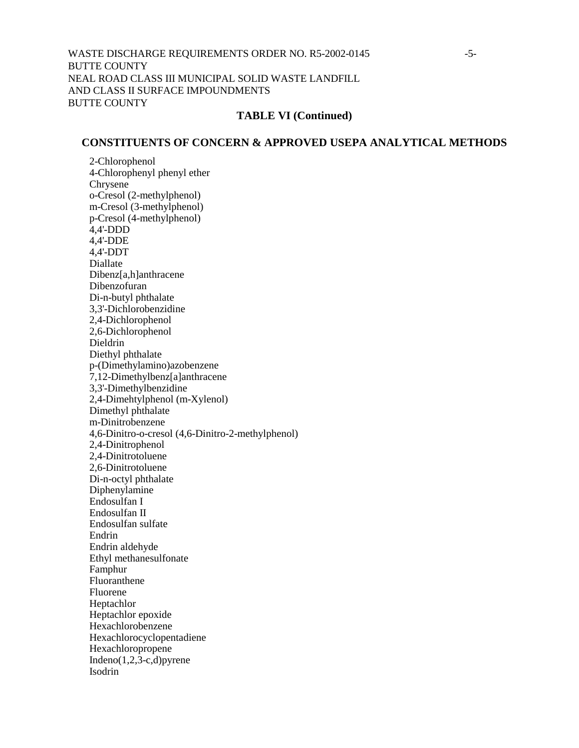**TABLE VI (Continued)**

## CONSTITUENTS OF CONCERN & APPROVED USEPA ANALYTICAL METHODS

2-Chlorophenol
4-Chlorophenyl phenyl ether
Chrysene
o-Cresol (2-methylphenol)
m-Cresol (3-methylphenol)
p-Cresol (4-methylphenol)
4,4'-DDD
4,4'-DDE
4,4'-DDT
Diallate
Dibenz[a,h]anthracene
Dibenzofuran
Di-n-butyl phthalate
3,3'-Dichlorobenzidine
2,4-Dichlorophenol
2,6-Dichlorophenol
Dieldrin
Diethyl phthalate
p-(Dimethylamino)azobenzene
7,12-Dimethylbenz[a]anthracene
3,3'-Dimethylbenzidine
2,4-Dimehtylphenol (m-Xylenol)
Dimethyl phthalate
m-Dinitrobenzene
4,6-Dinitro-o-cresol (4,6-Dinitro-2-methylphenol)
2,4-Dinitrophenol
2,4-Dinitrotoluene
2,6-Dinitrotoluene
Di-n-octyl phthalate
Diphenylamine
Endosulfan I
Endosulfan II
Endosulfan sulfate
Endrin
Endrin aldehyde
Ethyl methanesulfonate
Famphur
Fluoranthene
Fluorene
Heptachlor
Heptachlor epoxide
Hexachlorobenzene
Hexachlorocyclopentadiene
Hexachloropropene
Indeno(1,2,3-c,d)pyrene
Isodrin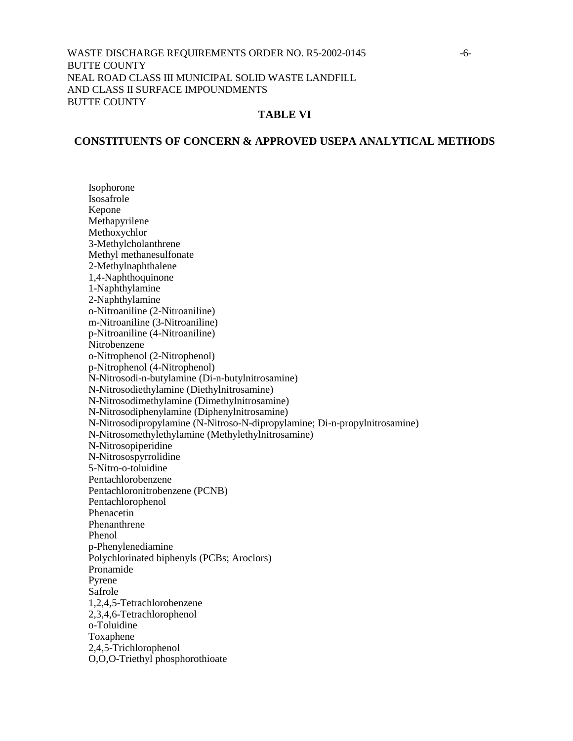## TABLE VI

## CONSTITUENTS OF CONCERN & APPROVED USEPA ANALYTICAL METHODS

Isophorone
Isosafrole
Kepone
Methapyrilene
Methoxychlor
3-Methylcholanthrene
Methyl methanesulfonate
2-Methylnaphthalene
1,4-Naphthoquinone
1-Naphthylamine
2-Naphthylamine
o-Nitroaniline (2-Nitroaniline)
m-Nitroaniline (3-Nitroaniline)
p-Nitroaniline (4-Nitroaniline)
Nitrobenzene
o-Nitrophenol (2-Nitrophenol)
p-Nitrophenol (4-Nitrophenol)
N-Nitrosodi-n-butylamine (Di-n-butylnitrosamine)
N-Nitrosodiethylamine (Diethylnitrosamine)
N-Nitrosodimethylamine (Dimethylnitrosamine)
N-Nitrosodiphenylamine (Diphenylnitrosamine)
N-Nitrosodipropylamine (N-Nitroso-N-dipropylamine; Di-n-propylnitrosamine)
N-Nitrosomethylethylamine (Methylethylnitrosamine)
N-Nitrosopiperidine
N-Nitrosospyrrolidine
5-Nitro-o-toluidine
Pentachlorobenzene
Pentachloronitrobenzene (PCNB)
Pentachlorophenol
Phenacetin
Phenanthrene
Phenol
p-Phenylenediamine
Polychlorinated biphenyls (PCBs; Aroclors)
Pronamide
Pyrene
Safrole
1,2,4,5-Tetrachlorobenzene
2,3,4,6-Tetrachlorophenol
o-Toluidine
Toxaphene
2,4,5-Trichlorophenol
O,O,O-Triethyl phosphorothioate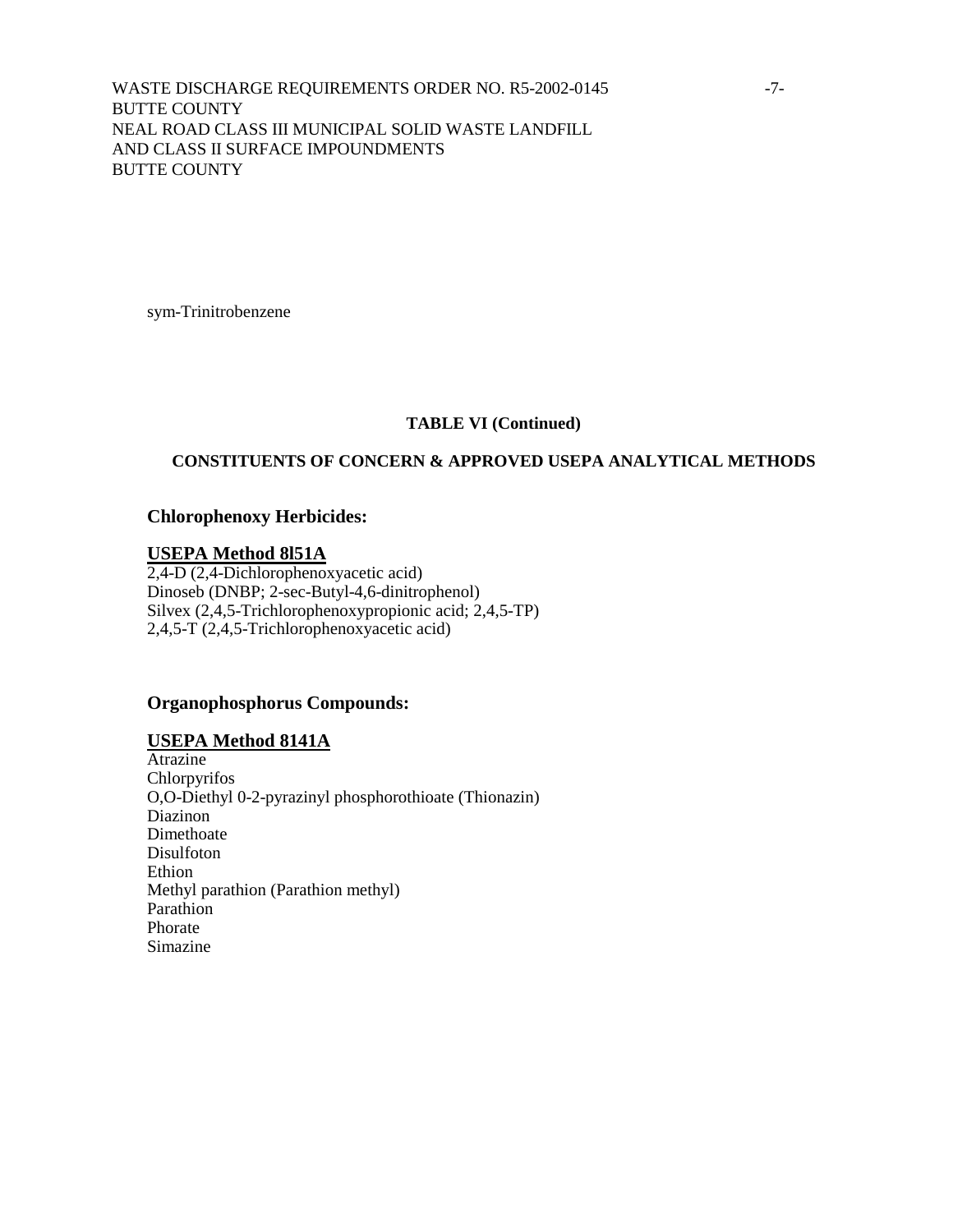sym-Trinitrobenzene

**TABLE VI (Continued)**

**CONSTITUENTS OF CONCERN & APPROVED USEPA ANALYTICAL METHODS**

### Chlorophenoxy Herbicides:

**USEPA Method 8l51A**

2,4-D (2,4-Dichlorophenoxyacetic acid)
Dinoseb (DNBP; 2-sec-Butyl-4,6-dinitrophenol)
Silvex (2,4,5-Trichlorophenoxypropionic acid; 2,4,5-TP)
2,4,5-T (2,4,5-Trichlorophenoxyacetic acid)

### Organophosphorus Compounds:

**USEPA Method 8141A**

Atrazine
Chlorpyrifos
O,O-Diethyl 0-2-pyrazinyl phosphorothioate (Thionazin)
Diazinon
Dimethoate
Disulfoton
Ethion
Methyl parathion (Parathion methyl)
Parathion
Phorate
Simazine